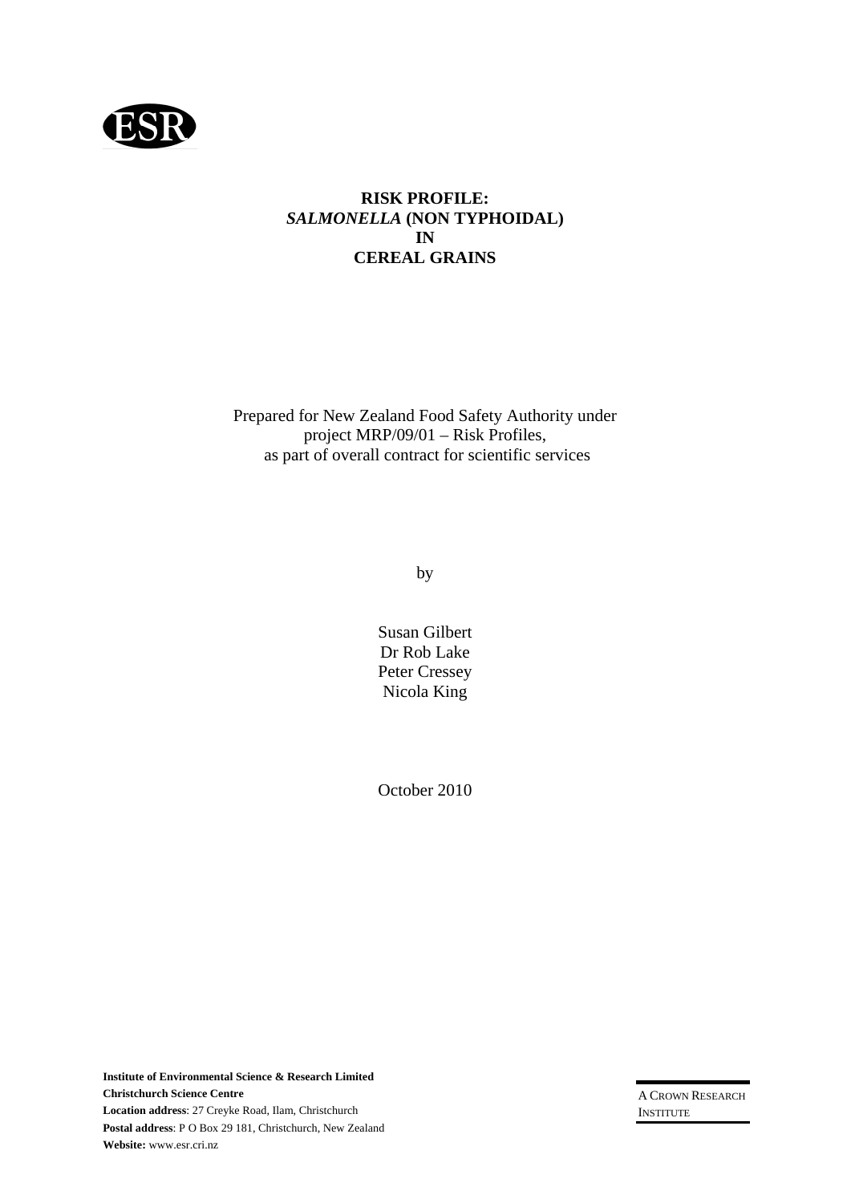ESR

# RISK PROFILE:
# *SALMONELLA* (NON TYPHOIDAL)
# IN
# CEREAL GRAINS

Prepared for New Zealand Food Safety Authority under project MRP/09/01 – Risk Profiles, as part of overall contract for scientific services

by

Susan Gilbert
Dr Rob Lake
Peter Cressey
Nicola King

October 2010

**Institute of Environmental Science & Research Limited**
**Christchurch Science Centre**
**Location address**: 27 Creyke Road, Ilam, Christchurch
**Postal address**: P O Box 29 181, Christchurch, New Zealand
**Website:** www.esr.cri.nz

A CROWN RESEARCH INSTITUTE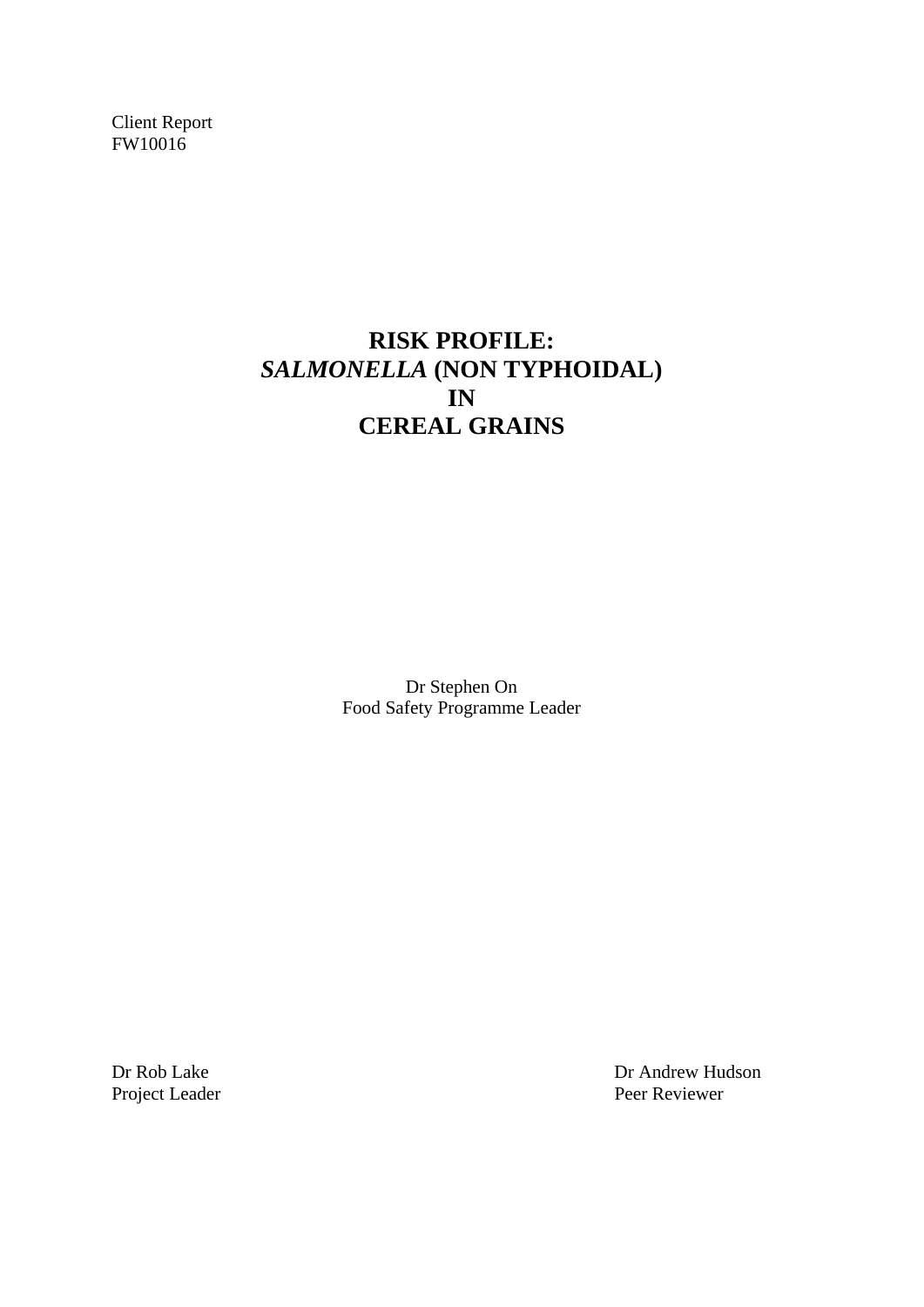Client Report
FW10016

# RISK PROFILE: *SALMONELLA* (NON TYPHOIDAL) IN CEREAL GRAINS

Dr Stephen On
Food Safety Programme Leader

Dr Rob Lake
Project Leader

Dr Andrew Hudson
Peer Reviewer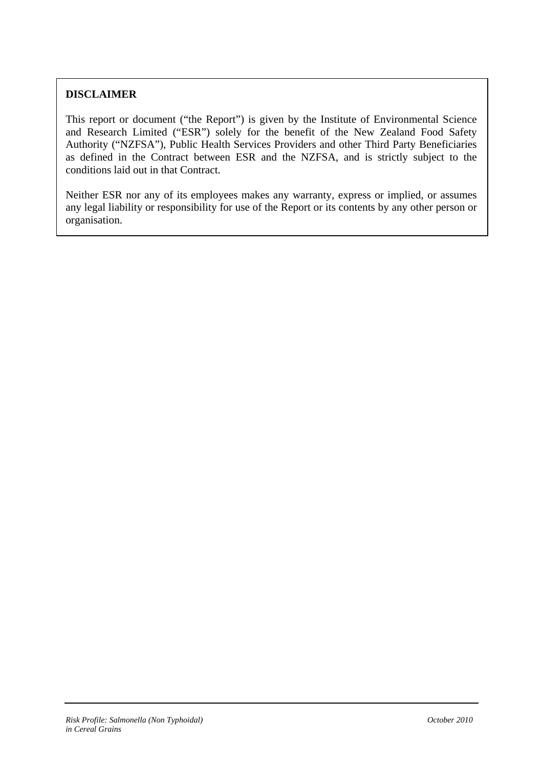**DISCLAIMER**

This report or document ("the Report") is given by the Institute of Environmental Science and Research Limited ("ESR") solely for the benefit of the New Zealand Food Safety Authority ("NZFSA"), Public Health Services Providers and other Third Party Beneficiaries as defined in the Contract between ESR and the NZFSA, and is strictly subject to the conditions laid out in that Contract.

Neither ESR nor any of its employees makes any warranty, express or implied, or assumes any legal liability or responsibility for use of the Report or its contents by any other person or organisation.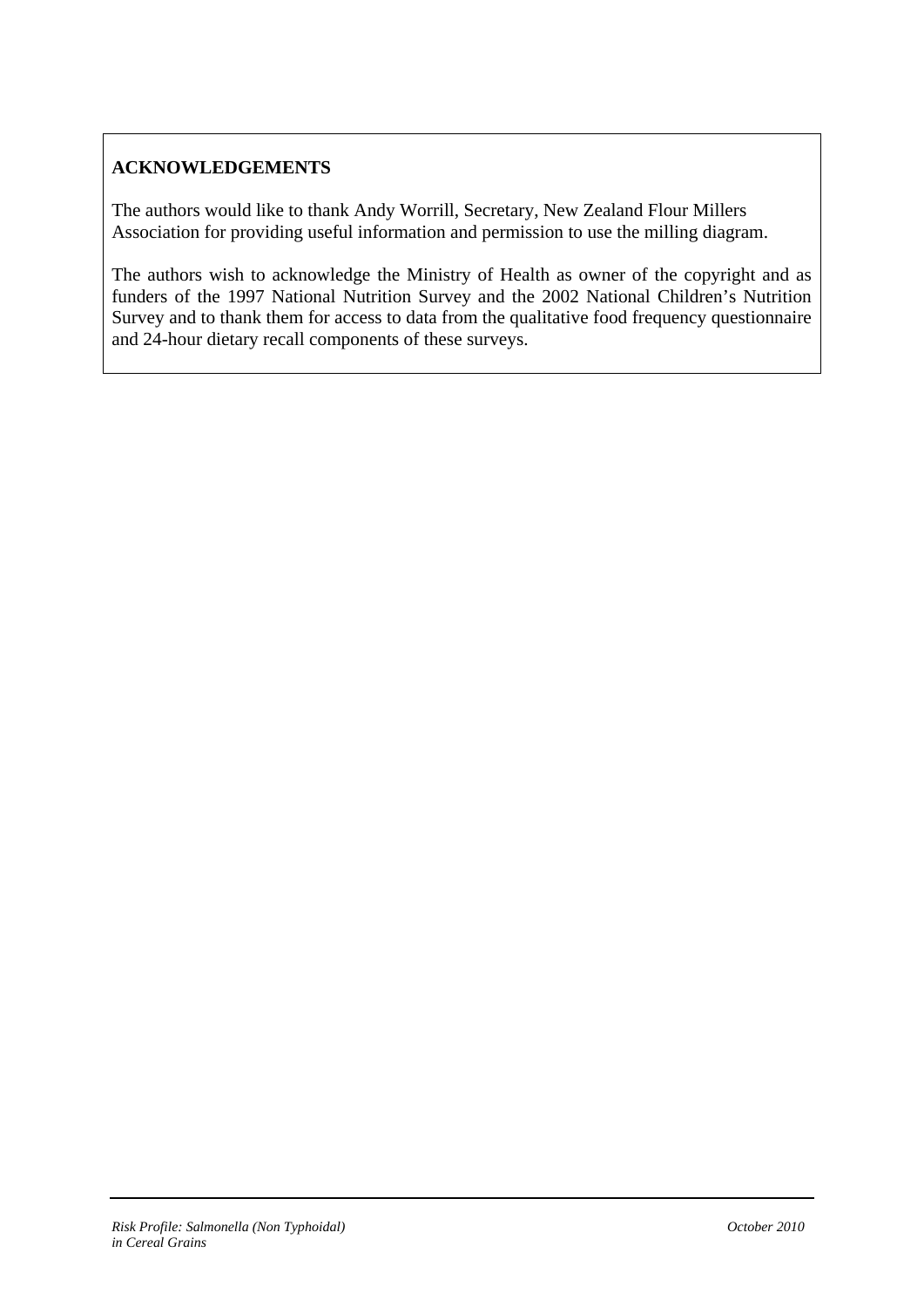## ACKNOWLEDGEMENTS

The authors would like to thank Andy Worrill, Secretary, New Zealand Flour Millers Association for providing useful information and permission to use the milling diagram.

The authors wish to acknowledge the Ministry of Health as owner of the copyright and as funders of the 1997 National Nutrition Survey and the 2002 National Children's Nutrition Survey and to thank them for access to data from the qualitative food frequency questionnaire and 24-hour dietary recall components of these surveys.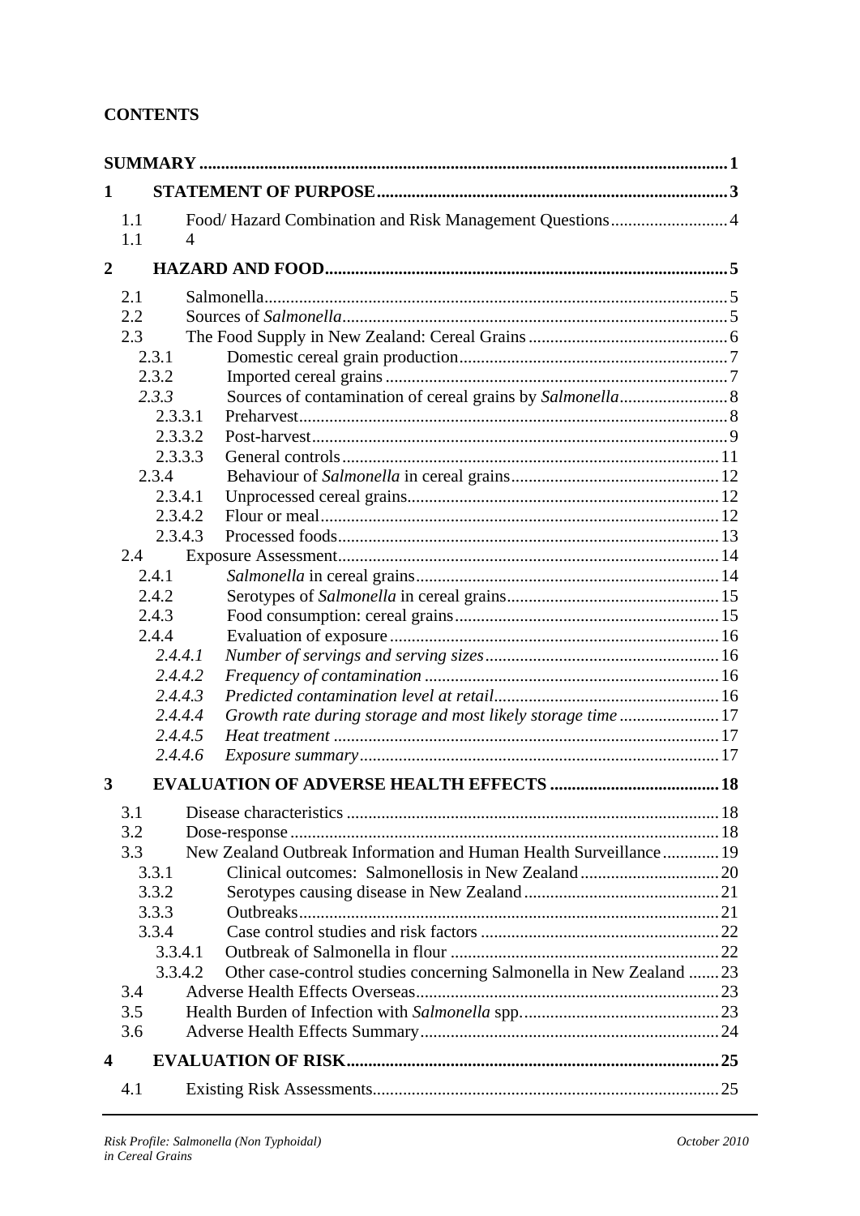**CONTENTS**

| | | |
|---|---|---|
| **SUMMARY** | | **1** |
| **1** | **STATEMENT OF PURPOSE** | **3** |
| 1.1 | Food/ Hazard Combination and Risk Management Questions | 4 |
| 1.1 | 4 | |
| **2** | **HAZARD AND FOOD** | **5** |
| 2.1 | Salmonella | 5 |
| 2.2 | Sources of *Salmonella* | 5 |
| 2.3 | The Food Supply in New Zealand: Cereal Grains | 6 |
| 2.3.1 | Domestic cereal grain production | 7 |
| 2.3.2 | Imported cereal grains | 7 |
| *2.3.3* | Sources of contamination of cereal grains by *Salmonella* | 8 |
| 2.3.3.1 | Preharvest | 8 |
| 2.3.3.2 | Post-harvest | 9 |
| 2.3.3.3 | General controls | 11 |
| 2.3.4 | Behaviour of *Salmonella* in cereal grains | 12 |
| 2.3.4.1 | Unprocessed cereal grains | 12 |
| 2.3.4.2 | Flour or meal | 12 |
| 2.3.4.3 | Processed foods | 13 |
| 2.4 | Exposure Assessment | 14 |
| 2.4.1 | *Salmonella* in cereal grains | 14 |
| 2.4.2 | Serotypes of *Salmonella* in cereal grains | 15 |
| 2.4.3 | Food consumption: cereal grains | 15 |
| 2.4.4 | Evaluation of exposure | 16 |
| *2.4.4.1* | *Number of servings and serving sizes* | 16 |
| *2.4.4.2* | *Frequency of contamination* | 16 |
| *2.4.4.3* | *Predicted contamination level at retail* | 16 |
| *2.4.4.4* | *Growth rate during storage and most likely storage time* | 17 |
| *2.4.4.5* | *Heat treatment* | 17 |
| *2.4.4.6* | *Exposure summary* | 17 |
| **3** | **EVALUATION OF ADVERSE HEALTH EFFECTS** | **18** |
| 3.1 | Disease characteristics | 18 |
| 3.2 | Dose-response | 18 |
| 3.3 | New Zealand Outbreak Information and Human Health Surveillance | 19 |
| 3.3.1 | Clinical outcomes: Salmonellosis in New Zealand | 20 |
| 3.3.2 | Serotypes causing disease in New Zealand | 21 |
| 3.3.3 | Outbreaks | 21 |
| 3.3.4 | Case control studies and risk factors | 22 |
| 3.3.4.1 | Outbreak of Salmonella in flour | 22 |
| 3.3.4.2 | Other case-control studies concerning Salmonella in New Zealand | 23 |
| 3.4 | Adverse Health Effects Overseas | 23 |
| 3.5 | Health Burden of Infection with *Salmonella* spp. | 23 |
| 3.6 | Adverse Health Effects Summary | 24 |
| **4** | **EVALUATION OF RISK** | **25** |
| 4.1 | Existing Risk Assessments | 25 |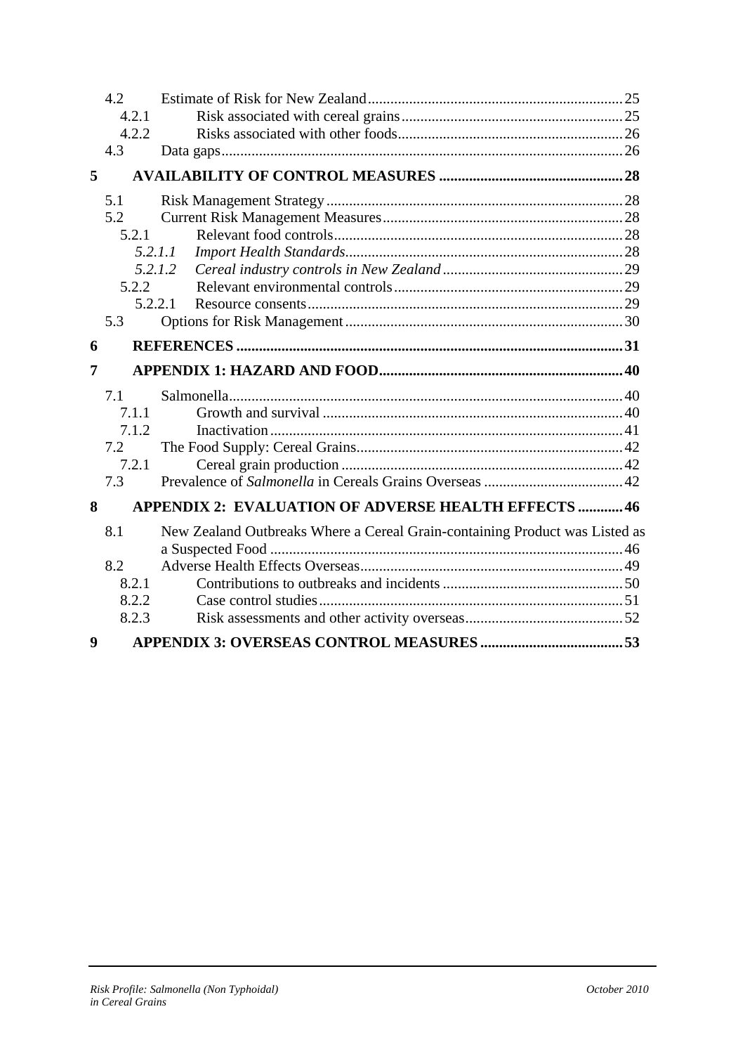4.2 Estimate of Risk for New Zealand ..... 25
 4.2.1 Risk associated with cereal grains ..... 25
 4.2.2 Risks associated with other foods ..... 26
4.3 Data gaps ..... 26

**5 AVAILABILITY OF CONTROL MEASURES ..... 28**

5.1 Risk Management Strategy ..... 28
5.2 Current Risk Management Measures ..... 28
 5.2.1 Relevant food controls ..... 28
  *5.2.1.1 Import Health Standards* ..... 28
  *5.2.1.2 Cereal industry controls in New Zealand* ..... 29
 5.2.2 Relevant environmental controls ..... 29
  5.2.2.1 Resource consents ..... 29
5.3 Options for Risk Management ..... 30

**6 REFERENCES ..... 31**

**7 APPENDIX 1: HAZARD AND FOOD ..... 40**

7.1 Salmonella ..... 40
 7.1.1 Growth and survival ..... 40
 7.1.2 Inactivation ..... 41
7.2 The Food Supply: Cereal Grains ..... 42
 7.2.1 Cereal grain production ..... 42
7.3 Prevalence of *Salmonella* in Cereals Grains Overseas ..... 42

**8 APPENDIX 2: EVALUATION OF ADVERSE HEALTH EFFECTS ..... 46**

8.1 New Zealand Outbreaks Where a Cereal Grain-containing Product was Listed as a Suspected Food ..... 46
8.2 Adverse Health Effects Overseas ..... 49
 8.2.1 Contributions to outbreaks and incidents ..... 50
 8.2.2 Case control studies ..... 51
 8.2.3 Risk assessments and other activity overseas ..... 52

**9 APPENDIX 3: OVERSEAS CONTROL MEASURES ..... 53**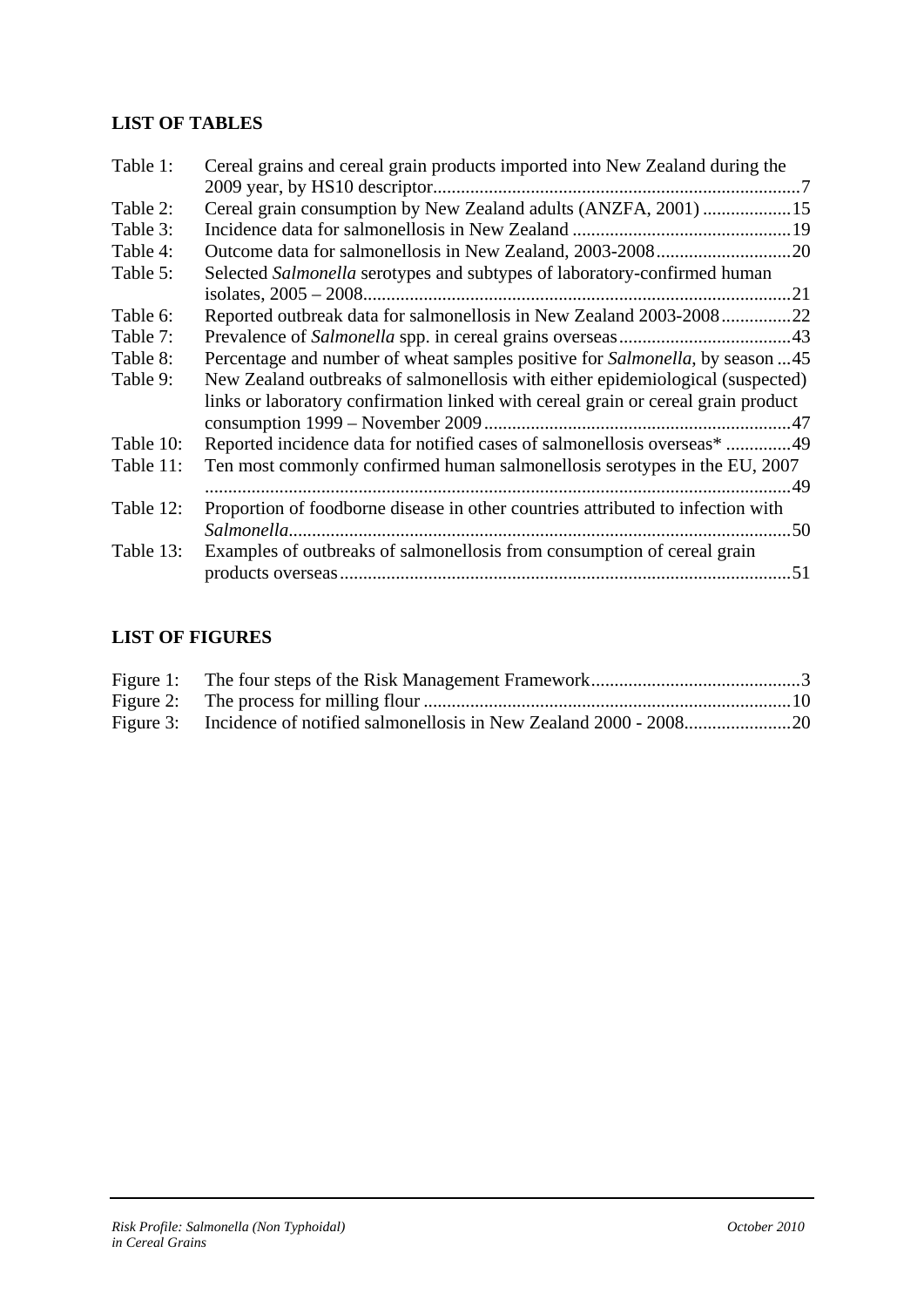## LIST OF TABLES

| | | |
|---|---|---|
| Table 1: | Cereal grains and cereal grain products imported into New Zealand during the 2009 year, by HS10 descriptor | 7 |
| Table 2: | Cereal grain consumption by New Zealand adults (ANZFA, 2001) | 15 |
| Table 3: | Incidence data for salmonellosis in New Zealand | 19 |
| Table 4: | Outcome data for salmonellosis in New Zealand, 2003-2008 | 20 |
| Table 5: | Selected *Salmonella* serotypes and subtypes of laboratory-confirmed human isolates, 2005 – 2008 | 21 |
| Table 6: | Reported outbreak data for salmonellosis in New Zealand 2003-2008 | 22 |
| Table 7: | Prevalence of *Salmonella* spp. in cereal grains overseas | 43 |
| Table 8: | Percentage and number of wheat samples positive for *Salmonella*, by season | 45 |
| Table 9: | New Zealand outbreaks of salmonellosis with either epidemiological (suspected) links or laboratory confirmation linked with cereal grain or cereal grain product consumption 1999 – November 2009 | 47 |
| Table 10: | Reported incidence data for notified cases of salmonellosis overseas* | 49 |
| Table 11: | Ten most commonly confirmed human salmonellosis serotypes in the EU, 2007 | 49 |
| Table 12: | Proportion of foodborne disease in other countries attributed to infection with *Salmonella* | 50 |
| Table 13: | Examples of outbreaks of salmonellosis from consumption of cereal grain products overseas | 51 |

## LIST OF FIGURES

| | | |
|---|---|---|
| Figure 1: | The four steps of the Risk Management Framework | 3 |
| Figure 2: | The process for milling flour | 10 |
| Figure 3: | Incidence of notified salmonellosis in New Zealand 2000 - 2008 | 20 |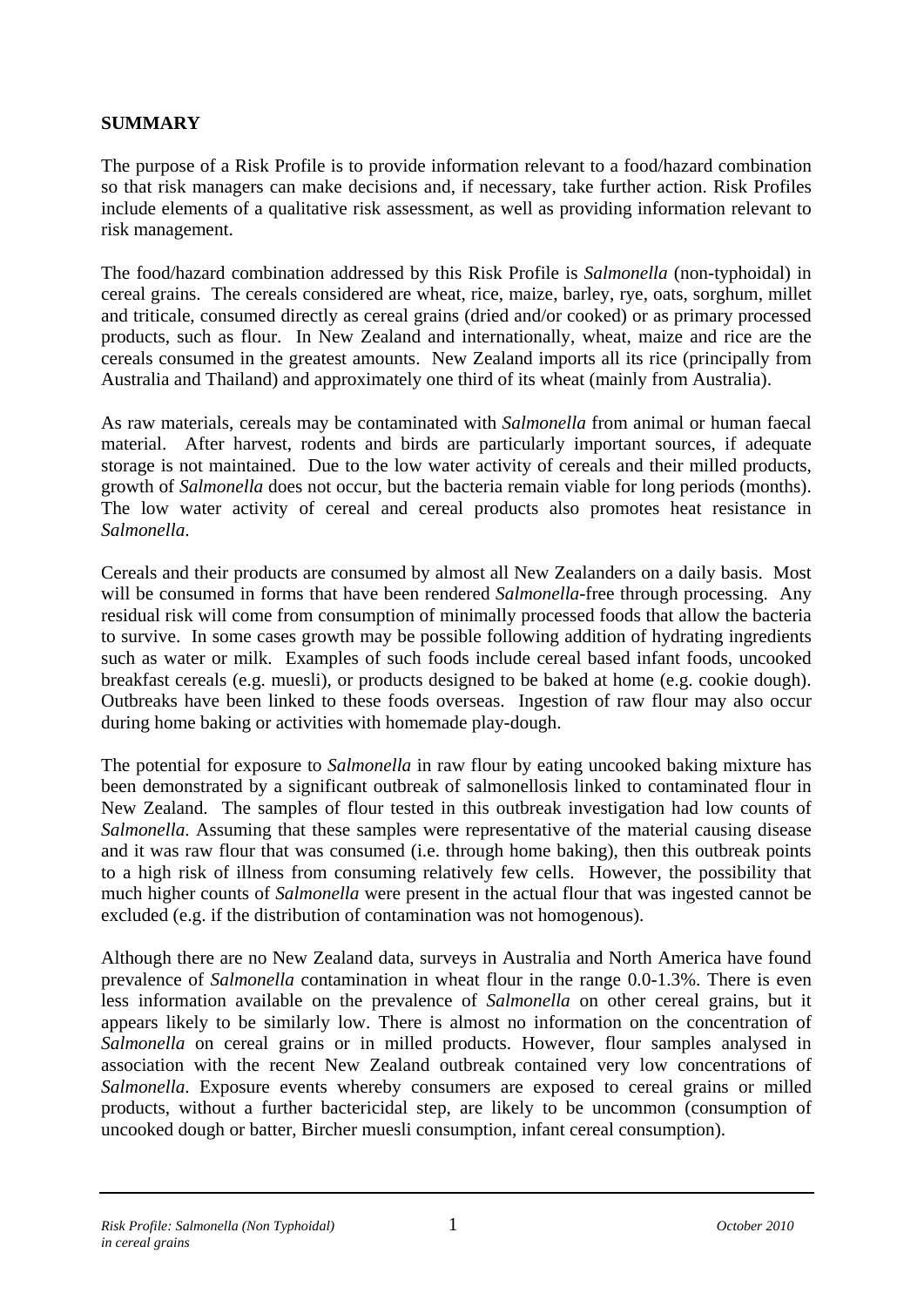# SUMMARY

The purpose of a Risk Profile is to provide information relevant to a food/hazard combination so that risk managers can make decisions and, if necessary, take further action. Risk Profiles include elements of a qualitative risk assessment, as well as providing information relevant to risk management.

The food/hazard combination addressed by this Risk Profile is *Salmonella* (non-typhoidal) in cereal grains. The cereals considered are wheat, rice, maize, barley, rye, oats, sorghum, millet and triticale, consumed directly as cereal grains (dried and/or cooked) or as primary processed products, such as flour. In New Zealand and internationally, wheat, maize and rice are the cereals consumed in the greatest amounts. New Zealand imports all its rice (principally from Australia and Thailand) and approximately one third of its wheat (mainly from Australia).

As raw materials, cereals may be contaminated with *Salmonella* from animal or human faecal material. After harvest, rodents and birds are particularly important sources, if adequate storage is not maintained. Due to the low water activity of cereals and their milled products, growth of *Salmonella* does not occur, but the bacteria remain viable for long periods (months). The low water activity of cereal and cereal products also promotes heat resistance in *Salmonella*.

Cereals and their products are consumed by almost all New Zealanders on a daily basis. Most will be consumed in forms that have been rendered *Salmonella*-free through processing. Any residual risk will come from consumption of minimally processed foods that allow the bacteria to survive. In some cases growth may be possible following addition of hydrating ingredients such as water or milk. Examples of such foods include cereal based infant foods, uncooked breakfast cereals (e.g. muesli), or products designed to be baked at home (e.g. cookie dough). Outbreaks have been linked to these foods overseas. Ingestion of raw flour may also occur during home baking or activities with homemade play-dough.

The potential for exposure to *Salmonella* in raw flour by eating uncooked baking mixture has been demonstrated by a significant outbreak of salmonellosis linked to contaminated flour in New Zealand. The samples of flour tested in this outbreak investigation had low counts of *Salmonella*. Assuming that these samples were representative of the material causing disease and it was raw flour that was consumed (i.e. through home baking), then this outbreak points to a high risk of illness from consuming relatively few cells. However, the possibility that much higher counts of *Salmonella* were present in the actual flour that was ingested cannot be excluded (e.g. if the distribution of contamination was not homogenous).

Although there are no New Zealand data, surveys in Australia and North America have found prevalence of *Salmonella* contamination in wheat flour in the range 0.0-1.3%. There is even less information available on the prevalence of *Salmonella* on other cereal grains, but it appears likely to be similarly low. There is almost no information on the concentration of *Salmonella* on cereal grains or in milled products. However, flour samples analysed in association with the recent New Zealand outbreak contained very low concentrations of *Salmonella*. Exposure events whereby consumers are exposed to cereal grains or milled products, without a further bactericidal step, are likely to be uncommon (consumption of uncooked dough or batter, Bircher muesli consumption, infant cereal consumption).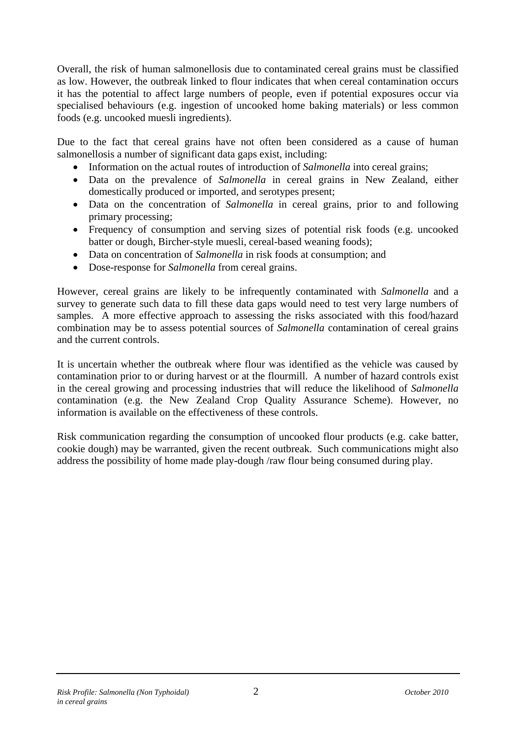Overall, the risk of human salmonellosis due to contaminated cereal grains must be classified as low. However, the outbreak linked to flour indicates that when cereal contamination occurs it has the potential to affect large numbers of people, even if potential exposures occur via specialised behaviours (e.g. ingestion of uncooked home baking materials) or less common foods (e.g. uncooked muesli ingredients).

Due to the fact that cereal grains have not often been considered as a cause of human salmonellosis a number of significant data gaps exist, including:

- Information on the actual routes of introduction of *Salmonella* into cereal grains;
- Data on the prevalence of *Salmonella* in cereal grains in New Zealand, either domestically produced or imported, and serotypes present;
- Data on the concentration of *Salmonella* in cereal grains, prior to and following primary processing;
- Frequency of consumption and serving sizes of potential risk foods (e.g. uncooked batter or dough, Bircher-style muesli, cereal-based weaning foods);
- Data on concentration of *Salmonella* in risk foods at consumption; and
- Dose-response for *Salmonella* from cereal grains.

However, cereal grains are likely to be infrequently contaminated with *Salmonella* and a survey to generate such data to fill these data gaps would need to test very large numbers of samples. A more effective approach to assessing the risks associated with this food/hazard combination may be to assess potential sources of *Salmonella* contamination of cereal grains and the current controls.

It is uncertain whether the outbreak where flour was identified as the vehicle was caused by contamination prior to or during harvest or at the flourmill. A number of hazard controls exist in the cereal growing and processing industries that will reduce the likelihood of *Salmonella* contamination (e.g. the New Zealand Crop Quality Assurance Scheme). However, no information is available on the effectiveness of these controls.

Risk communication regarding the consumption of uncooked flour products (e.g. cake batter, cookie dough) may be warranted, given the recent outbreak. Such communications might also address the possibility of home made play-dough /raw flour being consumed during play.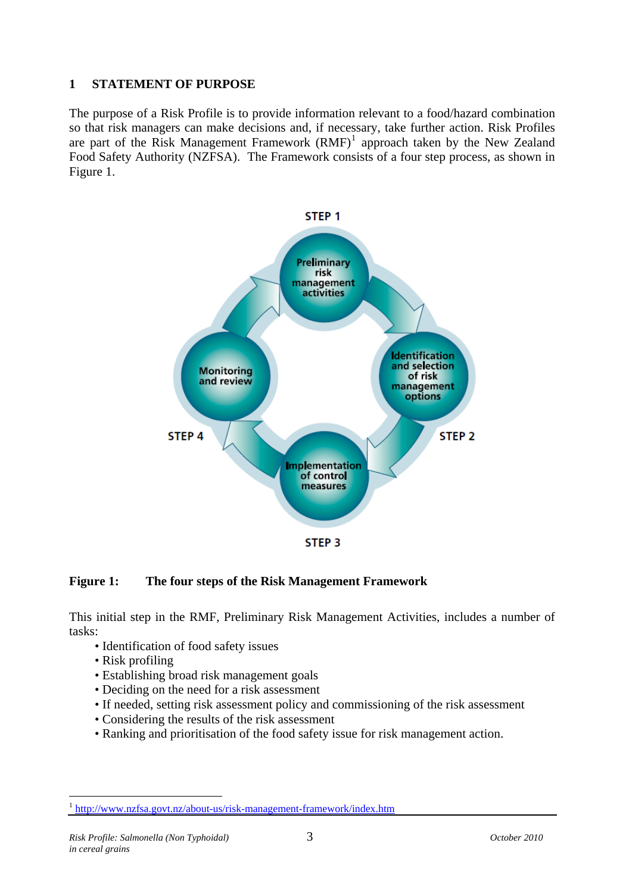# 1 STATEMENT OF PURPOSE

The purpose of a Risk Profile is to provide information relevant to a food/hazard combination so that risk managers can make decisions and, if necessary, take further action. Risk Profiles are part of the Risk Management Framework (RMF)[1] approach taken by the New Zealand Food Safety Authority (NZFSA). The Framework consists of a four step process, as shown in Figure 1.

**Figure 1: The four steps of the Risk Management Framework**

This initial step in the RMF, Preliminary Risk Management Activities, includes a number of tasks:

- Identification of food safety issues
- Risk profiling
- Establishing broad risk management goals
- Deciding on the need for a risk assessment
- If needed, setting risk assessment policy and commissioning of the risk assessment
- Considering the results of the risk assessment
- Ranking and prioritisation of the food safety issue for risk management action.

[1] http://www.nzfsa.govt.nz/about-us/risk-management-framework/index.htm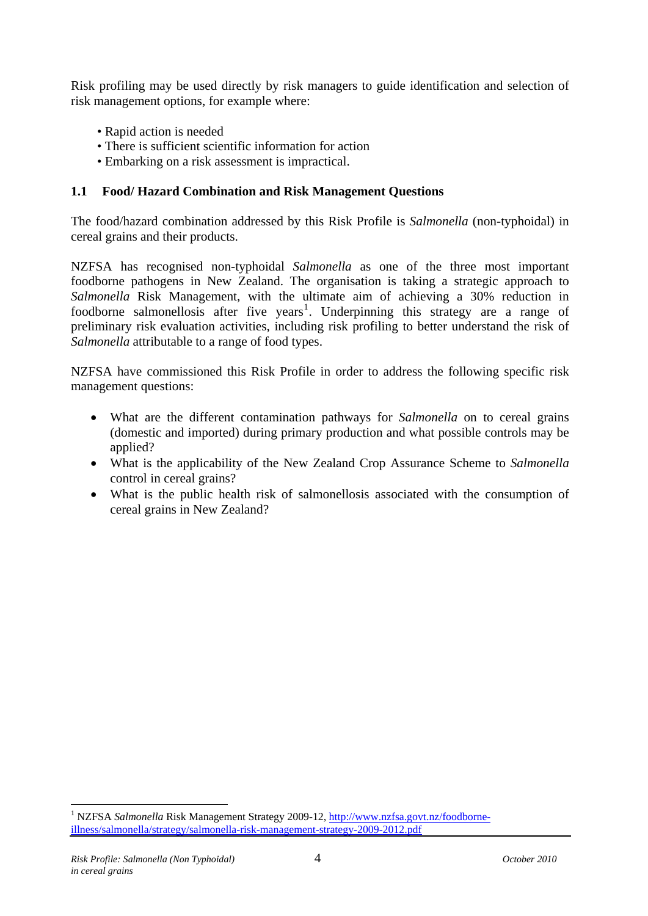Risk profiling may be used directly by risk managers to guide identification and selection of risk management options, for example where:

- Rapid action is needed
- There is sufficient scientific information for action
- Embarking on a risk assessment is impractical.

### 1.1 Food/ Hazard Combination and Risk Management Questions

The food/hazard combination addressed by this Risk Profile is *Salmonella* (non-typhoidal) in cereal grains and their products.

NZFSA has recognised non-typhoidal *Salmonella* as one of the three most important foodborne pathogens in New Zealand. The organisation is taking a strategic approach to *Salmonella* Risk Management, with the ultimate aim of achieving a 30% reduction in foodborne salmonellosis after five years[1]. Underpinning this strategy are a range of preliminary risk evaluation activities, including risk profiling to better understand the risk of *Salmonella* attributable to a range of food types.

NZFSA have commissioned this Risk Profile in order to address the following specific risk management questions:

- What are the different contamination pathways for *Salmonella* on to cereal grains (domestic and imported) during primary production and what possible controls may be applied?
- What is the applicability of the New Zealand Crop Assurance Scheme to *Salmonella* control in cereal grains?
- What is the public health risk of salmonellosis associated with the consumption of cereal grains in New Zealand?

---

[1] NZFSA *Salmonella* Risk Management Strategy 2009-12, http://www.nzfsa.govt.nz/foodborne-illness/salmonella/strategy/salmonella-risk-management-strategy-2009-2012.pdf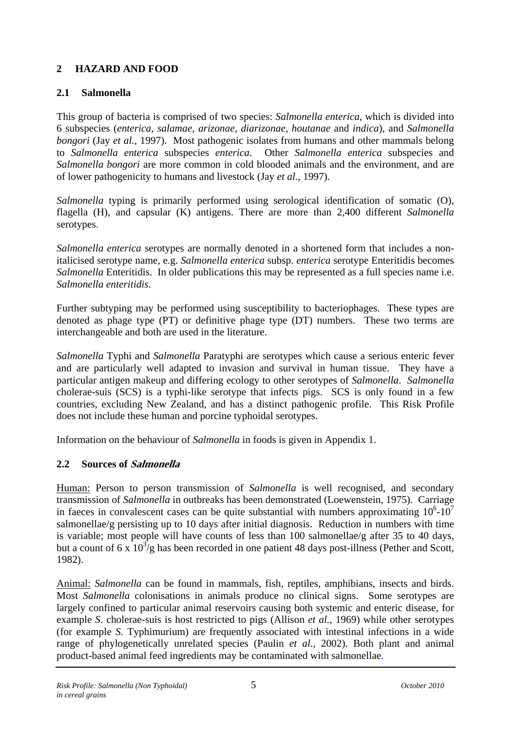# 2 HAZARD AND FOOD

## 2.1 Salmonella

This group of bacteria is comprised of two species: *Salmonella enterica*, which is divided into 6 subspecies (*enterica, salamae, arizonae, diarizonae, houtanae* and *indica*), and *Salmonella bongori* (Jay *et al.*, 1997). Most pathogenic isolates from humans and other mammals belong to *Salmonella enterica* subspecies *enterica*. Other *Salmonella enterica* subspecies and *Salmonella bongori* are more common in cold blooded animals and the environment, and are of lower pathogenicity to humans and livestock (Jay *et al.*, 1997).

*Salmonella* typing is primarily performed using serological identification of somatic (O), flagella (H), and capsular (K) antigens. There are more than 2,400 different *Salmonella* serotypes.

*Salmonella enterica* serotypes are normally denoted in a shortened form that includes a non-italicised serotype name, e.g. *Salmonella enterica* subsp. *enterica* serotype Enteritidis becomes *Salmonella* Enteritidis. In older publications this may be represented as a full species name i.e. *Salmonella enteritidis*.

Further subtyping may be performed using susceptibility to bacteriophages. These types are denoted as phage type (PT) or definitive phage type (DT) numbers. These two terms are interchangeable and both are used in the literature.

*Salmonella* Typhi and *Salmonella* Paratyphi are serotypes which cause a serious enteric fever and are particularly well adapted to invasion and survival in human tissue. They have a particular antigen makeup and differing ecology to other serotypes of *Salmonella*. *Salmonella* cholerae-suis (SCS) is a typhi-like serotype that infects pigs. SCS is only found in a few countries, excluding New Zealand, and has a distinct pathogenic profile. This Risk Profile does not include these human and porcine typhoidal serotypes.

Information on the behaviour of *Salmonella* in foods is given in Appendix 1.

## 2.2 Sources of *Salmonella*

Human: Person to person transmission of *Salmonella* is well recognised, and secondary transmission of *Salmonella* in outbreaks has been demonstrated (Loewenstein, 1975). Carriage in faeces in convalescent cases can be quite substantial with numbers approximating $10^6$-$10^7$ salmonellae/g persisting up to 10 days after initial diagnosis. Reduction in numbers with time is variable; most people will have counts of less than 100 salmonellae/g after 35 to 40 days, but a count of $6 \times 10^3$/g has been recorded in one patient 48 days post-illness (Pether and Scott, 1982).

Animal: *Salmonella* can be found in mammals, fish, reptiles, amphibians, insects and birds. Most *Salmonella* colonisations in animals produce no clinical signs. Some serotypes are largely confined to particular animal reservoirs causing both systemic and enteric disease, for example *S*. cholerae-suis is host restricted to pigs (Allison *et al.*, 1969) while other serotypes (for example *S.* Typhimurium) are frequently associated with intestinal infections in a wide range of phylogenetically unrelated species (Paulin *et al.*, 2002). Both plant and animal product-based animal feed ingredients may be contaminated with salmonellae.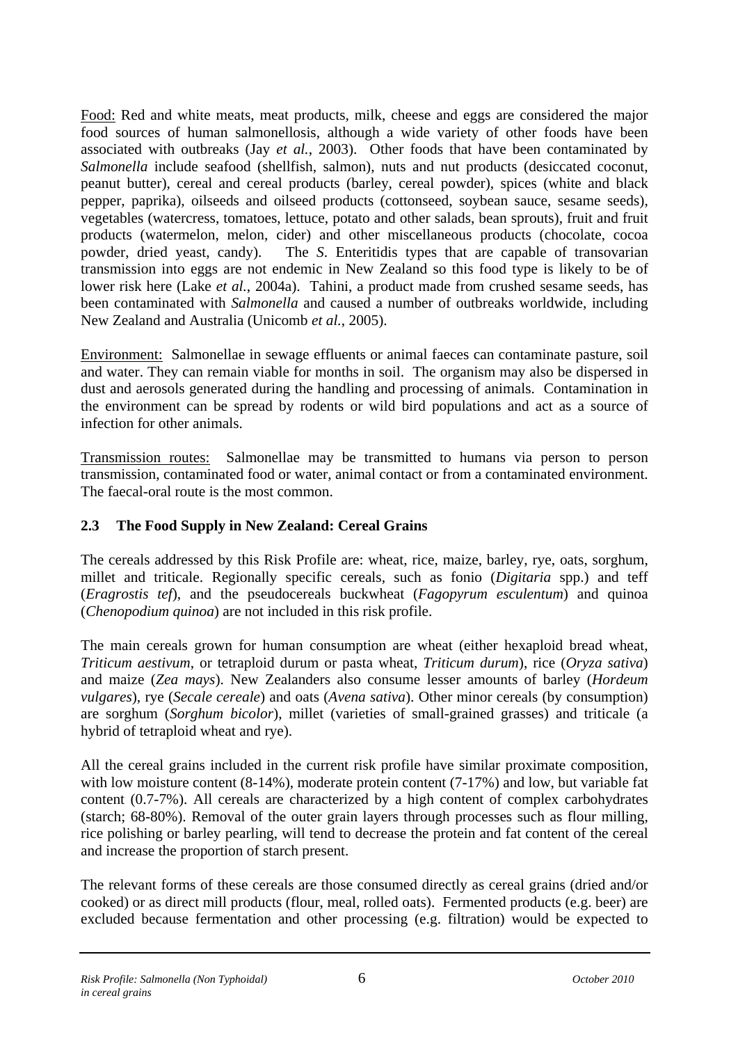Food: Red and white meats, meat products, milk, cheese and eggs are considered the major food sources of human salmonellosis, although a wide variety of other foods have been associated with outbreaks (Jay *et al.*, 2003). Other foods that have been contaminated by *Salmonella* include seafood (shellfish, salmon), nuts and nut products (desiccated coconut, peanut butter), cereal and cereal products (barley, cereal powder), spices (white and black pepper, paprika), oilseeds and oilseed products (cottonseed, soybean sauce, sesame seeds), vegetables (watercress, tomatoes, lettuce, potato and other salads, bean sprouts), fruit and fruit products (watermelon, melon, cider) and other miscellaneous products (chocolate, cocoa powder, dried yeast, candy). The *S*. Enteritidis types that are capable of transovarian transmission into eggs are not endemic in New Zealand so this food type is likely to be of lower risk here (Lake *et al.*, 2004a). Tahini, a product made from crushed sesame seeds, has been contaminated with *Salmonella* and caused a number of outbreaks worldwide, including New Zealand and Australia (Unicomb *et al.*, 2005).

Environment: Salmonellae in sewage effluents or animal faeces can contaminate pasture, soil and water. They can remain viable for months in soil. The organism may also be dispersed in dust and aerosols generated during the handling and processing of animals. Contamination in the environment can be spread by rodents or wild bird populations and act as a source of infection for other animals.

Transmission routes: Salmonellae may be transmitted to humans via person to person transmission, contaminated food or water, animal contact or from a contaminated environment. The faecal-oral route is the most common.

## 2.3 The Food Supply in New Zealand: Cereal Grains

The cereals addressed by this Risk Profile are: wheat, rice, maize, barley, rye, oats, sorghum, millet and triticale. Regionally specific cereals, such as fonio (*Digitaria* spp.) and teff (*Eragrostis tef*), and the pseudocereals buckwheat (*Fagopyrum esculentum*) and quinoa (*Chenopodium quinoa*) are not included in this risk profile.

The main cereals grown for human consumption are wheat (either hexaploid bread wheat, *Triticum aestivum*, or tetraploid durum or pasta wheat, *Triticum durum*), rice (*Oryza sativa*) and maize (*Zea mays*). New Zealanders also consume lesser amounts of barley (*Hordeum vulgares*), rye (*Secale cereale*) and oats (*Avena sativa*). Other minor cereals (by consumption) are sorghum (*Sorghum bicolor*), millet (varieties of small-grained grasses) and triticale (a hybrid of tetraploid wheat and rye).

All the cereal grains included in the current risk profile have similar proximate composition, with low moisture content (8-14%), moderate protein content (7-17%) and low, but variable fat content (0.7-7%). All cereals are characterized by a high content of complex carbohydrates (starch; 68-80%). Removal of the outer grain layers through processes such as flour milling, rice polishing or barley pearling, will tend to decrease the protein and fat content of the cereal and increase the proportion of starch present.

The relevant forms of these cereals are those consumed directly as cereal grains (dried and/or cooked) or as direct mill products (flour, meal, rolled oats). Fermented products (e.g. beer) are excluded because fermentation and other processing (e.g. filtration) would be expected to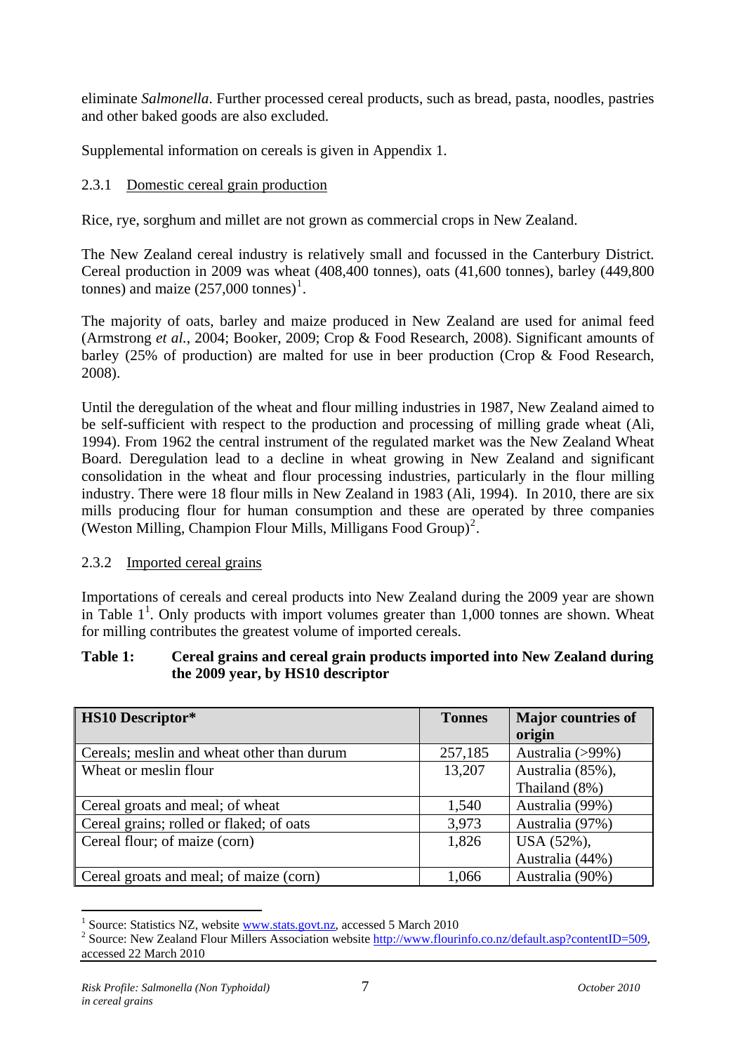eliminate *Salmonella*. Further processed cereal products, such as bread, pasta, noodles, pastries and other baked goods are also excluded.

Supplemental information on cereals is given in Appendix 1.

### 2.3.1 Domestic cereal grain production

Rice, rye, sorghum and millet are not grown as commercial crops in New Zealand.

The New Zealand cereal industry is relatively small and focussed in the Canterbury District. Cereal production in 2009 was wheat (408,400 tonnes), oats (41,600 tonnes), barley (449,800 tonnes) and maize (257,000 tonnes)[1].

The majority of oats, barley and maize produced in New Zealand are used for animal feed (Armstrong *et al.*, 2004; Booker, 2009; Crop & Food Research, 2008). Significant amounts of barley (25% of production) are malted for use in beer production (Crop & Food Research, 2008).

Until the deregulation of the wheat and flour milling industries in 1987, New Zealand aimed to be self-sufficient with respect to the production and processing of milling grade wheat (Ali, 1994). From 1962 the central instrument of the regulated market was the New Zealand Wheat Board. Deregulation lead to a decline in wheat growing in New Zealand and significant consolidation in the wheat and flour processing industries, particularly in the flour milling industry. There were 18 flour mills in New Zealand in 1983 (Ali, 1994). In 2010, there are six mills producing flour for human consumption and these are operated by three companies (Weston Milling, Champion Flour Mills, Milligans Food Group)[2].

### 2.3.2 Imported cereal grains

Importations of cereals and cereal products into New Zealand during the 2009 year are shown in Table 1[1]. Only products with import volumes greater than 1,000 tonnes are shown. Wheat for milling contributes the greatest volume of imported cereals.

**Table 1: Cereal grains and cereal grain products imported into New Zealand during the 2009 year, by HS10 descriptor**

| HS10 Descriptor* | Tonnes | Major countries of origin |
|---|---|---|
| Cereals; meslin and wheat other than durum | 257,185 | Australia (>99%) |
| Wheat or meslin flour | 13,207 | Australia (85%), Thailand (8%) |
| Cereal groats and meal; of wheat | 1,540 | Australia (99%) |
| Cereal grains; rolled or flaked; of oats | 3,973 | Australia (97%) |
| Cereal flour; of maize (corn) | 1,826 | USA (52%), Australia (44%) |
| Cereal groats and meal; of maize (corn) | 1,066 | Australia (90%) |

[1] Source: Statistics NZ, website www.stats.govt.nz, accessed 5 March 2010

[2] Source: New Zealand Flour Millers Association website http://www.flourinfo.co.nz/default.asp?contentID=509, accessed 22 March 2010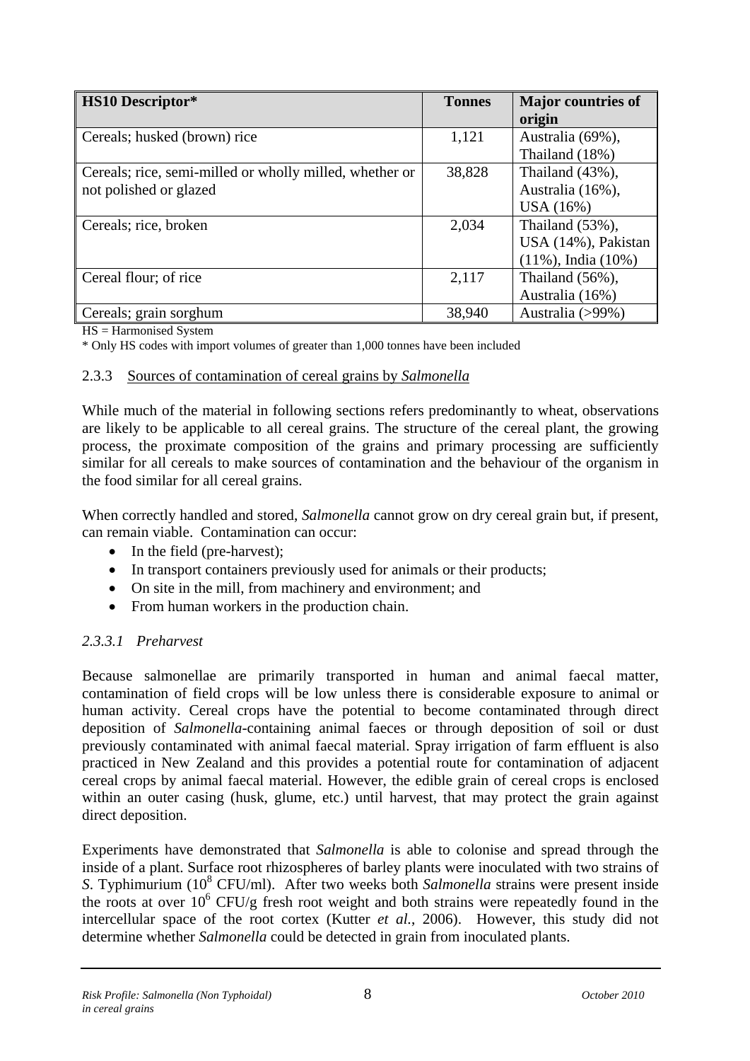| HS10 Descriptor* | Tonnes | Major countries of origin |
|---|---|---|
| Cereals; husked (brown) rice | 1,121 | Australia (69%), Thailand (18%) |
| Cereals; rice, semi-milled or wholly milled, whether or not polished or glazed | 38,828 | Thailand (43%), Australia (16%), USA (16%) |
| Cereals; rice, broken | 2,034 | Thailand (53%), USA (14%), Pakistan (11%), India (10%) |
| Cereal flour; of rice | 2,117 | Thailand (56%), Australia (16%) |
| Cereals; grain sorghum | 38,940 | Australia (>99%) |

HS = Harmonised System

\* Only HS codes with import volumes of greater than 1,000 tonnes have been included

### 2.3.3 Sources of contamination of cereal grains by *Salmonella*

While much of the material in following sections refers predominantly to wheat, observations are likely to be applicable to all cereal grains. The structure of the cereal plant, the growing process, the proximate composition of the grains and primary processing are sufficiently similar for all cereals to make sources of contamination and the behaviour of the organism in the food similar for all cereal grains.

When correctly handled and stored, *Salmonella* cannot grow on dry cereal grain but, if present, can remain viable. Contamination can occur:

- In the field (pre-harvest);
- In transport containers previously used for animals or their products;
- On site in the mill, from machinery and environment; and
- From human workers in the production chain.

#### *2.3.3.1 Preharvest*

Because salmonellae are primarily transported in human and animal faecal matter, contamination of field crops will be low unless there is considerable exposure to animal or human activity. Cereal crops have the potential to become contaminated through direct deposition of *Salmonella*-containing animal faeces or through deposition of soil or dust previously contaminated with animal faecal material. Spray irrigation of farm effluent is also practiced in New Zealand and this provides a potential route for contamination of adjacent cereal crops by animal faecal material. However, the edible grain of cereal crops is enclosed within an outer casing (husk, glume, etc.) until harvest, that may protect the grain against direct deposition.

Experiments have demonstrated that *Salmonella* is able to colonise and spread through the inside of a plant. Surface root rhizospheres of barley plants were inoculated with two strains of *S*. Typhimurium ($10^8$ CFU/ml). After two weeks both *Salmonella* strains were present inside the roots at over $10^6$ CFU/g fresh root weight and both strains were repeatedly found in the intercellular space of the root cortex (Kutter *et al.*, 2006). However, this study did not determine whether *Salmonella* could be detected in grain from inoculated plants.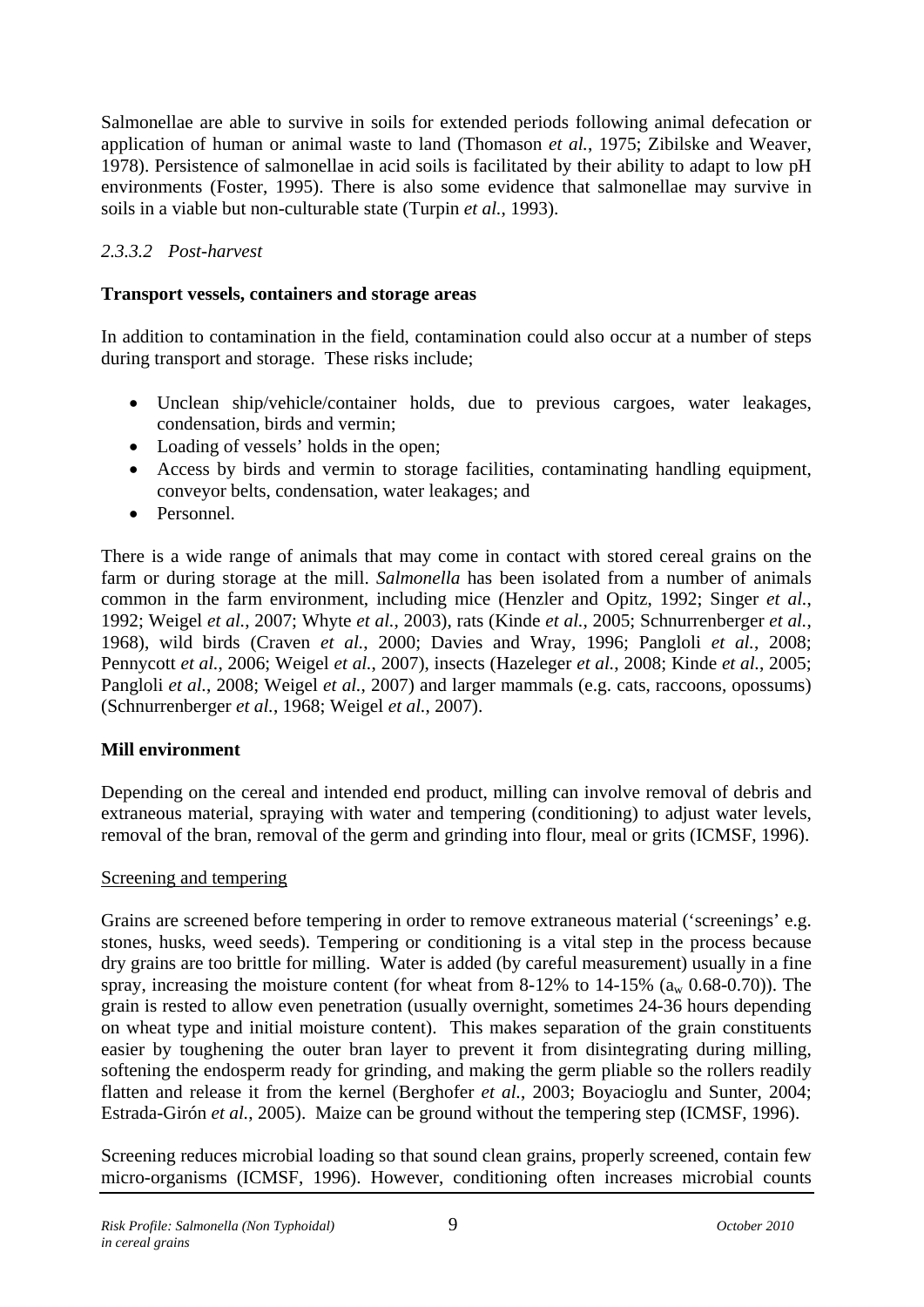Salmonellae are able to survive in soils for extended periods following animal defecation or application of human or animal waste to land (Thomason *et al.*, 1975; Zibilske and Weaver, 1978). Persistence of salmonellae in acid soils is facilitated by their ability to adapt to low pH environments (Foster, 1995). There is also some evidence that salmonellae may survive in soils in a viable but non-culturable state (Turpin *et al.*, 1993).

#### *2.3.3.2 Post-harvest*

**Transport vessels, containers and storage areas**

In addition to contamination in the field, contamination could also occur at a number of steps during transport and storage. These risks include;

- Unclean ship/vehicle/container holds, due to previous cargoes, water leakages, condensation, birds and vermin;
- Loading of vessels' holds in the open;
- Access by birds and vermin to storage facilities, contaminating handling equipment, conveyor belts, condensation, water leakages; and
- Personnel.

There is a wide range of animals that may come in contact with stored cereal grains on the farm or during storage at the mill. *Salmonella* has been isolated from a number of animals common in the farm environment, including mice (Henzler and Opitz, 1992; Singer *et al.*, 1992; Weigel *et al.*, 2007; Whyte *et al.*, 2003), rats (Kinde *et al.*, 2005; Schnurrenberger *et al.*, 1968), wild birds (Craven *et al.*, 2000; Davies and Wray, 1996; Pangloli *et al.*, 2008; Pennycott *et al.*, 2006; Weigel *et al.*, 2007), insects (Hazeleger *et al.*, 2008; Kinde *et al.*, 2005; Pangloli *et al.*, 2008; Weigel *et al.*, 2007) and larger mammals (e.g. cats, raccoons, opossums) (Schnurrenberger *et al.*, 1968; Weigel *et al.*, 2007).

**Mill environment**

Depending on the cereal and intended end product, milling can involve removal of debris and extraneous material, spraying with water and tempering (conditioning) to adjust water levels, removal of the bran, removal of the germ and grinding into flour, meal or grits (ICMSF, 1996).

<u>Screening and tempering</u>

Grains are screened before tempering in order to remove extraneous material ('screenings' e.g. stones, husks, weed seeds). Tempering or conditioning is a vital step in the process because dry grains are too brittle for milling. Water is added (by careful measurement) usually in a fine spray, increasing the moisture content (for wheat from 8-12% to 14-15% ($a_w$ 0.68-0.70)). The grain is rested to allow even penetration (usually overnight, sometimes 24-36 hours depending on wheat type and initial moisture content). This makes separation of the grain constituents easier by toughening the outer bran layer to prevent it from disintegrating during milling, softening the endosperm ready for grinding, and making the germ pliable so the rollers readily flatten and release it from the kernel (Berghofer *et al.*, 2003; Boyacioglu and Sunter, 2004; Estrada-Girón *et al.*, 2005). Maize can be ground without the tempering step (ICMSF, 1996).

Screening reduces microbial loading so that sound clean grains, properly screened, contain few micro-organisms (ICMSF, 1996). However, conditioning often increases microbial counts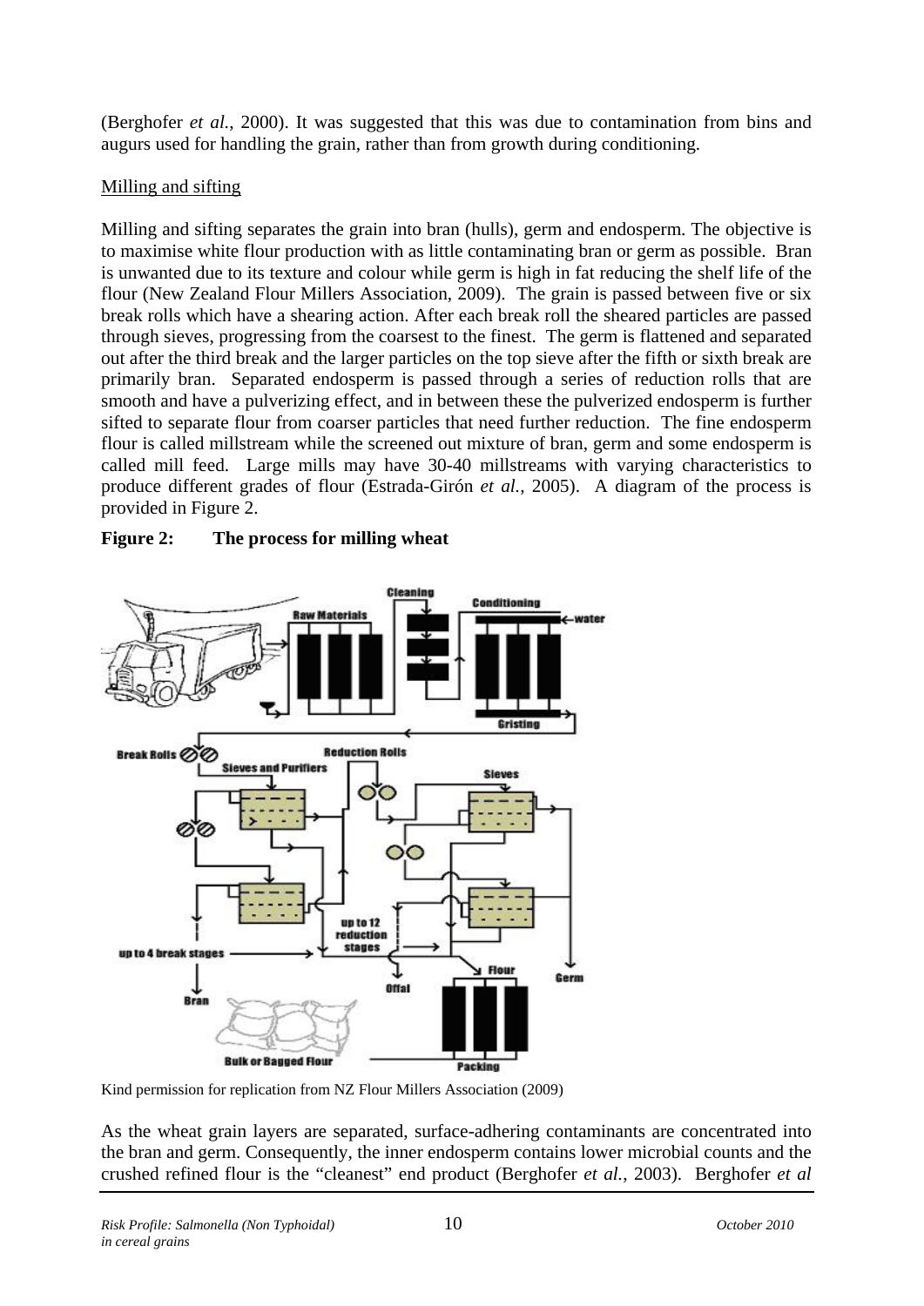(Berghofer *et al.*, 2000). It was suggested that this was due to contamination from bins and augurs used for handling the grain, rather than from growth during conditioning.

Milling and sifting

Milling and sifting separates the grain into bran (hulls), germ and endosperm. The objective is to maximise white flour production with as little contaminating bran or germ as possible. Bran is unwanted due to its texture and colour while germ is high in fat reducing the shelf life of the flour (New Zealand Flour Millers Association, 2009). The grain is passed between five or six break rolls which have a shearing action. After each break roll the sheared particles are passed through sieves, progressing from the coarsest to the finest. The germ is flattened and separated out after the third break and the larger particles on the top sieve after the fifth or sixth break are primarily bran. Separated endosperm is passed through a series of reduction rolls that are smooth and have a pulverizing effect, and in between these the pulverized endosperm is further sifted to separate flour from coarser particles that need further reduction. The fine endosperm flour is called millstream while the screened out mixture of bran, germ and some endosperm is called mill feed. Large mills may have 30-40 millstreams with varying characteristics to produce different grades of flour (Estrada-Girón *et al.*, 2005). A diagram of the process is provided in Figure 2.

**Figure 2: The process for milling wheat**

Kind permission for replication from NZ Flour Millers Association (2009)

As the wheat grain layers are separated, surface-adhering contaminants are concentrated into the bran and germ. Consequently, the inner endosperm contains lower microbial counts and the crushed refined flour is the "cleanest" end product (Berghofer *et al.*, 2003). Berghofer *et al*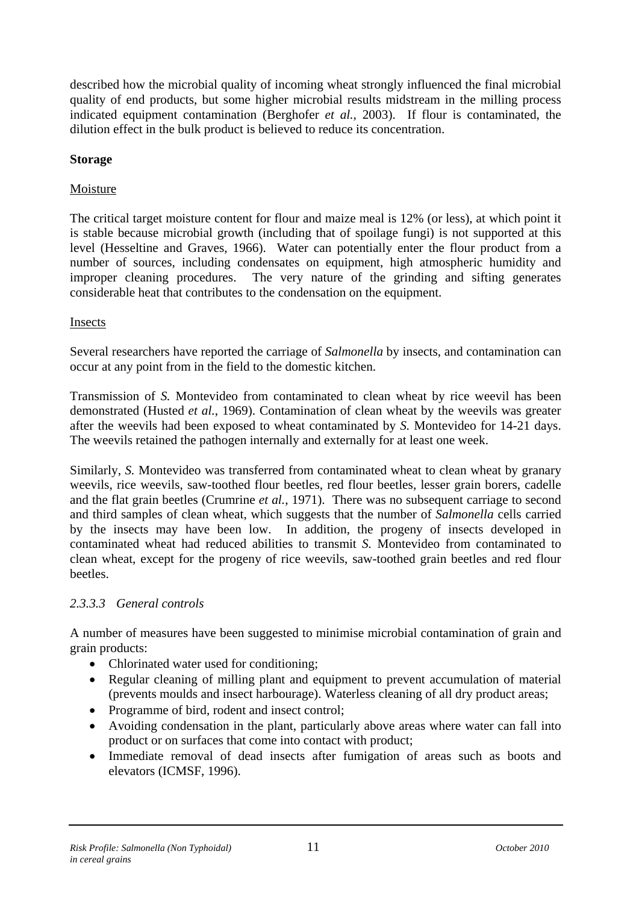described how the microbial quality of incoming wheat strongly influenced the final microbial quality of end products, but some higher microbial results midstream in the milling process indicated equipment contamination (Berghofer *et al.*, 2003). If flour is contaminated, the dilution effect in the bulk product is believed to reduce its concentration.

**Storage**

Moisture

The critical target moisture content for flour and maize meal is 12% (or less), at which point it is stable because microbial growth (including that of spoilage fungi) is not supported at this level (Hesseltine and Graves, 1966). Water can potentially enter the flour product from a number of sources, including condensates on equipment, high atmospheric humidity and improper cleaning procedures. The very nature of the grinding and sifting generates considerable heat that contributes to the condensation on the equipment.

Insects

Several researchers have reported the carriage of *Salmonella* by insects, and contamination can occur at any point from in the field to the domestic kitchen.

Transmission of *S.* Montevideo from contaminated to clean wheat by rice weevil has been demonstrated (Husted *et al.*, 1969). Contamination of clean wheat by the weevils was greater after the weevils had been exposed to wheat contaminated by *S.* Montevideo for 14-21 days. The weevils retained the pathogen internally and externally for at least one week.

Similarly, *S.* Montevideo was transferred from contaminated wheat to clean wheat by granary weevils, rice weevils, saw-toothed flour beetles, red flour beetles, lesser grain borers, cadelle and the flat grain beetles (Crumrine *et al.*, 1971). There was no subsequent carriage to second and third samples of clean wheat, which suggests that the number of *Salmonella* cells carried by the insects may have been low. In addition, the progeny of insects developed in contaminated wheat had reduced abilities to transmit *S.* Montevideo from contaminated to clean wheat, except for the progeny of rice weevils, saw-toothed grain beetles and red flour beetles.

#### *2.3.3.3 General controls*

A number of measures have been suggested to minimise microbial contamination of grain and grain products:

- Chlorinated water used for conditioning;
- Regular cleaning of milling plant and equipment to prevent accumulation of material (prevents moulds and insect harbourage). Waterless cleaning of all dry product areas;
- Programme of bird, rodent and insect control;
- Avoiding condensation in the plant, particularly above areas where water can fall into product or on surfaces that come into contact with product;
- Immediate removal of dead insects after fumigation of areas such as boots and elevators (ICMSF, 1996).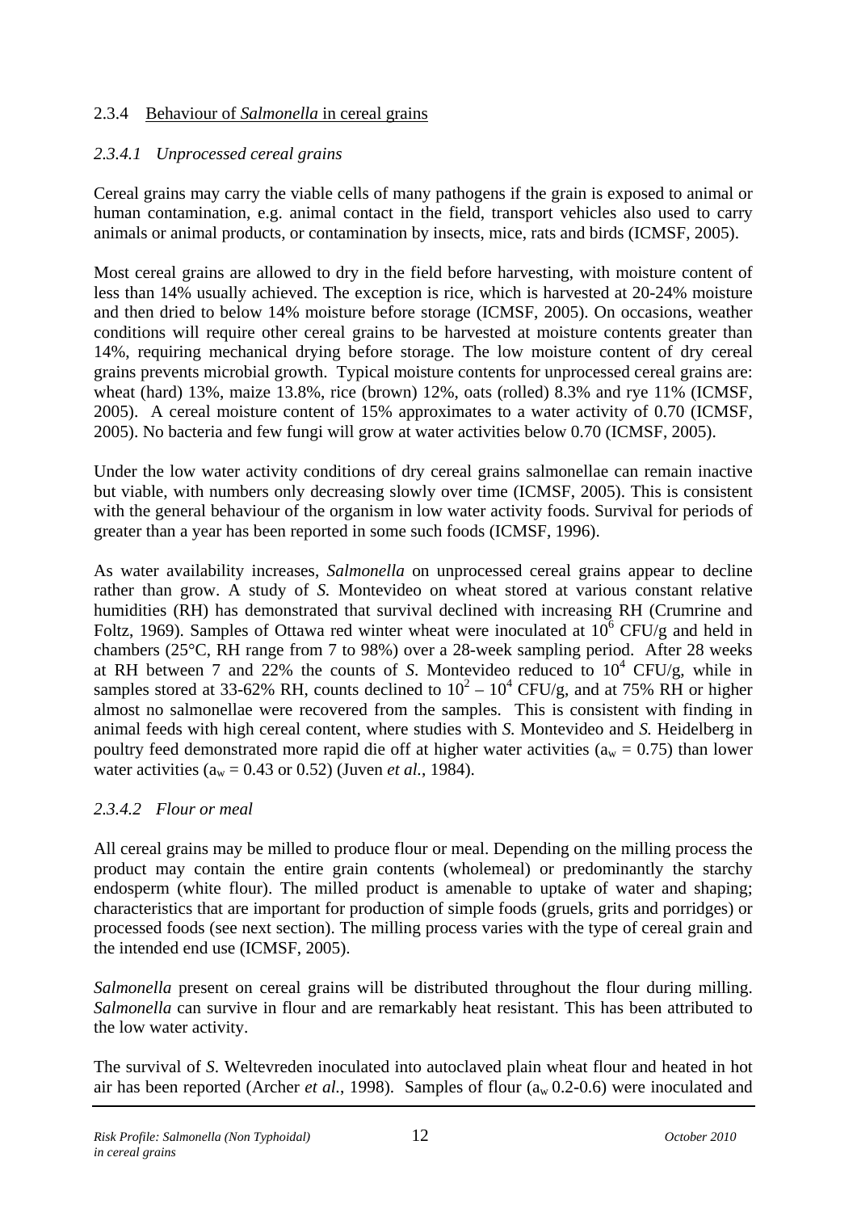### 2.3.4 Behaviour of *Salmonella* in cereal grains

#### *2.3.4.1 Unprocessed cereal grains*

Cereal grains may carry the viable cells of many pathogens if the grain is exposed to animal or human contamination, e.g. animal contact in the field, transport vehicles also used to carry animals or animal products, or contamination by insects, mice, rats and birds (ICMSF, 2005).

Most cereal grains are allowed to dry in the field before harvesting, with moisture content of less than 14% usually achieved. The exception is rice, which is harvested at 20-24% moisture and then dried to below 14% moisture before storage (ICMSF, 2005). On occasions, weather conditions will require other cereal grains to be harvested at moisture contents greater than 14%, requiring mechanical drying before storage. The low moisture content of dry cereal grains prevents microbial growth. Typical moisture contents for unprocessed cereal grains are: wheat (hard) 13%, maize 13.8%, rice (brown) 12%, oats (rolled) 8.3% and rye 11% (ICMSF, 2005). A cereal moisture content of 15% approximates to a water activity of 0.70 (ICMSF, 2005). No bacteria and few fungi will grow at water activities below 0.70 (ICMSF, 2005).

Under the low water activity conditions of dry cereal grains salmonellae can remain inactive but viable, with numbers only decreasing slowly over time (ICMSF, 2005). This is consistent with the general behaviour of the organism in low water activity foods. Survival for periods of greater than a year has been reported in some such foods (ICMSF, 1996).

As water availability increases, *Salmonella* on unprocessed cereal grains appear to decline rather than grow. A study of *S.* Montevideo on wheat stored at various constant relative humidities (RH) has demonstrated that survival declined with increasing RH (Crumrine and Foltz, 1969). Samples of Ottawa red winter wheat were inoculated at $10^6$ CFU/g and held in chambers (25°C, RH range from 7 to 98%) over a 28-week sampling period. After 28 weeks at RH between 7 and 22% the counts of *S*. Montevideo reduced to $10^4$ CFU/g, while in samples stored at 33-62% RH, counts declined to $10^2$ – $10^4$ CFU/g, and at 75% RH or higher almost no salmonellae were recovered from the samples. This is consistent with finding in animal feeds with high cereal content, where studies with *S.* Montevideo and *S.* Heidelberg in poultry feed demonstrated more rapid die off at higher water activities ($a_w$ = 0.75) than lower water activities ($a_w$ = 0.43 or 0.52) (Juven *et al.*, 1984).

#### *2.3.4.2 Flour or meal*

All cereal grains may be milled to produce flour or meal. Depending on the milling process the product may contain the entire grain contents (wholemeal) or predominantly the starchy endosperm (white flour). The milled product is amenable to uptake of water and shaping; characteristics that are important for production of simple foods (gruels, grits and porridges) or processed foods (see next section). The milling process varies with the type of cereal grain and the intended end use (ICMSF, 2005).

*Salmonella* present on cereal grains will be distributed throughout the flour during milling. *Salmonella* can survive in flour and are remarkably heat resistant. This has been attributed to the low water activity.

The survival of *S*. Weltevreden inoculated into autoclaved plain wheat flour and heated in hot air has been reported (Archer *et al.*, 1998). Samples of flour ($a_w$ 0.2-0.6) were inoculated and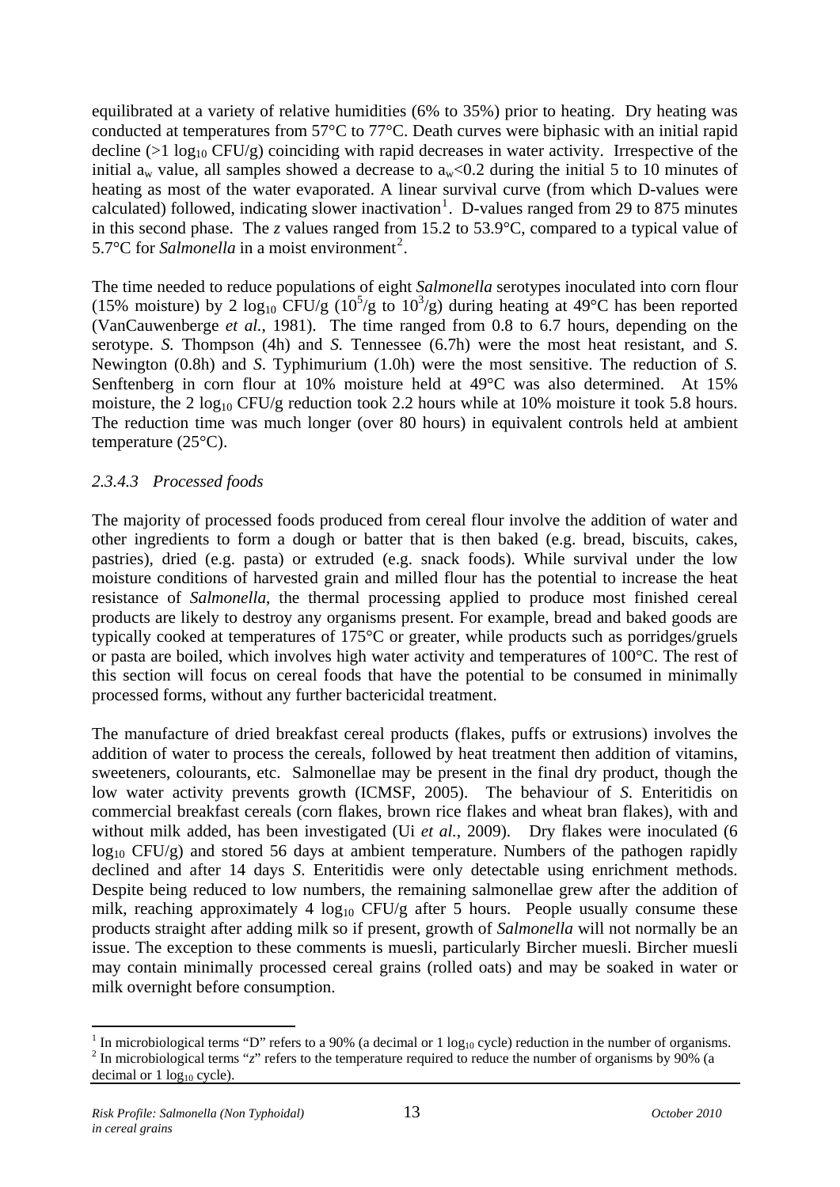equilibrated at a variety of relative humidities (6% to 35%) prior to heating. Dry heating was conducted at temperatures from 57°C to 77°C. Death curves were biphasic with an initial rapid decline (>1 $\log_{10}$ CFU/g) coinciding with rapid decreases in water activity. Irrespective of the initial $a_w$ value, all samples showed a decrease to $a_w$<0.2 during the initial 5 to 10 minutes of heating as most of the water evaporated. A linear survival curve (from which D-values were calculated) followed, indicating slower inactivation[1]. D-values ranged from 29 to 875 minutes in this second phase. The *z* values ranged from 15.2 to 53.9°C, compared to a typical value of 5.7°C for *Salmonella* in a moist environment[2].

The time needed to reduce populations of eight *Salmonella* serotypes inoculated into corn flour (15% moisture) by 2 $\log_{10}$ CFU/g ($10^5$/g to $10^3$/g) during heating at 49°C has been reported (VanCauwenberge *et al.*, 1981). The time ranged from 0.8 to 6.7 hours, depending on the serotype. *S.* Thompson (4h) and *S.* Tennessee (6.7h) were the most heat resistant, and *S.* Newington (0.8h) and *S.* Typhimurium (1.0h) were the most sensitive. The reduction of *S.* Senftenberg in corn flour at 10% moisture held at 49°C was also determined. At 15% moisture, the 2 $\log_{10}$ CFU/g reduction took 2.2 hours while at 10% moisture it took 5.8 hours. The reduction time was much longer (over 80 hours) in equivalent controls held at ambient temperature (25°C).

### *2.3.4.3 Processed foods*

The majority of processed foods produced from cereal flour involve the addition of water and other ingredients to form a dough or batter that is then baked (e.g. bread, biscuits, cakes, pastries), dried (e.g. pasta) or extruded (e.g. snack foods). While survival under the low moisture conditions of harvested grain and milled flour has the potential to increase the heat resistance of *Salmonella*, the thermal processing applied to produce most finished cereal products are likely to destroy any organisms present. For example, bread and baked goods are typically cooked at temperatures of 175°C or greater, while products such as porridges/gruels or pasta are boiled, which involves high water activity and temperatures of 100°C. The rest of this section will focus on cereal foods that have the potential to be consumed in minimally processed forms, without any further bactericidal treatment.

The manufacture of dried breakfast cereal products (flakes, puffs or extrusions) involves the addition of water to process the cereals, followed by heat treatment then addition of vitamins, sweeteners, colourants, etc. Salmonellae may be present in the final dry product, though the low water activity prevents growth (ICMSF, 2005). The behaviour of *S.* Enteritidis on commercial breakfast cereals (corn flakes, brown rice flakes and wheat bran flakes), with and without milk added, has been investigated (Ui *et al.*, 2009). Dry flakes were inoculated (6 $\log_{10}$ CFU/g) and stored 56 days at ambient temperature. Numbers of the pathogen rapidly declined and after 14 days *S.* Enteritidis were only detectable using enrichment methods. Despite being reduced to low numbers, the remaining salmonellae grew after the addition of milk, reaching approximately 4 $\log_{10}$ CFU/g after 5 hours. People usually consume these products straight after adding milk so if present, growth of *Salmonella* will not normally be an issue. The exception to these comments is muesli, particularly Bircher muesli. Bircher muesli may contain minimally processed cereal grains (rolled oats) and may be soaked in water or milk overnight before consumption.

---

[1] In microbiological terms "D" refers to a 90% (a decimal or 1 $\log_{10}$ cycle) reduction in the number of organisms.
[2] In microbiological terms "*z*" refers to the temperature required to reduce the number of organisms by 90% (a decimal or 1 $\log_{10}$ cycle).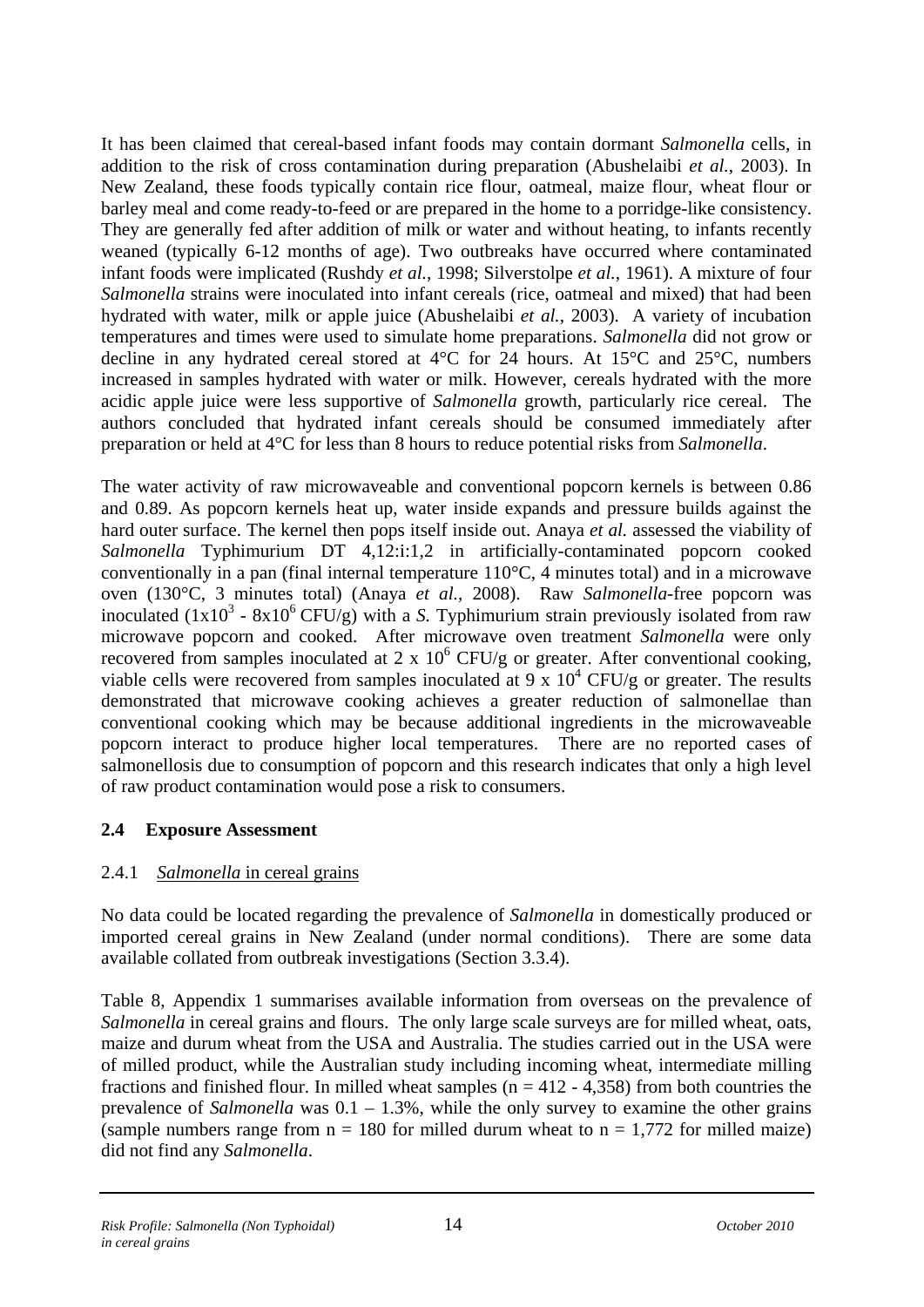It has been claimed that cereal-based infant foods may contain dormant *Salmonella* cells, in addition to the risk of cross contamination during preparation (Abushelaibi *et al.*, 2003). In New Zealand, these foods typically contain rice flour, oatmeal, maize flour, wheat flour or barley meal and come ready-to-feed or are prepared in the home to a porridge-like consistency. They are generally fed after addition of milk or water and without heating, to infants recently weaned (typically 6-12 months of age). Two outbreaks have occurred where contaminated infant foods were implicated (Rushdy *et al.*, 1998; Silverstolpe *et al.*, 1961). A mixture of four *Salmonella* strains were inoculated into infant cereals (rice, oatmeal and mixed) that had been hydrated with water, milk or apple juice (Abushelaibi *et al.*, 2003). A variety of incubation temperatures and times were used to simulate home preparations. *Salmonella* did not grow or decline in any hydrated cereal stored at 4°C for 24 hours. At 15°C and 25°C, numbers increased in samples hydrated with water or milk. However, cereals hydrated with the more acidic apple juice were less supportive of *Salmonella* growth, particularly rice cereal. The authors concluded that hydrated infant cereals should be consumed immediately after preparation or held at 4°C for less than 8 hours to reduce potential risks from *Salmonella*.

The water activity of raw microwaveable and conventional popcorn kernels is between 0.86 and 0.89. As popcorn kernels heat up, water inside expands and pressure builds against the hard outer surface. The kernel then pops itself inside out. Anaya *et al.* assessed the viability of *Salmonella* Typhimurium DT 4,12:i:1,2 in artificially-contaminated popcorn cooked conventionally in a pan (final internal temperature 110°C, 4 minutes total) and in a microwave oven (130°C, 3 minutes total) (Anaya *et al.*, 2008). Raw *Salmonella*-free popcorn was inoculated ($1x10^3$ - $8x10^6$ CFU/g) with a *S.* Typhimurium strain previously isolated from raw microwave popcorn and cooked. After microwave oven treatment *Salmonella* were only recovered from samples inoculated at 2 x $10^6$ CFU/g or greater. After conventional cooking, viable cells were recovered from samples inoculated at 9 x $10^4$ CFU/g or greater. The results demonstrated that microwave cooking achieves a greater reduction of salmonellae than conventional cooking which may be because additional ingredients in the microwaveable popcorn interact to produce higher local temperatures. There are no reported cases of salmonellosis due to consumption of popcorn and this research indicates that only a high level of raw product contamination would pose a risk to consumers.

## 2.4 Exposure Assessment

### 2.4.1 *Salmonella* in cereal grains

No data could be located regarding the prevalence of *Salmonella* in domestically produced or imported cereal grains in New Zealand (under normal conditions). There are some data available collated from outbreak investigations (Section 3.3.4).

Table 8, Appendix 1 summarises available information from overseas on the prevalence of *Salmonella* in cereal grains and flours. The only large scale surveys are for milled wheat, oats, maize and durum wheat from the USA and Australia. The studies carried out in the USA were of milled product, while the Australian study including incoming wheat, intermediate milling fractions and finished flour. In milled wheat samples (n = 412 - 4,358) from both countries the prevalence of *Salmonella* was 0.1 – 1.3%, while the only survey to examine the other grains (sample numbers range from n = 180 for milled durum wheat to n = 1,772 for milled maize) did not find any *Salmonella*.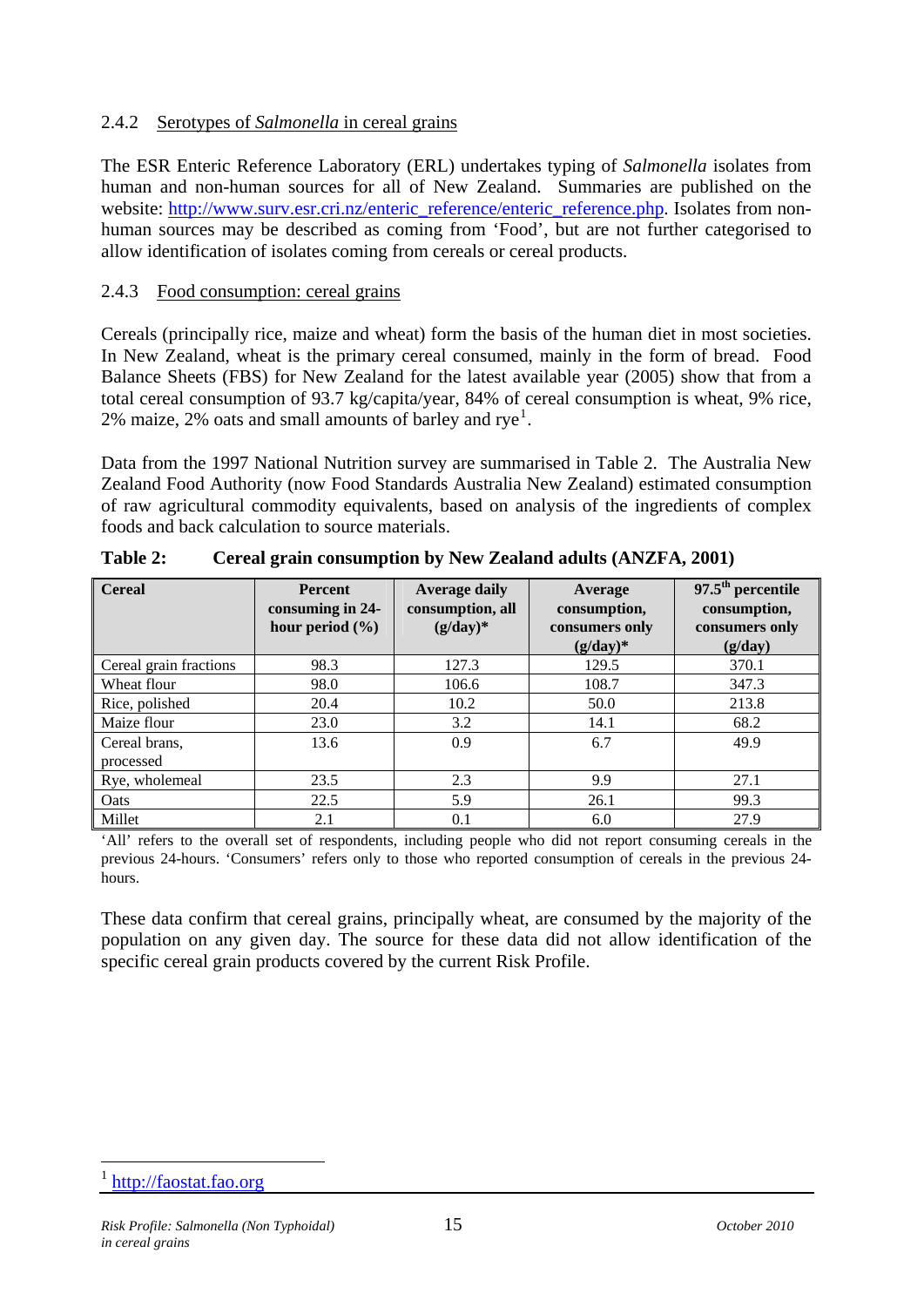### 2.4.2 Serotypes of *Salmonella* in cereal grains

The ESR Enteric Reference Laboratory (ERL) undertakes typing of *Salmonella* isolates from human and non-human sources for all of New Zealand. Summaries are published on the website: http://www.surv.esr.cri.nz/enteric_reference/enteric_reference.php. Isolates from non-human sources may be described as coming from 'Food', but are not further categorised to allow identification of isolates coming from cereals or cereal products.

### 2.4.3 Food consumption: cereal grains

Cereals (principally rice, maize and wheat) form the basis of the human diet in most societies. In New Zealand, wheat is the primary cereal consumed, mainly in the form of bread. Food Balance Sheets (FBS) for New Zealand for the latest available year (2005) show that from a total cereal consumption of 93.7 kg/capita/year, 84% of cereal consumption is wheat, 9% rice, 2% maize, 2% oats and small amounts of barley and rye[1].

Data from the 1997 National Nutrition survey are summarised in Table 2. The Australia New Zealand Food Authority (now Food Standards Australia New Zealand) estimated consumption of raw agricultural commodity equivalents, based on analysis of the ingredients of complex foods and back calculation to source materials.

**Table 2: Cereal grain consumption by New Zealand adults (ANZFA, 2001)**

| Cereal | Percent consuming in 24-hour period (%) | Average daily consumption, all (g/day)* | Average consumption, consumers only (g/day)* | 97.5th percentile consumption, consumers only (g/day) |
|---|---|---|---|---|
| Cereal grain fractions | 98.3 | 127.3 | 129.5 | 370.1 |
| Wheat flour | 98.0 | 106.6 | 108.7 | 347.3 |
| Rice, polished | 20.4 | 10.2 | 50.0 | 213.8 |
| Maize flour | 23.0 | 3.2 | 14.1 | 68.2 |
| Cereal brans, processed | 13.6 | 0.9 | 6.7 | 49.9 |
| Rye, wholemeal | 23.5 | 2.3 | 9.9 | 27.1 |
| Oats | 22.5 | 5.9 | 26.1 | 99.3 |
| Millet | 2.1 | 0.1 | 6.0 | 27.9 |

'All' refers to the overall set of respondents, including people who did not report consuming cereals in the previous 24-hours. 'Consumers' refers only to those who reported consumption of cereals in the previous 24-hours.

These data confirm that cereal grains, principally wheat, are consumed by the majority of the population on any given day. The source for these data did not allow identification of the specific cereal grain products covered by the current Risk Profile.

[1] http://faostat.fao.org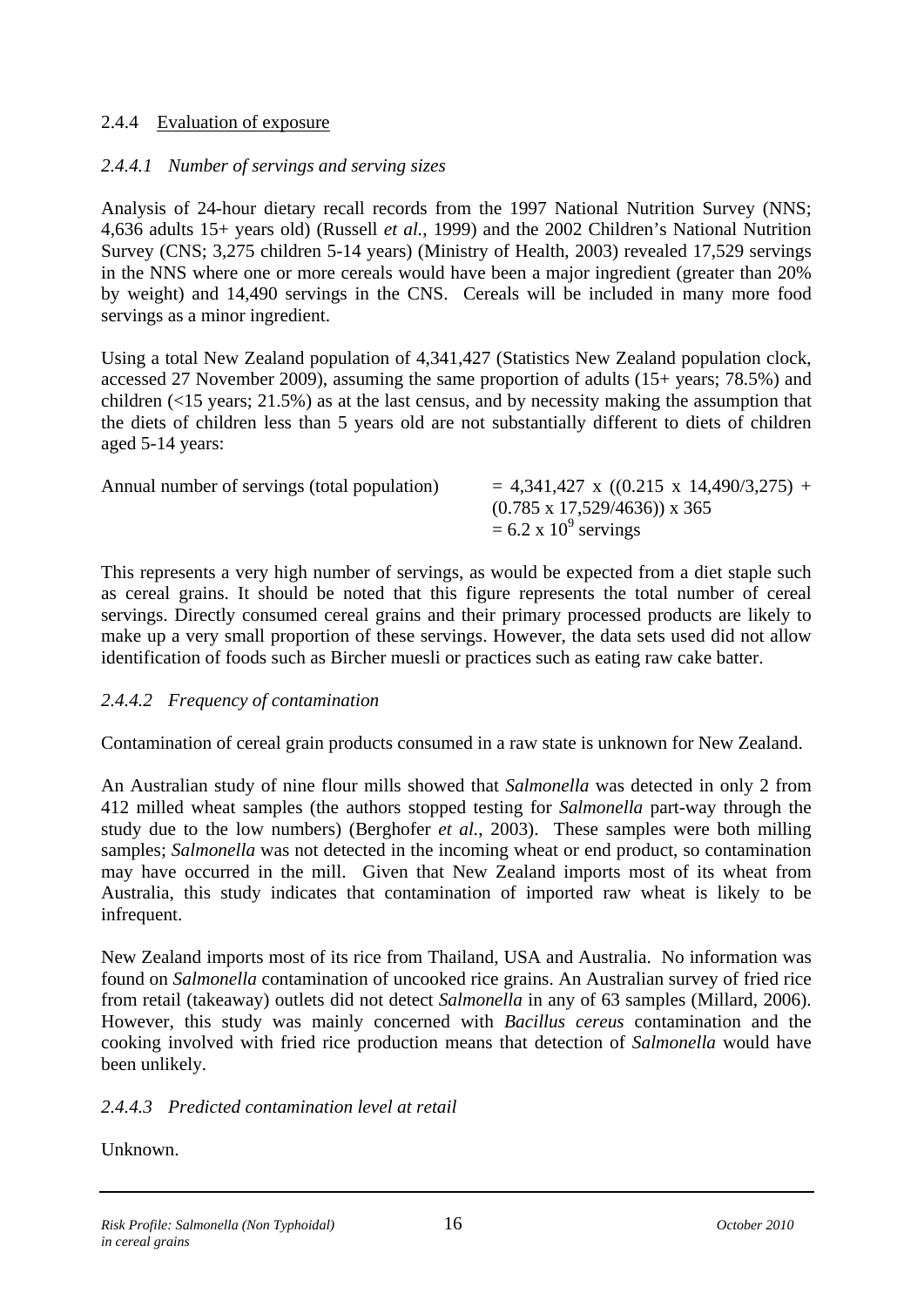### 2.4.4 Evaluation of exposure

#### *2.4.4.1 Number of servings and serving sizes*

Analysis of 24-hour dietary recall records from the 1997 National Nutrition Survey (NNS; 4,636 adults 15+ years old) (Russell *et al.*, 1999) and the 2002 Children's National Nutrition Survey (CNS; 3,275 children 5-14 years) (Ministry of Health, 2003) revealed 17,529 servings in the NNS where one or more cereals would have been a major ingredient (greater than 20% by weight) and 14,490 servings in the CNS. Cereals will be included in many more food servings as a minor ingredient.

Using a total New Zealand population of 4,341,427 (Statistics New Zealand population clock, accessed 27 November 2009), assuming the same proportion of adults (15+ years; 78.5%) and children (<15 years; 21.5%) as at the last census, and by necessity making the assumption that the diets of children less than 5 years old are not substantially different to diets of children aged 5-14 years:

Annual number of servings (total population) $= 4{,}341{,}427 \times ((0.215 \times 14{,}490/3{,}275) + (0.785 \times 17{,}529/4636)) \times 365$
$= 6.2 \times 10^9$ servings

This represents a very high number of servings, as would be expected from a diet staple such as cereal grains. It should be noted that this figure represents the total number of cereal servings. Directly consumed cereal grains and their primary processed products are likely to make up a very small proportion of these servings. However, the data sets used did not allow identification of foods such as Bircher muesli or practices such as eating raw cake batter.

#### *2.4.4.2 Frequency of contamination*

Contamination of cereal grain products consumed in a raw state is unknown for New Zealand.

An Australian study of nine flour mills showed that *Salmonella* was detected in only 2 from 412 milled wheat samples (the authors stopped testing for *Salmonella* part-way through the study due to the low numbers) (Berghofer *et al.*, 2003). These samples were both milling samples; *Salmonella* was not detected in the incoming wheat or end product, so contamination may have occurred in the mill. Given that New Zealand imports most of its wheat from Australia, this study indicates that contamination of imported raw wheat is likely to be infrequent.

New Zealand imports most of its rice from Thailand, USA and Australia. No information was found on *Salmonella* contamination of uncooked rice grains. An Australian survey of fried rice from retail (takeaway) outlets did not detect *Salmonella* in any of 63 samples (Millard, 2006). However, this study was mainly concerned with *Bacillus cereus* contamination and the cooking involved with fried rice production means that detection of *Salmonella* would have been unlikely.

#### *2.4.4.3 Predicted contamination level at retail*

Unknown.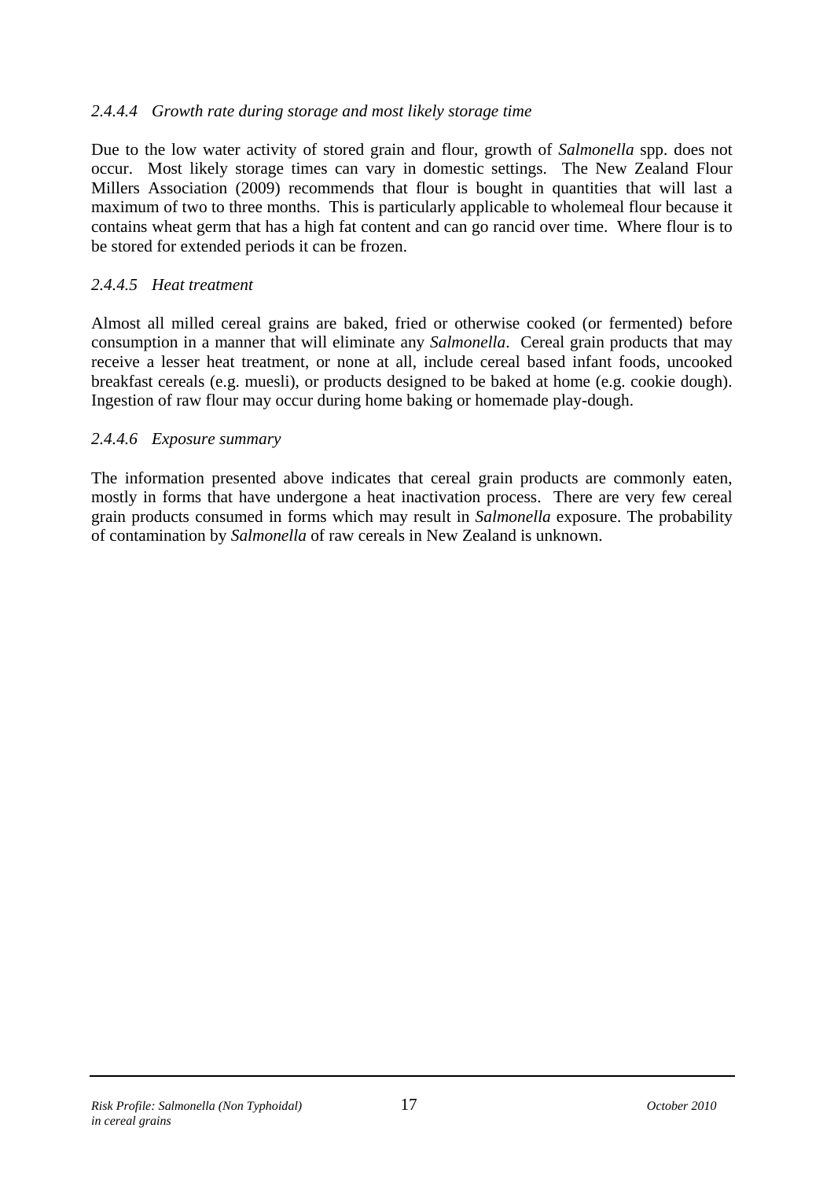#### *2.4.4.4 Growth rate during storage and most likely storage time*

Due to the low water activity of stored grain and flour, growth of *Salmonella* spp. does not occur. Most likely storage times can vary in domestic settings. The New Zealand Flour Millers Association (2009) recommends that flour is bought in quantities that will last a maximum of two to three months. This is particularly applicable to wholemeal flour because it contains wheat germ that has a high fat content and can go rancid over time. Where flour is to be stored for extended periods it can be frozen.

#### *2.4.4.5 Heat treatment*

Almost all milled cereal grains are baked, fried or otherwise cooked (or fermented) before consumption in a manner that will eliminate any *Salmonella*. Cereal grain products that may receive a lesser heat treatment, or none at all, include cereal based infant foods, uncooked breakfast cereals (e.g. muesli), or products designed to be baked at home (e.g. cookie dough). Ingestion of raw flour may occur during home baking or homemade play-dough.

#### *2.4.4.6 Exposure summary*

The information presented above indicates that cereal grain products are commonly eaten, mostly in forms that have undergone a heat inactivation process. There are very few cereal grain products consumed in forms which may result in *Salmonella* exposure. The probability of contamination by *Salmonella* of raw cereals in New Zealand is unknown.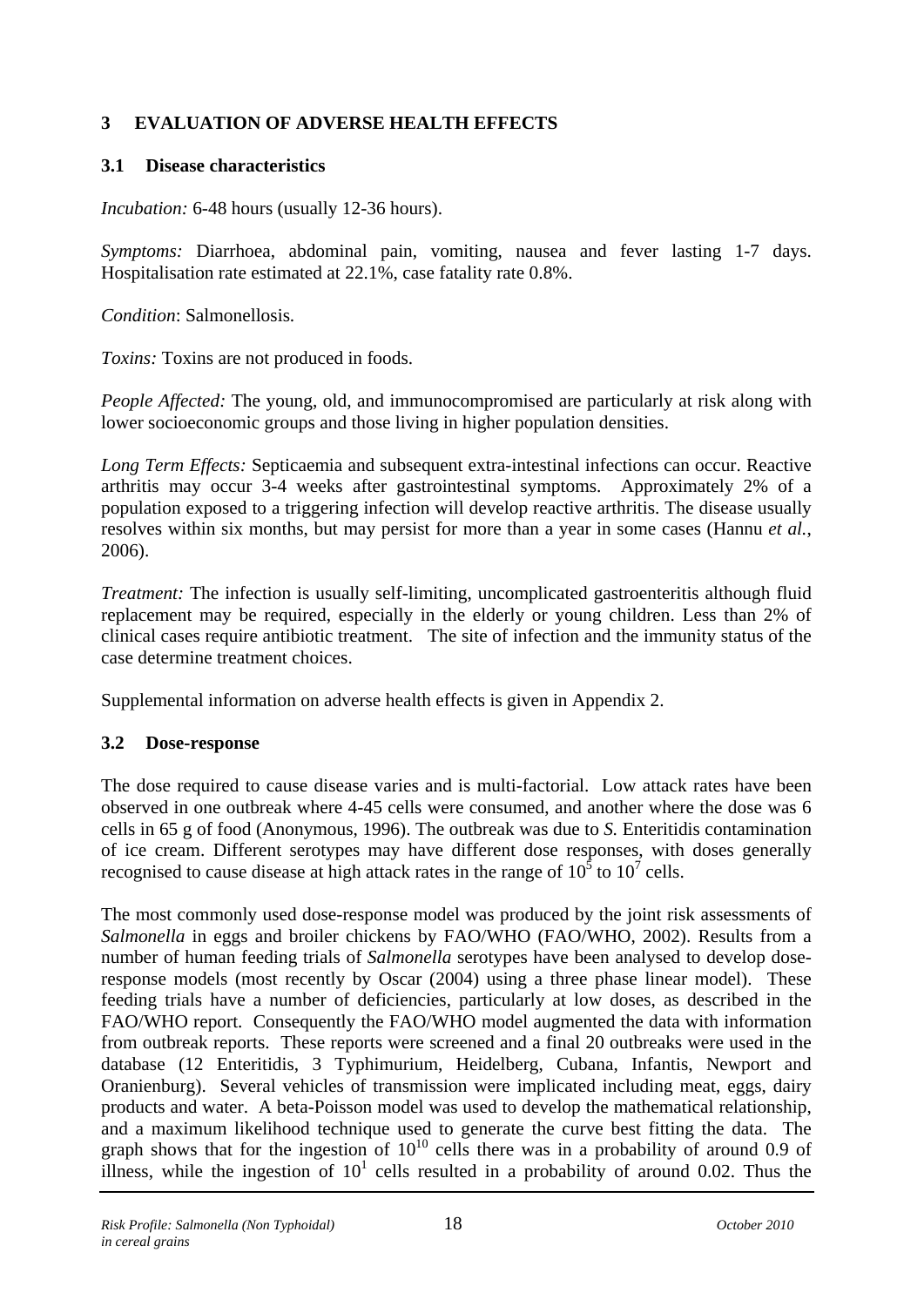# 3 EVALUATION OF ADVERSE HEALTH EFFECTS

## 3.1 Disease characteristics

*Incubation:* 6-48 hours (usually 12-36 hours).

*Symptoms:* Diarrhoea, abdominal pain, vomiting, nausea and fever lasting 1-7 days. Hospitalisation rate estimated at 22.1%, case fatality rate 0.8%.

*Condition*: Salmonellosis.

*Toxins:* Toxins are not produced in foods.

*People Affected:* The young, old, and immunocompromised are particularly at risk along with lower socioeconomic groups and those living in higher population densities.

*Long Term Effects:* Septicaemia and subsequent extra-intestinal infections can occur. Reactive arthritis may occur 3-4 weeks after gastrointestinal symptoms. Approximately 2% of a population exposed to a triggering infection will develop reactive arthritis. The disease usually resolves within six months, but may persist for more than a year in some cases (Hannu *et al.*, 2006).

*Treatment:* The infection is usually self-limiting, uncomplicated gastroenteritis although fluid replacement may be required, especially in the elderly or young children. Less than 2% of clinical cases require antibiotic treatment. The site of infection and the immunity status of the case determine treatment choices.

Supplemental information on adverse health effects is given in Appendix 2.

## 3.2 Dose-response

The dose required to cause disease varies and is multi-factorial. Low attack rates have been observed in one outbreak where 4-45 cells were consumed, and another where the dose was 6 cells in 65 g of food (Anonymous, 1996). The outbreak was due to *S.* Enteritidis contamination of ice cream. Different serotypes may have different dose responses, with doses generally recognised to cause disease at high attack rates in the range of $10^5$ to $10^7$ cells.

The most commonly used dose-response model was produced by the joint risk assessments of *Salmonella* in eggs and broiler chickens by FAO/WHO (FAO/WHO, 2002). Results from a number of human feeding trials of *Salmonella* serotypes have been analysed to develop dose-response models (most recently by Oscar (2004) using a three phase linear model). These feeding trials have a number of deficiencies, particularly at low doses, as described in the FAO/WHO report. Consequently the FAO/WHO model augmented the data with information from outbreak reports. These reports were screened and a final 20 outbreaks were used in the database (12 Enteritidis, 3 Typhimurium, Heidelberg, Cubana, Infantis, Newport and Oranienburg). Several vehicles of transmission were implicated including meat, eggs, dairy products and water. A beta-Poisson model was used to develop the mathematical relationship, and a maximum likelihood technique used to generate the curve best fitting the data. The graph shows that for the ingestion of $10^{10}$ cells there was in a probability of around 0.9 of illness, while the ingestion of $10^1$ cells resulted in a probability of around 0.02. Thus the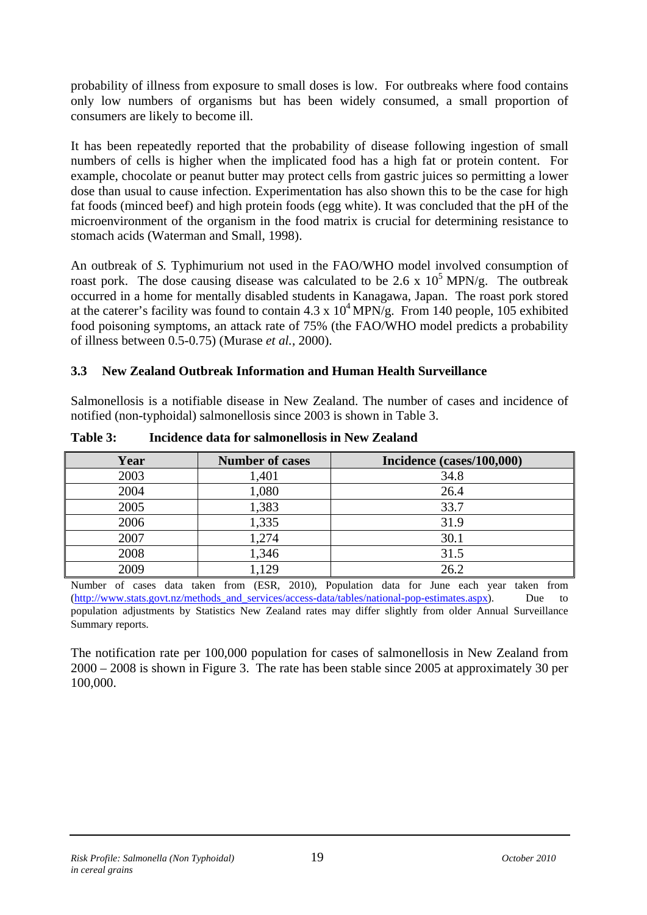probability of illness from exposure to small doses is low. For outbreaks where food contains only low numbers of organisms but has been widely consumed, a small proportion of consumers are likely to become ill.

It has been repeatedly reported that the probability of disease following ingestion of small numbers of cells is higher when the implicated food has a high fat or protein content. For example, chocolate or peanut butter may protect cells from gastric juices so permitting a lower dose than usual to cause infection. Experimentation has also shown this to be the case for high fat foods (minced beef) and high protein foods (egg white). It was concluded that the pH of the microenvironment of the organism in the food matrix is crucial for determining resistance to stomach acids (Waterman and Small, 1998).

An outbreak of *S.* Typhimurium not used in the FAO/WHO model involved consumption of roast pork. The dose causing disease was calculated to be $2.6 \times 10^5$ MPN/g. The outbreak occurred in a home for mentally disabled students in Kanagawa, Japan. The roast pork stored at the caterer's facility was found to contain $4.3 \times 10^4$ MPN/g. From 140 people, 105 exhibited food poisoning symptoms, an attack rate of 75% (the FAO/WHO model predicts a probability of illness between 0.5-0.75) (Murase *et al.*, 2000).

### 3.3 New Zealand Outbreak Information and Human Health Surveillance

Salmonellosis is a notifiable disease in New Zealand. The number of cases and incidence of notified (non-typhoidal) salmonellosis since 2003 is shown in Table 3.

**Table 3: Incidence data for salmonellosis in New Zealand**

| Year | Number of cases | Incidence (cases/100,000) |
|---|---|---|
| 2003 | 1,401 | 34.8 |
| 2004 | 1,080 | 26.4 |
| 2005 | 1,383 | 33.7 |
| 2006 | 1,335 | 31.9 |
| 2007 | 1,274 | 30.1 |
| 2008 | 1,346 | 31.5 |
| 2009 | 1,129 | 26.2 |

Number of cases data taken from (ESR, 2010), Population data for June each year taken from (http://www.stats.govt.nz/methods_and_services/access-data/tables/national-pop-estimates.aspx). Due to population adjustments by Statistics New Zealand rates may differ slightly from older Annual Surveillance Summary reports.

The notification rate per 100,000 population for cases of salmonellosis in New Zealand from 2000 – 2008 is shown in Figure 3. The rate has been stable since 2005 at approximately 30 per 100,000.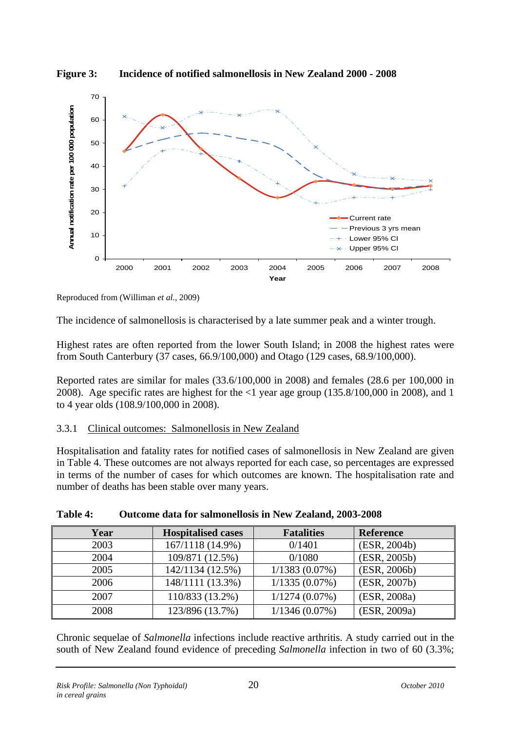**Figure 3: Incidence of notified salmonellosis in New Zealand 2000 - 2008**

Reproduced from (Williman *et al.*, 2009)

The incidence of salmonellosis is characterised by a late summer peak and a winter trough.

Highest rates are often reported from the lower South Island; in 2008 the highest rates were from South Canterbury (37 cases, 66.9/100,000) and Otago (129 cases, 68.9/100,000).

Reported rates are similar for males (33.6/100,000 in 2008) and females (28.6 per 100,000 in 2008). Age specific rates are highest for the <1 year age group (135.8/100,000 in 2008), and 1 to 4 year olds (108.9/100,000 in 2008).

### 3.3.1 Clinical outcomes: Salmonellosis in New Zealand

Hospitalisation and fatality rates for notified cases of salmonellosis in New Zealand are given in Table 4. These outcomes are not always reported for each case, so percentages are expressed in terms of the number of cases for which outcomes are known. The hospitalisation rate and number of deaths has been stable over many years.

**Table 4: Outcome data for salmonellosis in New Zealand, 2003-2008**

| Year | Hospitalised cases | Fatalities | Reference |
|---|---|---|---|
| 2003 | 167/1118 (14.9%) | 0/1401 | (ESR, 2004b) |
| 2004 | 109/871 (12.5%) | 0/1080 | (ESR, 2005b) |
| 2005 | 142/1134 (12.5%) | 1/1383 (0.07%) | (ESR, 2006b) |
| 2006 | 148/1111 (13.3%) | 1/1335 (0.07%) | (ESR, 2007b) |
| 2007 | 110/833 (13.2%) | 1/1274 (0.07%) | (ESR, 2008a) |
| 2008 | 123/896 (13.7%) | 1/1346 (0.07%) | (ESR, 2009a) |

Chronic sequelae of *Salmonella* infections include reactive arthritis. A study carried out in the south of New Zealand found evidence of preceding *Salmonella* infection in two of 60 (3.3%;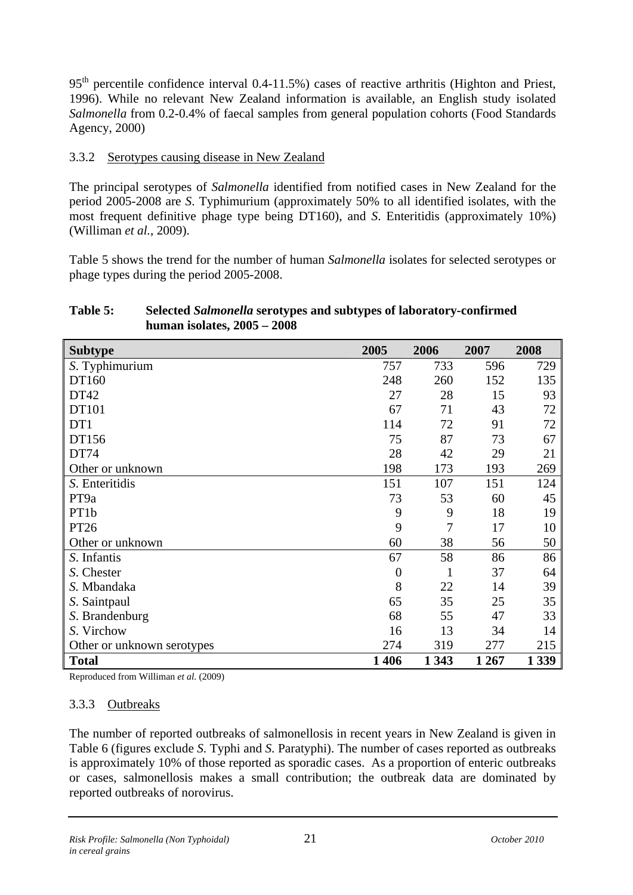95th percentile confidence interval 0.4-11.5%) cases of reactive arthritis (Highton and Priest, 1996). While no relevant New Zealand information is available, an English study isolated *Salmonella* from 0.2-0.4% of faecal samples from general population cohorts (Food Standards Agency, 2000)

### 3.3.2 Serotypes causing disease in New Zealand

The principal serotypes of *Salmonella* identified from notified cases in New Zealand for the period 2005-2008 are *S*. Typhimurium (approximately 50% to all identified isolates, with the most frequent definitive phage type being DT160), and *S*. Enteritidis (approximately 10%) (Williman *et al.*, 2009).

Table 5 shows the trend for the number of human *Salmonella* isolates for selected serotypes or phage types during the period 2005-2008.

**Table 5: Selected *Salmonella* serotypes and subtypes of laboratory-confirmed human isolates, 2005 – 2008**

| Subtype | 2005 | 2006 | 2007 | 2008 |
|---|---|---|---|---|
| *S*. Typhimurium | 757 | 733 | 596 | 729 |
| DT160 | 248 | 260 | 152 | 135 |
| DT42 | 27 | 28 | 15 | 93 |
| DT101 | 67 | 71 | 43 | 72 |
| DT1 | 114 | 72 | 91 | 72 |
| DT156 | 75 | 87 | 73 | 67 |
| DT74 | 28 | 42 | 29 | 21 |
| Other or unknown | 198 | 173 | 193 | 269 |
| *S*. Enteritidis | 151 | 107 | 151 | 124 |
| PT9a | 73 | 53 | 60 | 45 |
| PT1b | 9 | 9 | 18 | 19 |
| PT26 | 9 | 7 | 17 | 10 |
| Other or unknown | 60 | 38 | 56 | 50 |
| *S*. Infantis | 67 | 58 | 86 | 86 |
| *S*. Chester | 0 | 1 | 37 | 64 |
| *S*. Mbandaka | 8 | 22 | 14 | 39 |
| *S*. Saintpaul | 65 | 35 | 25 | 35 |
| *S*. Brandenburg | 68 | 55 | 47 | 33 |
| *S*. Virchow | 16 | 13 | 34 | 14 |
| Other or unknown serotypes | 274 | 319 | 277 | 215 |
| **Total** | **1 406** | **1 343** | **1 267** | **1 339** |

Reproduced from Williman *et al.* (2009)

### 3.3.3 Outbreaks

The number of reported outbreaks of salmonellosis in recent years in New Zealand is given in Table 6 (figures exclude *S*. Typhi and *S*. Paratyphi). The number of cases reported as outbreaks is approximately 10% of those reported as sporadic cases. As a proportion of enteric outbreaks or cases, salmonellosis makes a small contribution; the outbreak data are dominated by reported outbreaks of norovirus.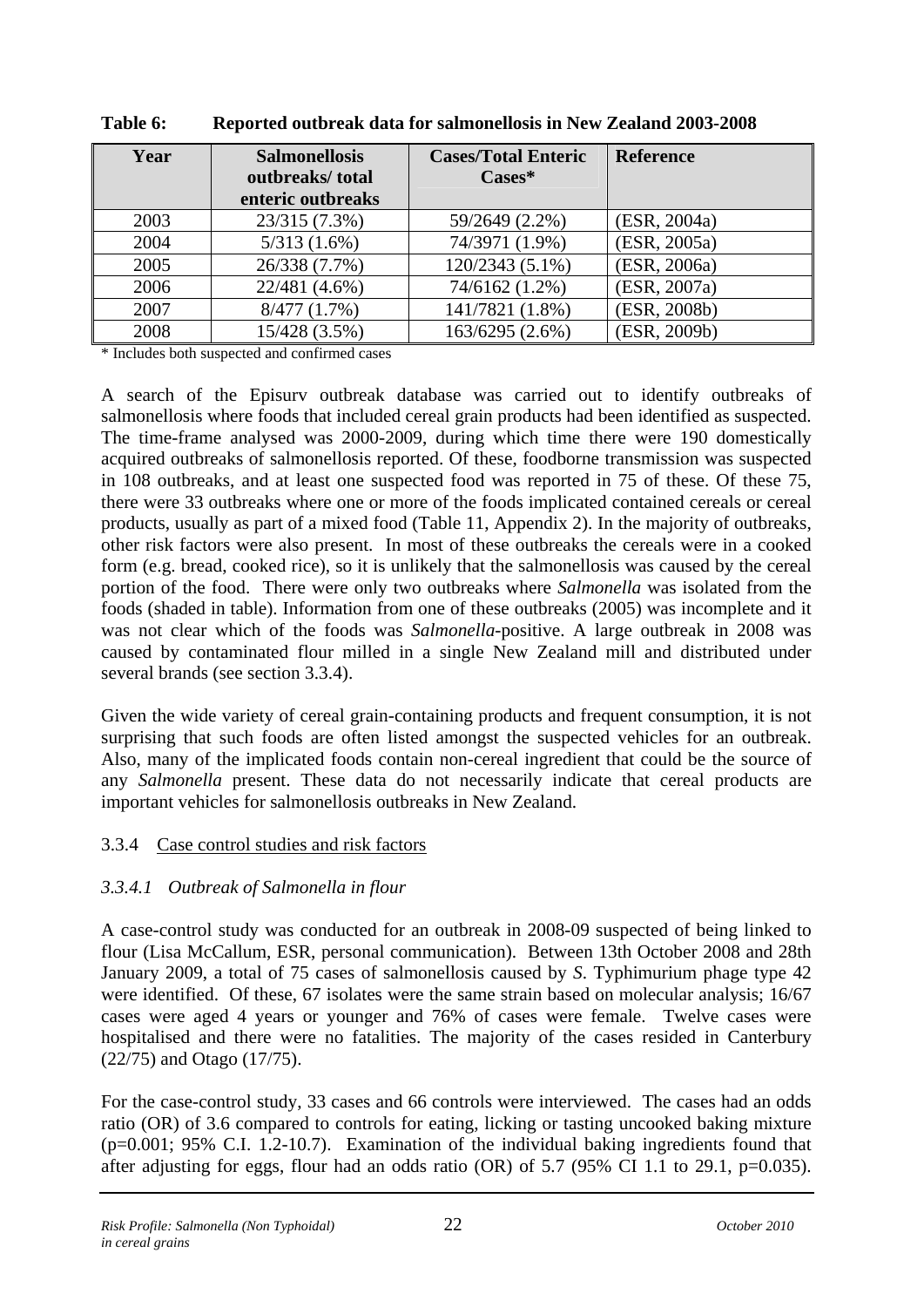**Table 6: Reported outbreak data for salmonellosis in New Zealand 2003-2008**

| Year | Salmonellosis outbreaks/ total enteric outbreaks | Cases/Total Enteric Cases* | Reference |
|---|---|---|---|
| 2003 | 23/315 (7.3%) | 59/2649 (2.2%) | (ESR, 2004a) |
| 2004 | 5/313 (1.6%) | 74/3971 (1.9%) | (ESR, 2005a) |
| 2005 | 26/338 (7.7%) | 120/2343 (5.1%) | (ESR, 2006a) |
| 2006 | 22/481 (4.6%) | 74/6162 (1.2%) | (ESR, 2007a) |
| 2007 | 8/477 (1.7%) | 141/7821 (1.8%) | (ESR, 2008b) |
| 2008 | 15/428 (3.5%) | 163/6295 (2.6%) | (ESR, 2009b) |

\* Includes both suspected and confirmed cases

A search of the Episurv outbreak database was carried out to identify outbreaks of salmonellosis where foods that included cereal grain products had been identified as suspected. The time-frame analysed was 2000-2009, during which time there were 190 domestically acquired outbreaks of salmonellosis reported. Of these, foodborne transmission was suspected in 108 outbreaks, and at least one suspected food was reported in 75 of these. Of these 75, there were 33 outbreaks where one or more of the foods implicated contained cereals or cereal products, usually as part of a mixed food (Table 11, Appendix 2). In the majority of outbreaks, other risk factors were also present. In most of these outbreaks the cereals were in a cooked form (e.g. bread, cooked rice), so it is unlikely that the salmonellosis was caused by the cereal portion of the food. There were only two outbreaks where *Salmonella* was isolated from the foods (shaded in table). Information from one of these outbreaks (2005) was incomplete and it was not clear which of the foods was *Salmonella*-positive. A large outbreak in 2008 was caused by contaminated flour milled in a single New Zealand mill and distributed under several brands (see section 3.3.4).

Given the wide variety of cereal grain-containing products and frequent consumption, it is not surprising that such foods are often listed amongst the suspected vehicles for an outbreak. Also, many of the implicated foods contain non-cereal ingredient that could be the source of any *Salmonella* present. These data do not necessarily indicate that cereal products are important vehicles for salmonellosis outbreaks in New Zealand.

### 3.3.4 Case control studies and risk factors

#### *3.3.4.1 Outbreak of Salmonella in flour*

A case-control study was conducted for an outbreak in 2008-09 suspected of being linked to flour (Lisa McCallum, ESR, personal communication). Between 13th October 2008 and 28th January 2009, a total of 75 cases of salmonellosis caused by *S*. Typhimurium phage type 42 were identified. Of these, 67 isolates were the same strain based on molecular analysis; 16/67 cases were aged 4 years or younger and 76% of cases were female. Twelve cases were hospitalised and there were no fatalities. The majority of the cases resided in Canterbury (22/75) and Otago (17/75).

For the case-control study, 33 cases and 66 controls were interviewed. The cases had an odds ratio (OR) of 3.6 compared to controls for eating, licking or tasting uncooked baking mixture ($p=0.001$; 95% C.I. 1.2-10.7). Examination of the individual baking ingredients found that after adjusting for eggs, flour had an odds ratio (OR) of 5.7 (95% CI 1.1 to 29.1, $p=0.035$).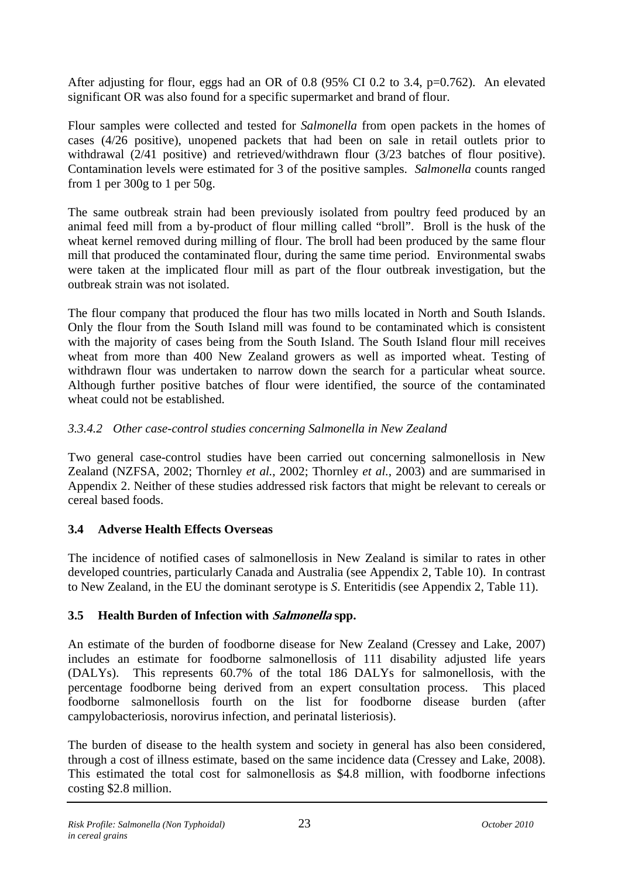After adjusting for flour, eggs had an OR of 0.8 (95% CI 0.2 to 3.4, p=0.762). An elevated significant OR was also found for a specific supermarket and brand of flour.

Flour samples were collected and tested for *Salmonella* from open packets in the homes of cases (4/26 positive), unopened packets that had been on sale in retail outlets prior to withdrawal (2/41 positive) and retrieved/withdrawn flour (3/23 batches of flour positive). Contamination levels were estimated for 3 of the positive samples. *Salmonella* counts ranged from 1 per 300g to 1 per 50g.

The same outbreak strain had been previously isolated from poultry feed produced by an animal feed mill from a by-product of flour milling called "broll". Broll is the husk of the wheat kernel removed during milling of flour. The broll had been produced by the same flour mill that produced the contaminated flour, during the same time period. Environmental swabs were taken at the implicated flour mill as part of the flour outbreak investigation, but the outbreak strain was not isolated.

The flour company that produced the flour has two mills located in North and South Islands. Only the flour from the South Island mill was found to be contaminated which is consistent with the majority of cases being from the South Island. The South Island flour mill receives wheat from more than 400 New Zealand growers as well as imported wheat. Testing of withdrawn flour was undertaken to narrow down the search for a particular wheat source. Although further positive batches of flour were identified, the source of the contaminated wheat could not be established.

#### *3.3.4.2 Other case-control studies concerning Salmonella in New Zealand*

Two general case-control studies have been carried out concerning salmonellosis in New Zealand (NZFSA, 2002; Thornley *et al.*, 2002; Thornley *et al.*, 2003) and are summarised in Appendix 2. Neither of these studies addressed risk factors that might be relevant to cereals or cereal based foods.

### 3.4 Adverse Health Effects Overseas

The incidence of notified cases of salmonellosis in New Zealand is similar to rates in other developed countries, particularly Canada and Australia (see Appendix 2, Table 10). In contrast to New Zealand, in the EU the dominant serotype is *S*. Enteritidis (see Appendix 2, Table 11).

### 3.5 Health Burden of Infection with *Salmonella* spp.

An estimate of the burden of foodborne disease for New Zealand (Cressey and Lake, 2007) includes an estimate for foodborne salmonellosis of 111 disability adjusted life years (DALYs). This represents 60.7% of the total 186 DALYs for salmonellosis, with the percentage foodborne being derived from an expert consultation process. This placed foodborne salmonellosis fourth on the list for foodborne disease burden (after campylobacteriosis, norovirus infection, and perinatal listeriosis).

The burden of disease to the health system and society in general has also been considered, through a cost of illness estimate, based on the same incidence data (Cressey and Lake, 2008). This estimated the total cost for salmonellosis as $4.8 million, with foodborne infections costing $2.8 million.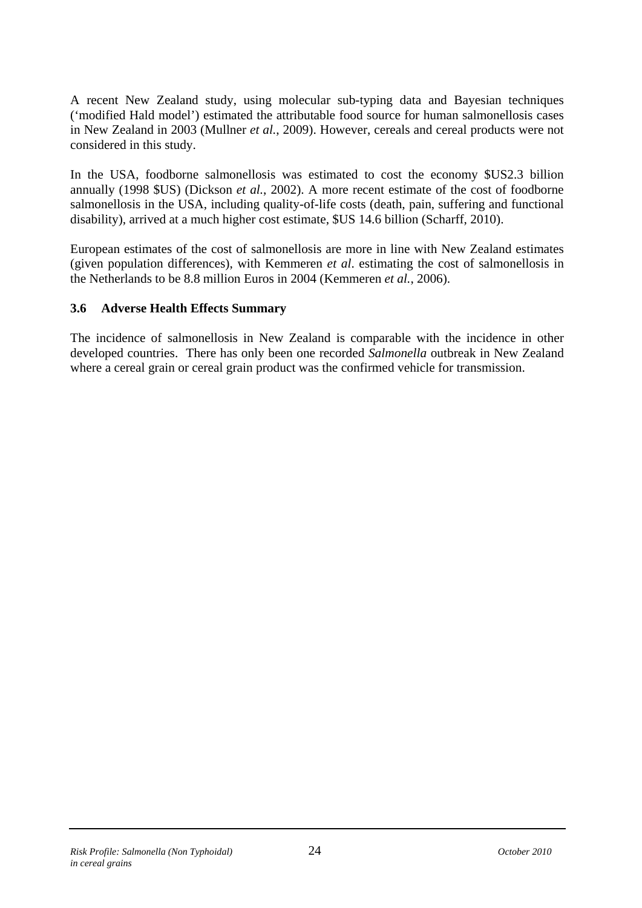A recent New Zealand study, using molecular sub-typing data and Bayesian techniques ('modified Hald model') estimated the attributable food source for human salmonellosis cases in New Zealand in 2003 (Mullner *et al.*, 2009). However, cereals and cereal products were not considered in this study.

In the USA, foodborne salmonellosis was estimated to cost the economy \$US2.3 billion annually (1998 \$US) (Dickson *et al.*, 2002). A more recent estimate of the cost of foodborne salmonellosis in the USA, including quality-of-life costs (death, pain, suffering and functional disability), arrived at a much higher cost estimate, \$US 14.6 billion (Scharff, 2010).

European estimates of the cost of salmonellosis are more in line with New Zealand estimates (given population differences), with Kemmeren *et al*. estimating the cost of salmonellosis in the Netherlands to be 8.8 million Euros in 2004 (Kemmeren *et al.*, 2006).

### 3.6 Adverse Health Effects Summary

The incidence of salmonellosis in New Zealand is comparable with the incidence in other developed countries. There has only been one recorded *Salmonella* outbreak in New Zealand where a cereal grain or cereal grain product was the confirmed vehicle for transmission.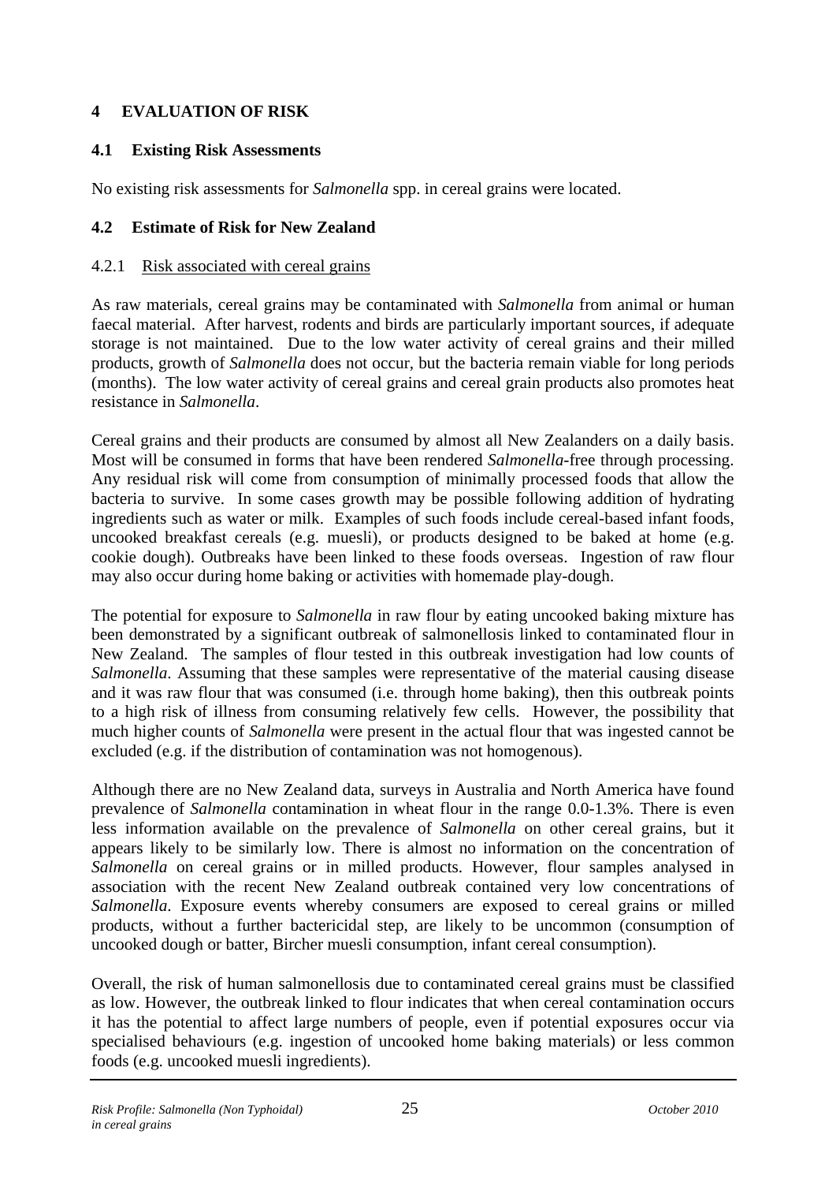# 4 EVALUATION OF RISK

## 4.1 Existing Risk Assessments

No existing risk assessments for *Salmonella* spp. in cereal grains were located.

## 4.2 Estimate of Risk for New Zealand

### 4.2.1 Risk associated with cereal grains

As raw materials, cereal grains may be contaminated with *Salmonella* from animal or human faecal material. After harvest, rodents and birds are particularly important sources, if adequate storage is not maintained. Due to the low water activity of cereal grains and their milled products, growth of *Salmonella* does not occur, but the bacteria remain viable for long periods (months). The low water activity of cereal grains and cereal grain products also promotes heat resistance in *Salmonella*.

Cereal grains and their products are consumed by almost all New Zealanders on a daily basis. Most will be consumed in forms that have been rendered *Salmonella*-free through processing. Any residual risk will come from consumption of minimally processed foods that allow the bacteria to survive. In some cases growth may be possible following addition of hydrating ingredients such as water or milk. Examples of such foods include cereal-based infant foods, uncooked breakfast cereals (e.g. muesli), or products designed to be baked at home (e.g. cookie dough). Outbreaks have been linked to these foods overseas. Ingestion of raw flour may also occur during home baking or activities with homemade play-dough.

The potential for exposure to *Salmonella* in raw flour by eating uncooked baking mixture has been demonstrated by a significant outbreak of salmonellosis linked to contaminated flour in New Zealand. The samples of flour tested in this outbreak investigation had low counts of *Salmonella*. Assuming that these samples were representative of the material causing disease and it was raw flour that was consumed (i.e. through home baking), then this outbreak points to a high risk of illness from consuming relatively few cells. However, the possibility that much higher counts of *Salmonella* were present in the actual flour that was ingested cannot be excluded (e.g. if the distribution of contamination was not homogenous).

Although there are no New Zealand data, surveys in Australia and North America have found prevalence of *Salmonella* contamination in wheat flour in the range 0.0-1.3%. There is even less information available on the prevalence of *Salmonella* on other cereal grains, but it appears likely to be similarly low. There is almost no information on the concentration of *Salmonella* on cereal grains or in milled products. However, flour samples analysed in association with the recent New Zealand outbreak contained very low concentrations of *Salmonella*. Exposure events whereby consumers are exposed to cereal grains or milled products, without a further bactericidal step, are likely to be uncommon (consumption of uncooked dough or batter, Bircher muesli consumption, infant cereal consumption).

Overall, the risk of human salmonellosis due to contaminated cereal grains must be classified as low. However, the outbreak linked to flour indicates that when cereal contamination occurs it has the potential to affect large numbers of people, even if potential exposures occur via specialised behaviours (e.g. ingestion of uncooked home baking materials) or less common foods (e.g. uncooked muesli ingredients).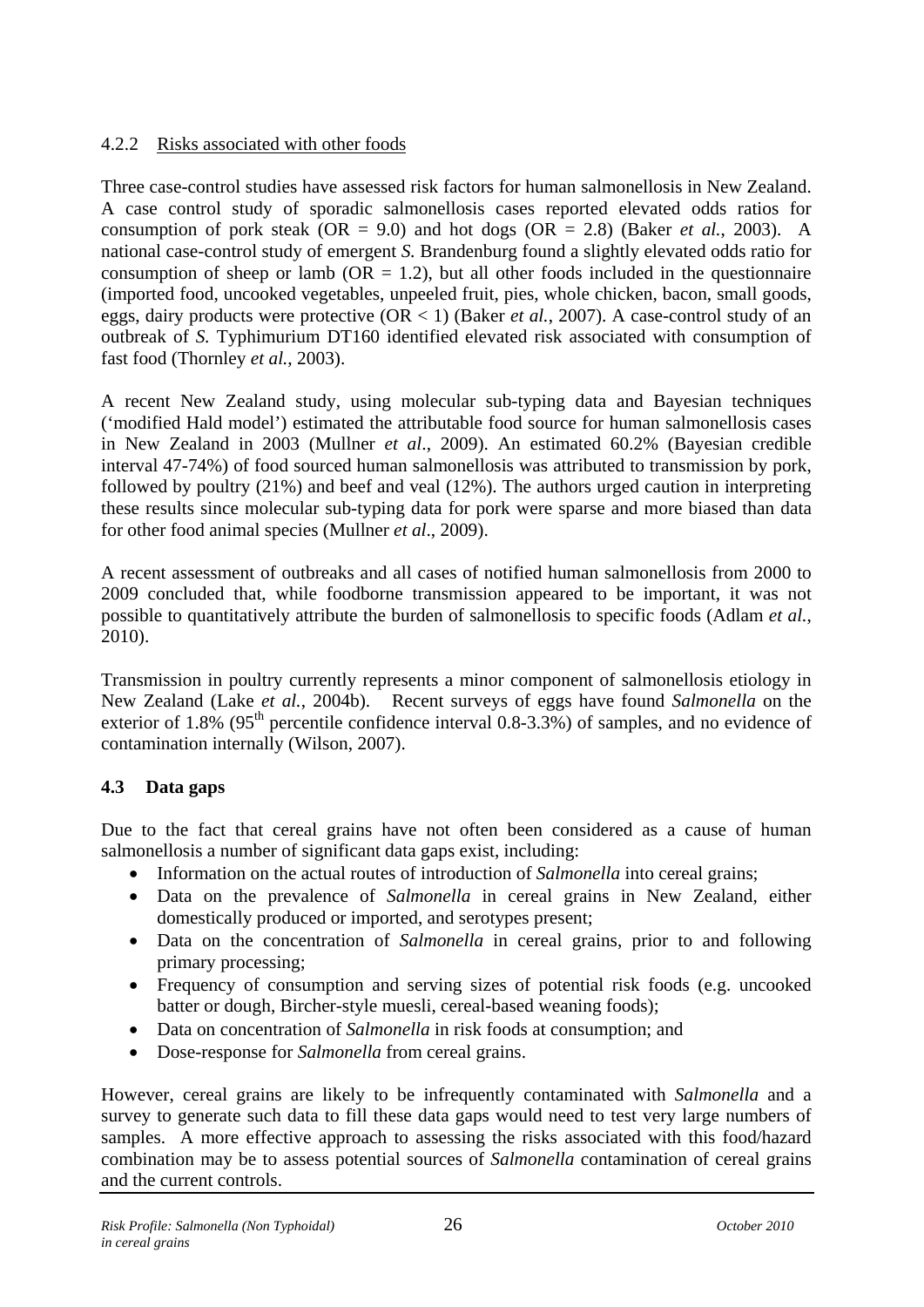#### 4.2.2 Risks associated with other foods

Three case-control studies have assessed risk factors for human salmonellosis in New Zealand. A case control study of sporadic salmonellosis cases reported elevated odds ratios for consumption of pork steak (OR = 9.0) and hot dogs (OR = 2.8) (Baker *et al.*, 2003). A national case-control study of emergent *S.* Brandenburg found a slightly elevated odds ratio for consumption of sheep or lamb (OR = 1.2), but all other foods included in the questionnaire (imported food, uncooked vegetables, unpeeled fruit, pies, whole chicken, bacon, small goods, eggs, dairy products were protective (OR < 1) (Baker *et al.*, 2007). A case-control study of an outbreak of *S.* Typhimurium DT160 identified elevated risk associated with consumption of fast food (Thornley *et al.*, 2003).

A recent New Zealand study, using molecular sub-typing data and Bayesian techniques ('modified Hald model') estimated the attributable food source for human salmonellosis cases in New Zealand in 2003 (Mullner *et al*., 2009). An estimated 60.2% (Bayesian credible interval 47-74%) of food sourced human salmonellosis was attributed to transmission by pork, followed by poultry (21%) and beef and veal (12%). The authors urged caution in interpreting these results since molecular sub-typing data for pork were sparse and more biased than data for other food animal species (Mullner *et al*., 2009).

A recent assessment of outbreaks and all cases of notified human salmonellosis from 2000 to 2009 concluded that, while foodborne transmission appeared to be important, it was not possible to quantitatively attribute the burden of salmonellosis to specific foods (Adlam *et al.*, 2010).

Transmission in poultry currently represents a minor component of salmonellosis etiology in New Zealand (Lake *et al.*, 2004b). Recent surveys of eggs have found *Salmonella* on the exterior of 1.8% (95th percentile confidence interval 0.8-3.3%) of samples, and no evidence of contamination internally (Wilson, 2007).

### 4.3 Data gaps

Due to the fact that cereal grains have not often been considered as a cause of human salmonellosis a number of significant data gaps exist, including:

- Information on the actual routes of introduction of *Salmonella* into cereal grains;
- Data on the prevalence of *Salmonella* in cereal grains in New Zealand, either domestically produced or imported, and serotypes present;
- Data on the concentration of *Salmonella* in cereal grains, prior to and following primary processing;
- Frequency of consumption and serving sizes of potential risk foods (e.g. uncooked batter or dough, Bircher-style muesli, cereal-based weaning foods);
- Data on concentration of *Salmonella* in risk foods at consumption; and
- Dose-response for *Salmonella* from cereal grains.

However, cereal grains are likely to be infrequently contaminated with *Salmonella* and a survey to generate such data to fill these data gaps would need to test very large numbers of samples. A more effective approach to assessing the risks associated with this food/hazard combination may be to assess potential sources of *Salmonella* contamination of cereal grains and the current controls.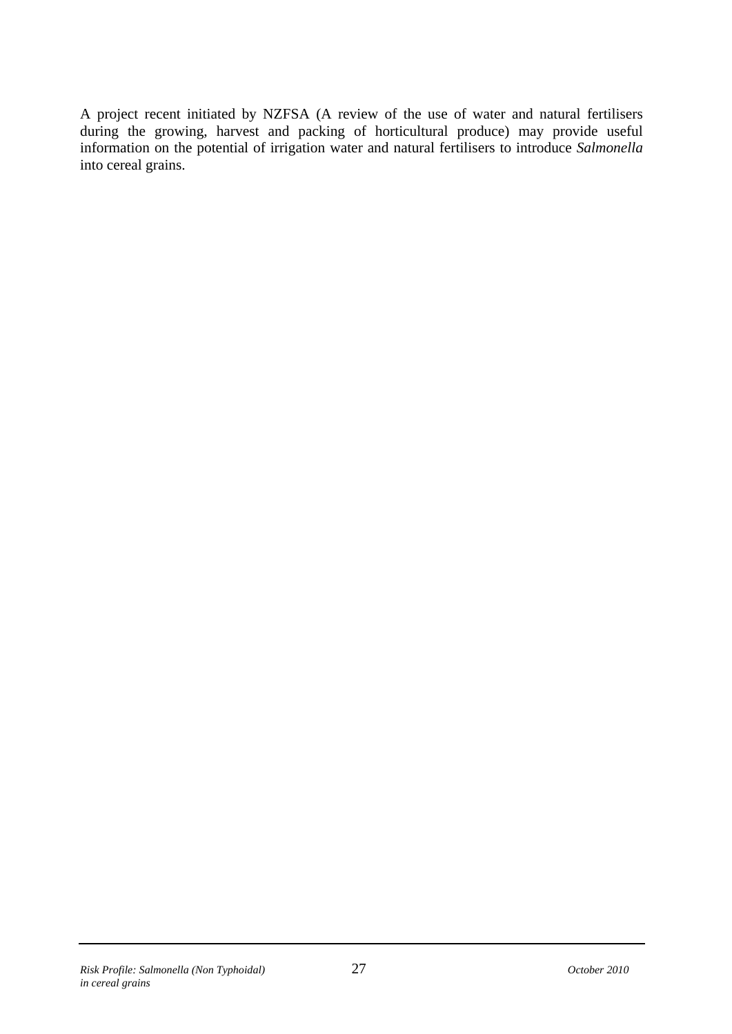A project recent initiated by NZFSA (A review of the use of water and natural fertilisers during the growing, harvest and packing of horticultural produce) may provide useful information on the potential of irrigation water and natural fertilisers to introduce *Salmonella* into cereal grains.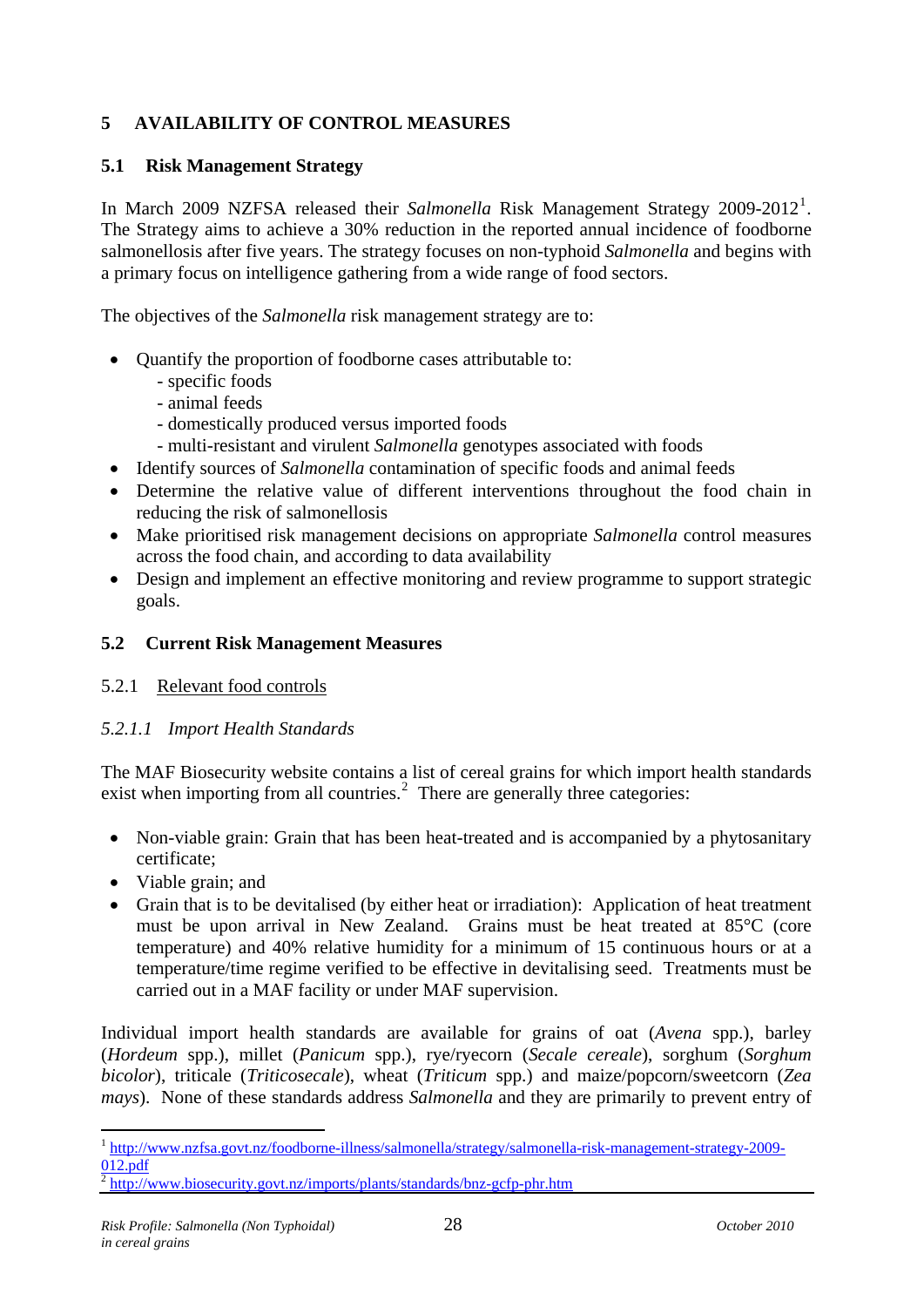# 5 AVAILABILITY OF CONTROL MEASURES

## 5.1 Risk Management Strategy

In March 2009 NZFSA released their *Salmonella* Risk Management Strategy 2009-2012[1]. The Strategy aims to achieve a 30% reduction in the reported annual incidence of foodborne salmonellosis after five years. The strategy focuses on non-typhoid *Salmonella* and begins with a primary focus on intelligence gathering from a wide range of food sectors.

The objectives of the *Salmonella* risk management strategy are to:

- Quantify the proportion of foodborne cases attributable to:
  - specific foods
  - animal feeds
  - domestically produced versus imported foods
  - multi-resistant and virulent *Salmonella* genotypes associated with foods
- Identify sources of *Salmonella* contamination of specific foods and animal feeds
- Determine the relative value of different interventions throughout the food chain in reducing the risk of salmonellosis
- Make prioritised risk management decisions on appropriate *Salmonella* control measures across the food chain, and according to data availability
- Design and implement an effective monitoring and review programme to support strategic goals.

## 5.2 Current Risk Management Measures

### 5.2.1 Relevant food controls

#### *5.2.1.1 Import Health Standards*

The MAF Biosecurity website contains a list of cereal grains for which import health standards exist when importing from all countries.[2] There are generally three categories:

- Non-viable grain: Grain that has been heat-treated and is accompanied by a phytosanitary certificate;
- Viable grain; and
- Grain that is to be devitalised (by either heat or irradiation): Application of heat treatment must be upon arrival in New Zealand. Grains must be heat treated at 85°C (core temperature) and 40% relative humidity for a minimum of 15 continuous hours or at a temperature/time regime verified to be effective in devitalising seed. Treatments must be carried out in a MAF facility or under MAF supervision.

Individual import health standards are available for grains of oat (*Avena* spp.), barley (*Hordeum* spp.), millet (*Panicum* spp.), rye/ryecorn (*Secale cereale*), sorghum (*Sorghum bicolor*), triticale (*Triticosecale*), wheat (*Triticum* spp.) and maize/popcorn/sweetcorn (*Zea mays*). None of these standards address *Salmonella* and they are primarily to prevent entry of

---

[1] http://www.nzfsa.govt.nz/foodborne-illness/salmonella/strategy/salmonella-risk-management-strategy-2009-012.pdf

[2] http://www.biosecurity.govt.nz/imports/plants/standards/bnz-gcfp-phr.htm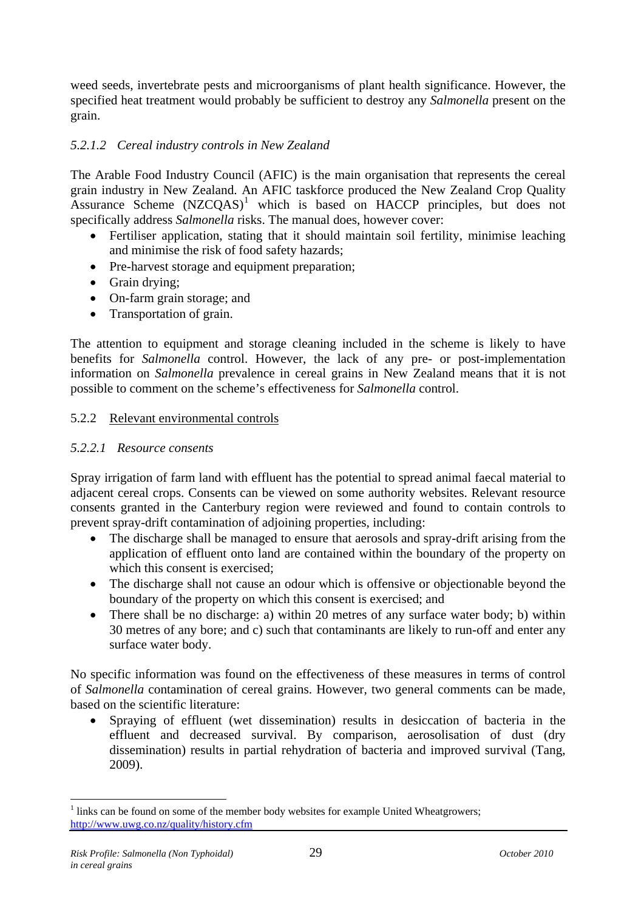weed seeds, invertebrate pests and microorganisms of plant health significance. However, the specified heat treatment would probably be sufficient to destroy any *Salmonella* present on the grain.

#### *5.2.1.2 Cereal industry controls in New Zealand*

The Arable Food Industry Council (AFIC) is the main organisation that represents the cereal grain industry in New Zealand. An AFIC taskforce produced the New Zealand Crop Quality Assurance Scheme (NZCQAS)[1] which is based on HACCP principles, but does not specifically address *Salmonella* risks. The manual does, however cover:

- Fertiliser application, stating that it should maintain soil fertility, minimise leaching and minimise the risk of food safety hazards;
- Pre-harvest storage and equipment preparation;
- Grain drying;
- On-farm grain storage; and
- Transportation of grain.

The attention to equipment and storage cleaning included in the scheme is likely to have benefits for *Salmonella* control. However, the lack of any pre- or post-implementation information on *Salmonella* prevalence in cereal grains in New Zealand means that it is not possible to comment on the scheme's effectiveness for *Salmonella* control.

### 5.2.2 Relevant environmental controls

#### *5.2.2.1 Resource consents*

Spray irrigation of farm land with effluent has the potential to spread animal faecal material to adjacent cereal crops. Consents can be viewed on some authority websites. Relevant resource consents granted in the Canterbury region were reviewed and found to contain controls to prevent spray-drift contamination of adjoining properties, including:

- The discharge shall be managed to ensure that aerosols and spray-drift arising from the application of effluent onto land are contained within the boundary of the property on which this consent is exercised;
- The discharge shall not cause an odour which is offensive or objectionable beyond the boundary of the property on which this consent is exercised; and
- There shall be no discharge: a) within 20 metres of any surface water body; b) within 30 metres of any bore; and c) such that contaminants are likely to run-off and enter any surface water body.

No specific information was found on the effectiveness of these measures in terms of control of *Salmonella* contamination of cereal grains. However, two general comments can be made, based on the scientific literature:

- Spraying of effluent (wet dissemination) results in desiccation of bacteria in the effluent and decreased survival. By comparison, aerosolisation of dust (dry dissemination) results in partial rehydration of bacteria and improved survival (Tang, 2009).

---

[1] links can be found on some of the member body websites for example United Wheatgrowers; http://www.uwg.co.nz/quality/history.cfm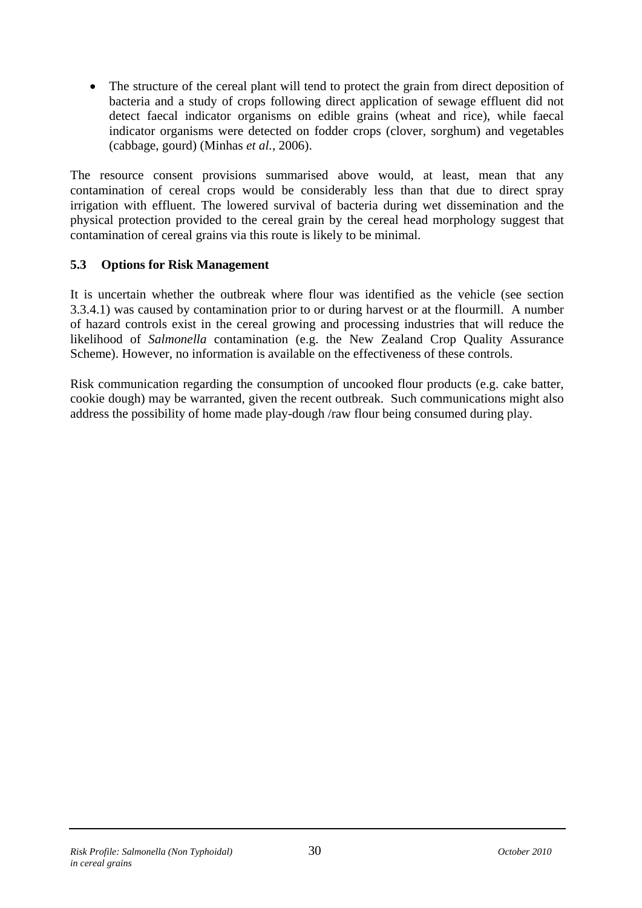- The structure of the cereal plant will tend to protect the grain from direct deposition of bacteria and a study of crops following direct application of sewage effluent did not detect faecal indicator organisms on edible grains (wheat and rice), while faecal indicator organisms were detected on fodder crops (clover, sorghum) and vegetables (cabbage, gourd) (Minhas *et al.*, 2006).

The resource consent provisions summarised above would, at least, mean that any contamination of cereal crops would be considerably less than that due to direct spray irrigation with effluent. The lowered survival of bacteria during wet dissemination and the physical protection provided to the cereal grain by the cereal head morphology suggest that contamination of cereal grains via this route is likely to be minimal.

### 5.3 Options for Risk Management

It is uncertain whether the outbreak where flour was identified as the vehicle (see section 3.3.4.1) was caused by contamination prior to or during harvest or at the flourmill. A number of hazard controls exist in the cereal growing and processing industries that will reduce the likelihood of *Salmonella* contamination (e.g. the New Zealand Crop Quality Assurance Scheme). However, no information is available on the effectiveness of these controls.

Risk communication regarding the consumption of uncooked flour products (e.g. cake batter, cookie dough) may be warranted, given the recent outbreak. Such communications might also address the possibility of home made play-dough /raw flour being consumed during play.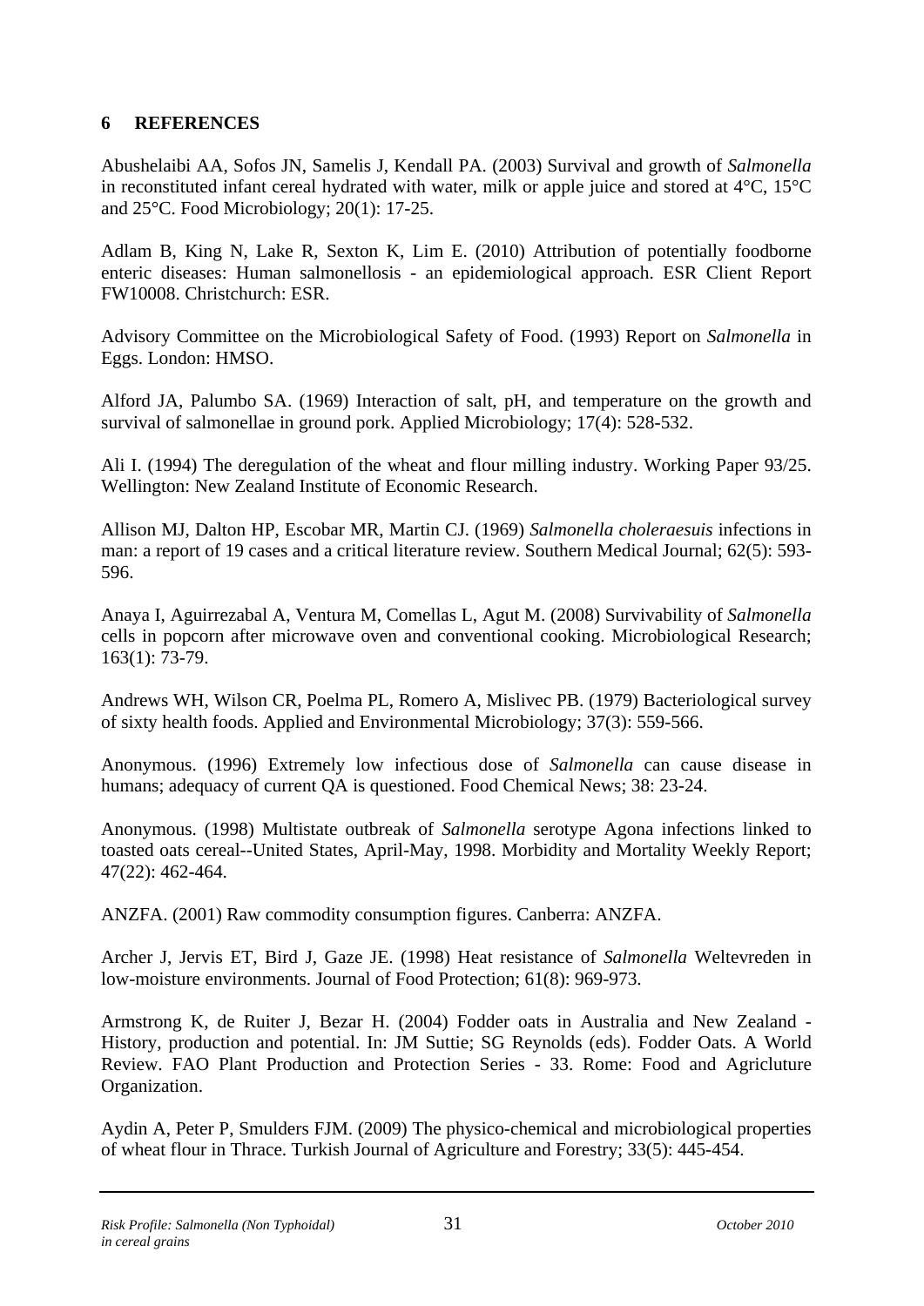## 6 REFERENCES

Abushelaibi AA, Sofos JN, Samelis J, Kendall PA. (2003) Survival and growth of *Salmonella* in reconstituted infant cereal hydrated with water, milk or apple juice and stored at 4°C, 15°C and 25°C. Food Microbiology; 20(1): 17-25.

Adlam B, King N, Lake R, Sexton K, Lim E. (2010) Attribution of potentially foodborne enteric diseases: Human salmonellosis - an epidemiological approach. ESR Client Report FW10008. Christchurch: ESR.

Advisory Committee on the Microbiological Safety of Food. (1993) Report on *Salmonella* in Eggs. London: HMSO.

Alford JA, Palumbo SA. (1969) Interaction of salt, pH, and temperature on the growth and survival of salmonellae in ground pork. Applied Microbiology; 17(4): 528-532.

Ali I. (1994) The deregulation of the wheat and flour milling industry. Working Paper 93/25. Wellington: New Zealand Institute of Economic Research.

Allison MJ, Dalton HP, Escobar MR, Martin CJ. (1969) *Salmonella choleraesuis* infections in man: a report of 19 cases and a critical literature review. Southern Medical Journal; 62(5): 593-596.

Anaya I, Aguirrezabal A, Ventura M, Comellas L, Agut M. (2008) Survivability of *Salmonella* cells in popcorn after microwave oven and conventional cooking. Microbiological Research; 163(1): 73-79.

Andrews WH, Wilson CR, Poelma PL, Romero A, Mislivec PB. (1979) Bacteriological survey of sixty health foods. Applied and Environmental Microbiology; 37(3): 559-566.

Anonymous. (1996) Extremely low infectious dose of *Salmonella* can cause disease in humans; adequacy of current QA is questioned. Food Chemical News; 38: 23-24.

Anonymous. (1998) Multistate outbreak of *Salmonella* serotype Agona infections linked to toasted oats cereal--United States, April-May, 1998. Morbidity and Mortality Weekly Report; 47(22): 462-464.

ANZFA. (2001) Raw commodity consumption figures. Canberra: ANZFA.

Archer J, Jervis ET, Bird J, Gaze JE. (1998) Heat resistance of *Salmonella* Weltevreden in low-moisture environments. Journal of Food Protection; 61(8): 969-973.

Armstrong K, de Ruiter J, Bezar H. (2004) Fodder oats in Australia and New Zealand - History, production and potential. In: JM Suttie; SG Reynolds (eds). Fodder Oats. A World Review. FAO Plant Production and Protection Series - 33. Rome: Food and Agricluture Organization.

Aydin A, Peter P, Smulders FJM. (2009) The physico-chemical and microbiological properties of wheat flour in Thrace. Turkish Journal of Agriculture and Forestry; 33(5): 445-454.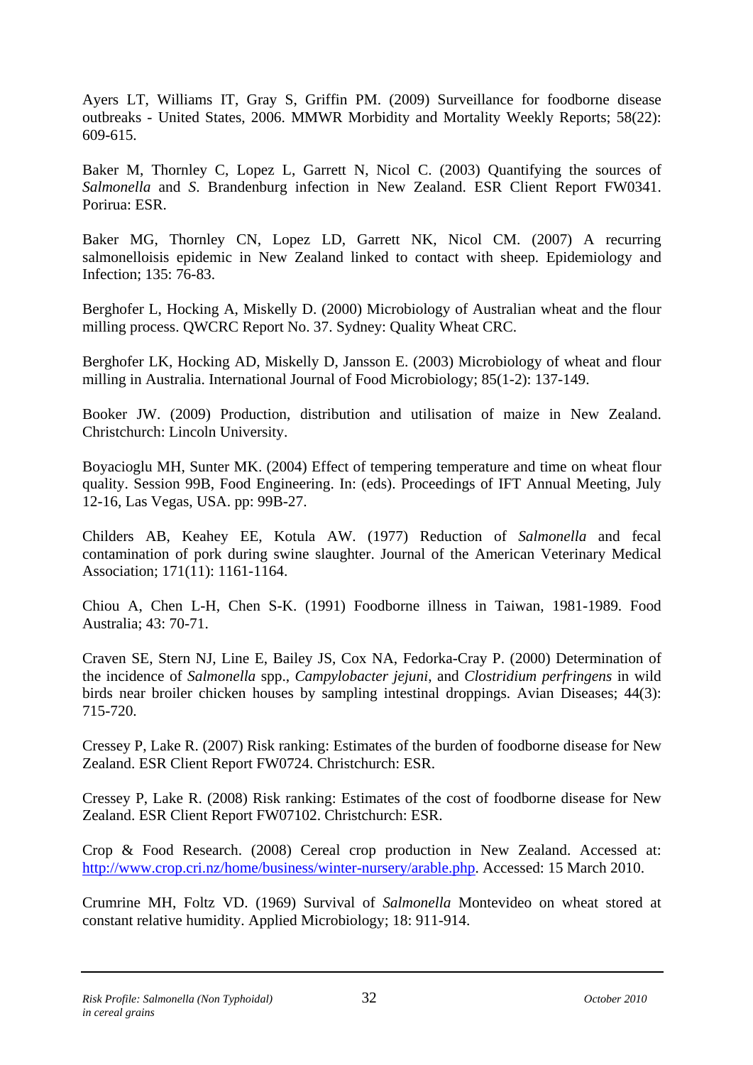Ayers LT, Williams IT, Gray S, Griffin PM. (2009) Surveillance for foodborne disease outbreaks - United States, 2006. MMWR Morbidity and Mortality Weekly Reports; 58(22): 609-615.

Baker M, Thornley C, Lopez L, Garrett N, Nicol C. (2003) Quantifying the sources of *Salmonella* and *S*. Brandenburg infection in New Zealand. ESR Client Report FW0341. Porirua: ESR.

Baker MG, Thornley CN, Lopez LD, Garrett NK, Nicol CM. (2007) A recurring salmonelloisis epidemic in New Zealand linked to contact with sheep. Epidemiology and Infection; 135: 76-83.

Berghofer L, Hocking A, Miskelly D. (2000) Microbiology of Australian wheat and the flour milling process. QWCRC Report No. 37. Sydney: Quality Wheat CRC.

Berghofer LK, Hocking AD, Miskelly D, Jansson E. (2003) Microbiology of wheat and flour milling in Australia. International Journal of Food Microbiology; 85(1-2): 137-149.

Booker JW. (2009) Production, distribution and utilisation of maize in New Zealand. Christchurch: Lincoln University.

Boyacioglu MH, Sunter MK. (2004) Effect of tempering temperature and time on wheat flour quality. Session 99B, Food Engineering. In: (eds). Proceedings of IFT Annual Meeting, July 12-16, Las Vegas, USA. pp: 99B-27.

Childers AB, Keahey EE, Kotula AW. (1977) Reduction of *Salmonella* and fecal contamination of pork during swine slaughter. Journal of the American Veterinary Medical Association; 171(11): 1161-1164.

Chiou A, Chen L-H, Chen S-K. (1991) Foodborne illness in Taiwan, 1981-1989. Food Australia; 43: 70-71.

Craven SE, Stern NJ, Line E, Bailey JS, Cox NA, Fedorka-Cray P. (2000) Determination of the incidence of *Salmonella* spp., *Campylobacter jejuni*, and *Clostridium perfringens* in wild birds near broiler chicken houses by sampling intestinal droppings. Avian Diseases; 44(3): 715-720.

Cressey P, Lake R. (2007) Risk ranking: Estimates of the burden of foodborne disease for New Zealand. ESR Client Report FW0724. Christchurch: ESR.

Cressey P, Lake R. (2008) Risk ranking: Estimates of the cost of foodborne disease for New Zealand. ESR Client Report FW07102. Christchurch: ESR.

Crop & Food Research. (2008) Cereal crop production in New Zealand. Accessed at: http://www.crop.cri.nz/home/business/winter-nursery/arable.php. Accessed: 15 March 2010.

Crumrine MH, Foltz VD. (1969) Survival of *Salmonella* Montevideo on wheat stored at constant relative humidity. Applied Microbiology; 18: 911-914.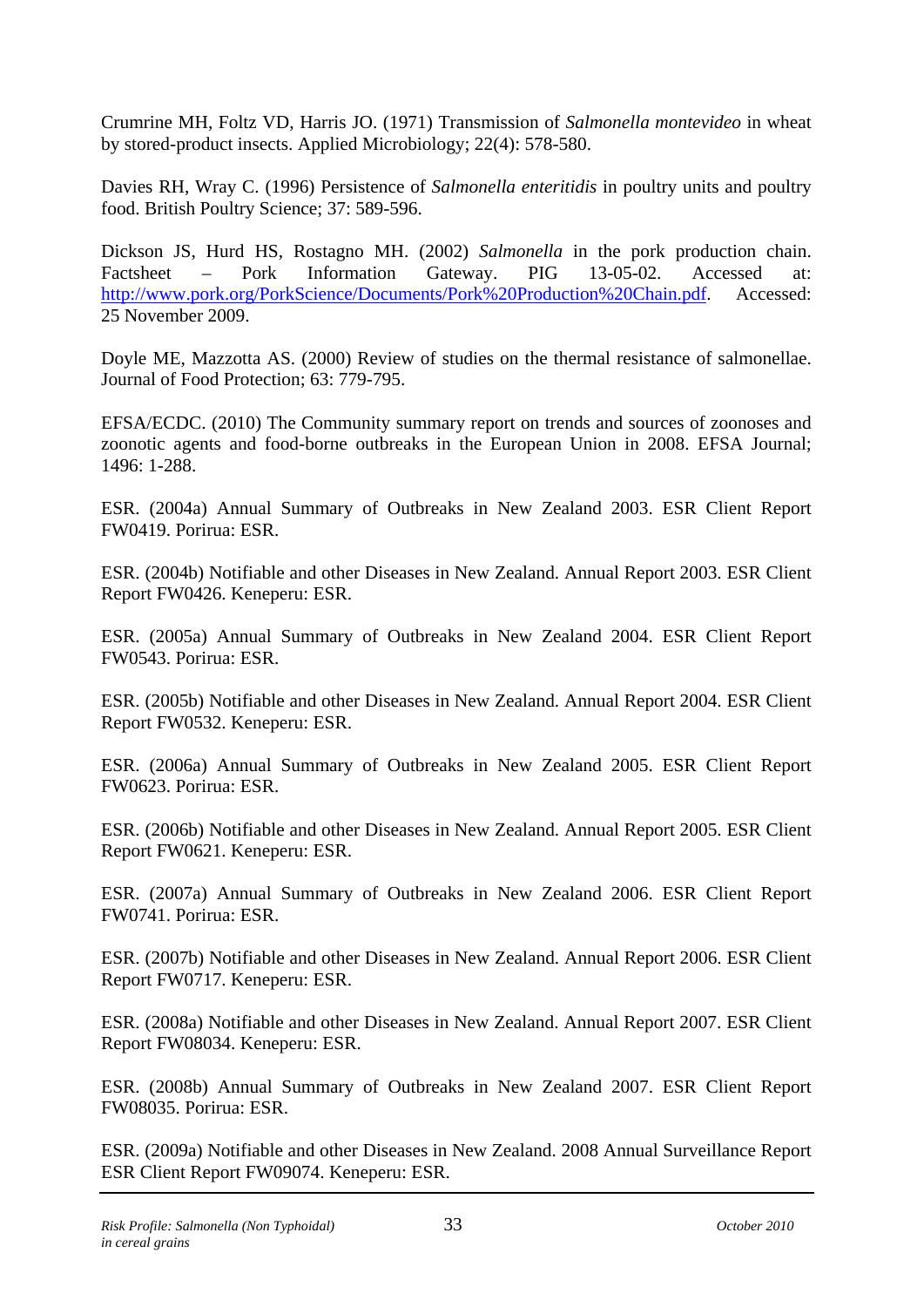Crumrine MH, Foltz VD, Harris JO. (1971) Transmission of *Salmonella montevideo* in wheat by stored-product insects. Applied Microbiology; 22(4): 578-580.

Davies RH, Wray C. (1996) Persistence of *Salmonella enteritidis* in poultry units and poultry food. British Poultry Science; 37: 589-596.

Dickson JS, Hurd HS, Rostagno MH. (2002) *Salmonella* in the pork production chain. Factsheet – Pork Information Gateway. PIG 13-05-02. Accessed at: http://www.pork.org/PorkScience/Documents/Pork%20Production%20Chain.pdf. Accessed: 25 November 2009.

Doyle ME, Mazzotta AS. (2000) Review of studies on the thermal resistance of salmonellae. Journal of Food Protection; 63: 779-795.

EFSA/ECDC. (2010) The Community summary report on trends and sources of zoonoses and zoonotic agents and food-borne outbreaks in the European Union in 2008. EFSA Journal; 1496: 1-288.

ESR. (2004a) Annual Summary of Outbreaks in New Zealand 2003. ESR Client Report FW0419. Porirua: ESR.

ESR. (2004b) Notifiable and other Diseases in New Zealand. Annual Report 2003. ESR Client Report FW0426. Keneperu: ESR.

ESR. (2005a) Annual Summary of Outbreaks in New Zealand 2004. ESR Client Report FW0543. Porirua: ESR.

ESR. (2005b) Notifiable and other Diseases in New Zealand. Annual Report 2004. ESR Client Report FW0532. Keneperu: ESR.

ESR. (2006a) Annual Summary of Outbreaks in New Zealand 2005. ESR Client Report FW0623. Porirua: ESR.

ESR. (2006b) Notifiable and other Diseases in New Zealand. Annual Report 2005. ESR Client Report FW0621. Keneperu: ESR.

ESR. (2007a) Annual Summary of Outbreaks in New Zealand 2006. ESR Client Report FW0741. Porirua: ESR.

ESR. (2007b) Notifiable and other Diseases in New Zealand. Annual Report 2006. ESR Client Report FW0717. Keneperu: ESR.

ESR. (2008a) Notifiable and other Diseases in New Zealand. Annual Report 2007. ESR Client Report FW08034. Keneperu: ESR.

ESR. (2008b) Annual Summary of Outbreaks in New Zealand 2007. ESR Client Report FW08035. Porirua: ESR.

ESR. (2009a) Notifiable and other Diseases in New Zealand. 2008 Annual Surveillance Report ESR Client Report FW09074. Keneperu: ESR.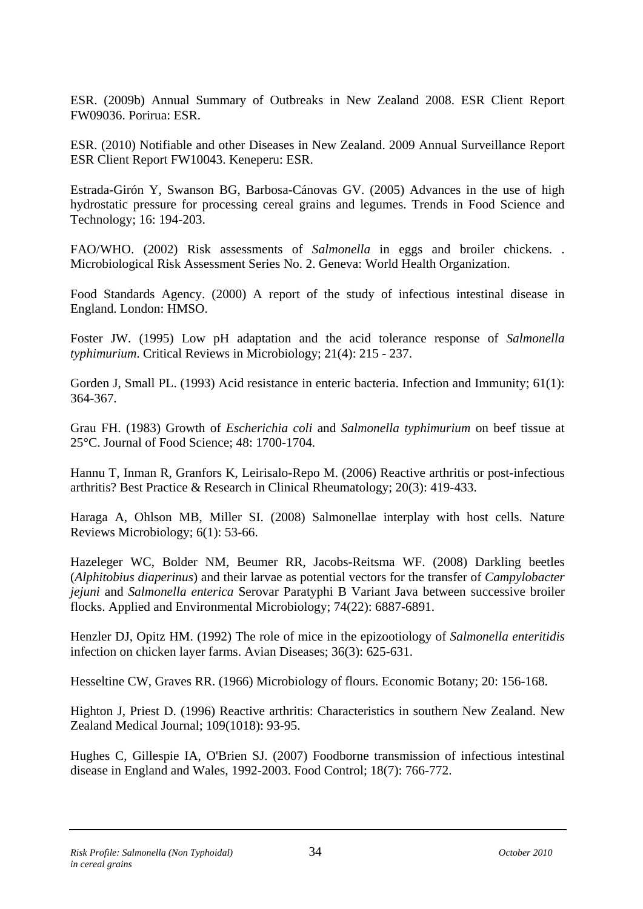ESR. (2009b) Annual Summary of Outbreaks in New Zealand 2008. ESR Client Report FW09036. Porirua: ESR.

ESR. (2010) Notifiable and other Diseases in New Zealand. 2009 Annual Surveillance Report ESR Client Report FW10043. Keneperu: ESR.

Estrada-Girón Y, Swanson BG, Barbosa-Cánovas GV. (2005) Advances in the use of high hydrostatic pressure for processing cereal grains and legumes. Trends in Food Science and Technology; 16: 194-203.

FAO/WHO. (2002) Risk assessments of *Salmonella* in eggs and broiler chickens. . Microbiological Risk Assessment Series No. 2. Geneva: World Health Organization.

Food Standards Agency. (2000) A report of the study of infectious intestinal disease in England. London: HMSO.

Foster JW. (1995) Low pH adaptation and the acid tolerance response of *Salmonella typhimurium*. Critical Reviews in Microbiology; 21(4): 215 - 237.

Gorden J, Small PL. (1993) Acid resistance in enteric bacteria. Infection and Immunity; 61(1): 364-367.

Grau FH. (1983) Growth of *Escherichia coli* and *Salmonella typhimurium* on beef tissue at 25°C. Journal of Food Science; 48: 1700-1704.

Hannu T, Inman R, Granfors K, Leirisalo-Repo M. (2006) Reactive arthritis or post-infectious arthritis? Best Practice & Research in Clinical Rheumatology; 20(3): 419-433.

Haraga A, Ohlson MB, Miller SI. (2008) Salmonellae interplay with host cells. Nature Reviews Microbiology; 6(1): 53-66.

Hazeleger WC, Bolder NM, Beumer RR, Jacobs-Reitsma WF. (2008) Darkling beetles (*Alphitobius diaperinus*) and their larvae as potential vectors for the transfer of *Campylobacter jejuni* and *Salmonella enterica* Serovar Paratyphi B Variant Java between successive broiler flocks. Applied and Environmental Microbiology; 74(22): 6887-6891.

Henzler DJ, Opitz HM. (1992) The role of mice in the epizootiology of *Salmonella enteritidis* infection on chicken layer farms. Avian Diseases; 36(3): 625-631.

Hesseltine CW, Graves RR. (1966) Microbiology of flours. Economic Botany; 20: 156-168.

Highton J, Priest D. (1996) Reactive arthritis: Characteristics in southern New Zealand. New Zealand Medical Journal; 109(1018): 93-95.

Hughes C, Gillespie IA, O'Brien SJ. (2007) Foodborne transmission of infectious intestinal disease in England and Wales, 1992-2003. Food Control; 18(7): 766-772.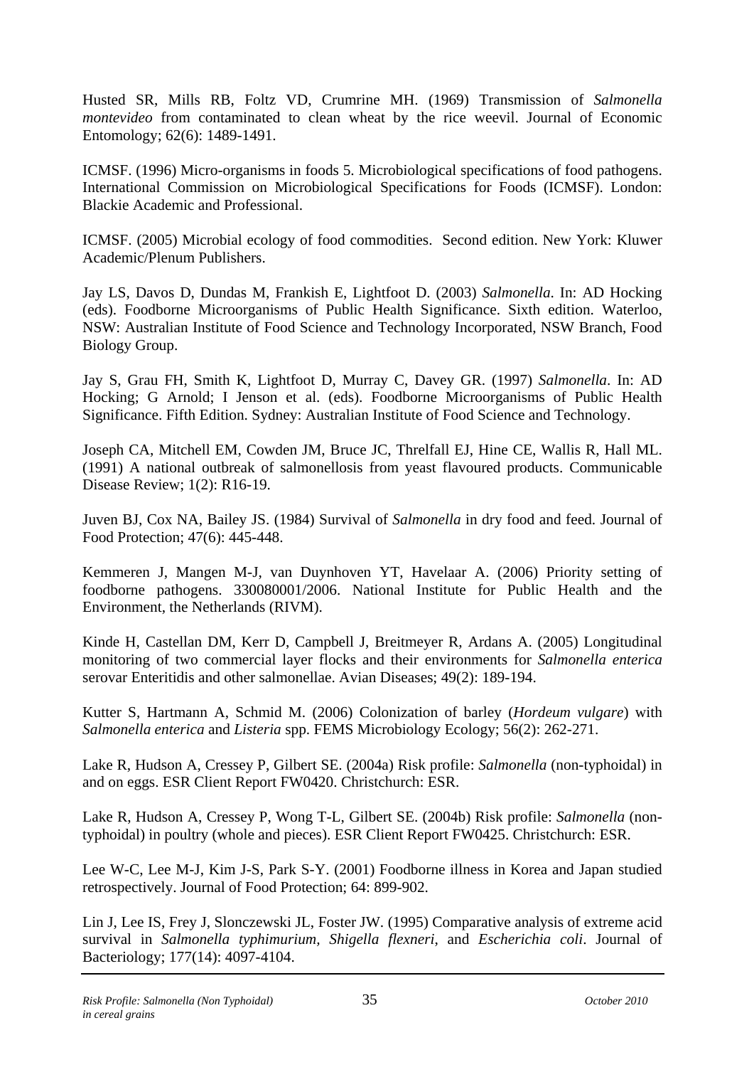Husted SR, Mills RB, Foltz VD, Crumrine MH. (1969) Transmission of *Salmonella montevideo* from contaminated to clean wheat by the rice weevil. Journal of Economic Entomology; 62(6): 1489-1491.

ICMSF. (1996) Micro-organisms in foods 5. Microbiological specifications of food pathogens. International Commission on Microbiological Specifications for Foods (ICMSF). London: Blackie Academic and Professional.

ICMSF. (2005) Microbial ecology of food commodities. Second edition. New York: Kluwer Academic/Plenum Publishers.

Jay LS, Davos D, Dundas M, Frankish E, Lightfoot D. (2003) *Salmonella*. In: AD Hocking (eds). Foodborne Microorganisms of Public Health Significance. Sixth edition. Waterloo, NSW: Australian Institute of Food Science and Technology Incorporated, NSW Branch, Food Biology Group.

Jay S, Grau FH, Smith K, Lightfoot D, Murray C, Davey GR. (1997) *Salmonella*. In: AD Hocking; G Arnold; I Jenson et al. (eds). Foodborne Microorganisms of Public Health Significance. Fifth Edition. Sydney: Australian Institute of Food Science and Technology.

Joseph CA, Mitchell EM, Cowden JM, Bruce JC, Threlfall EJ, Hine CE, Wallis R, Hall ML. (1991) A national outbreak of salmonellosis from yeast flavoured products. Communicable Disease Review; 1(2): R16-19.

Juven BJ, Cox NA, Bailey JS. (1984) Survival of *Salmonella* in dry food and feed. Journal of Food Protection; 47(6): 445-448.

Kemmeren J, Mangen M-J, van Duynhoven YT, Havelaar A. (2006) Priority setting of foodborne pathogens. 330080001/2006. National Institute for Public Health and the Environment, the Netherlands (RIVM).

Kinde H, Castellan DM, Kerr D, Campbell J, Breitmeyer R, Ardans A. (2005) Longitudinal monitoring of two commercial layer flocks and their environments for *Salmonella enterica* serovar Enteritidis and other salmonellae. Avian Diseases; 49(2): 189-194.

Kutter S, Hartmann A, Schmid M. (2006) Colonization of barley (*Hordeum vulgare*) with *Salmonella enterica* and *Listeria* spp. FEMS Microbiology Ecology; 56(2): 262-271.

Lake R, Hudson A, Cressey P, Gilbert SE. (2004a) Risk profile: *Salmonella* (non-typhoidal) in and on eggs. ESR Client Report FW0420. Christchurch: ESR.

Lake R, Hudson A, Cressey P, Wong T-L, Gilbert SE. (2004b) Risk profile: *Salmonella* (non-typhoidal) in poultry (whole and pieces). ESR Client Report FW0425. Christchurch: ESR.

Lee W-C, Lee M-J, Kim J-S, Park S-Y. (2001) Foodborne illness in Korea and Japan studied retrospectively. Journal of Food Protection; 64: 899-902.

Lin J, Lee IS, Frey J, Slonczewski JL, Foster JW. (1995) Comparative analysis of extreme acid survival in *Salmonella typhimurium, Shigella flexneri*, and *Escherichia coli*. Journal of Bacteriology; 177(14): 4097-4104.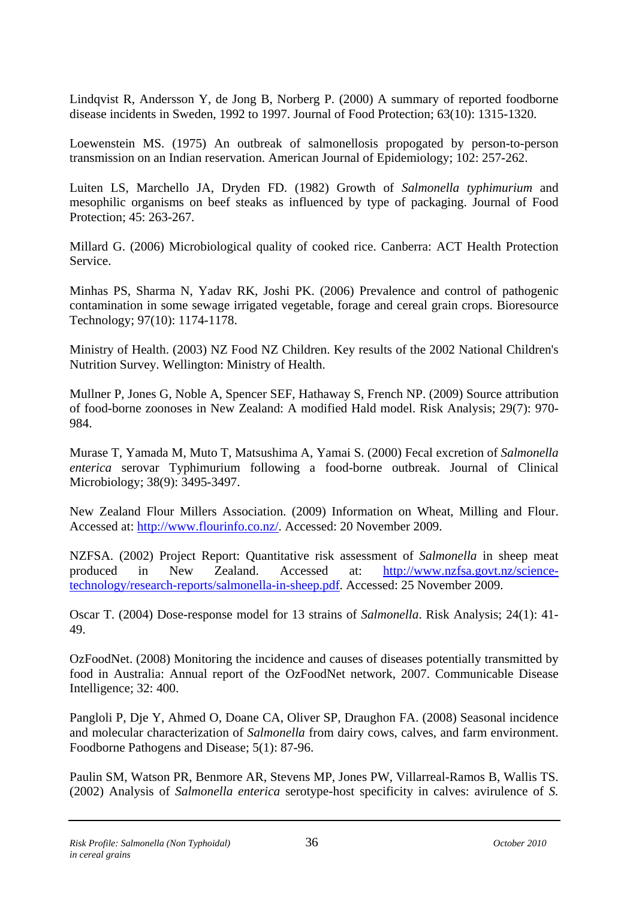Lindqvist R, Andersson Y, de Jong B, Norberg P. (2000) A summary of reported foodborne disease incidents in Sweden, 1992 to 1997. Journal of Food Protection; 63(10): 1315-1320.

Loewenstein MS. (1975) An outbreak of salmonellosis propogated by person-to-person transmission on an Indian reservation. American Journal of Epidemiology; 102: 257-262.

Luiten LS, Marchello JA, Dryden FD. (1982) Growth of *Salmonella typhimurium* and mesophilic organisms on beef steaks as influenced by type of packaging. Journal of Food Protection; 45: 263-267.

Millard G. (2006) Microbiological quality of cooked rice. Canberra: ACT Health Protection Service.

Minhas PS, Sharma N, Yadav RK, Joshi PK. (2006) Prevalence and control of pathogenic contamination in some sewage irrigated vegetable, forage and cereal grain crops. Bioresource Technology; 97(10): 1174-1178.

Ministry of Health. (2003) NZ Food NZ Children. Key results of the 2002 National Children's Nutrition Survey. Wellington: Ministry of Health.

Mullner P, Jones G, Noble A, Spencer SEF, Hathaway S, French NP. (2009) Source attribution of food-borne zoonoses in New Zealand: A modified Hald model. Risk Analysis; 29(7): 970-984.

Murase T, Yamada M, Muto T, Matsushima A, Yamai S. (2000) Fecal excretion of *Salmonella enterica* serovar Typhimurium following a food-borne outbreak. Journal of Clinical Microbiology; 38(9): 3495-3497.

New Zealand Flour Millers Association. (2009) Information on Wheat, Milling and Flour. Accessed at: http://www.flourinfo.co.nz/. Accessed: 20 November 2009.

NZFSA. (2002) Project Report: Quantitative risk assessment of *Salmonella* in sheep meat produced in New Zealand. Accessed at: http://www.nzfsa.govt.nz/science-technology/research-reports/salmonella-in-sheep.pdf. Accessed: 25 November 2009.

Oscar T. (2004) Dose-response model for 13 strains of *Salmonella*. Risk Analysis; 24(1): 41-49.

OzFoodNet. (2008) Monitoring the incidence and causes of diseases potentially transmitted by food in Australia: Annual report of the OzFoodNet network, 2007. Communicable Disease Intelligence; 32: 400.

Pangloli P, Dje Y, Ahmed O, Doane CA, Oliver SP, Draughon FA. (2008) Seasonal incidence and molecular characterization of *Salmonella* from dairy cows, calves, and farm environment. Foodborne Pathogens and Disease; 5(1): 87-96.

Paulin SM, Watson PR, Benmore AR, Stevens MP, Jones PW, Villarreal-Ramos B, Wallis TS. (2002) Analysis of *Salmonella enterica* serotype-host specificity in calves: avirulence of *S.*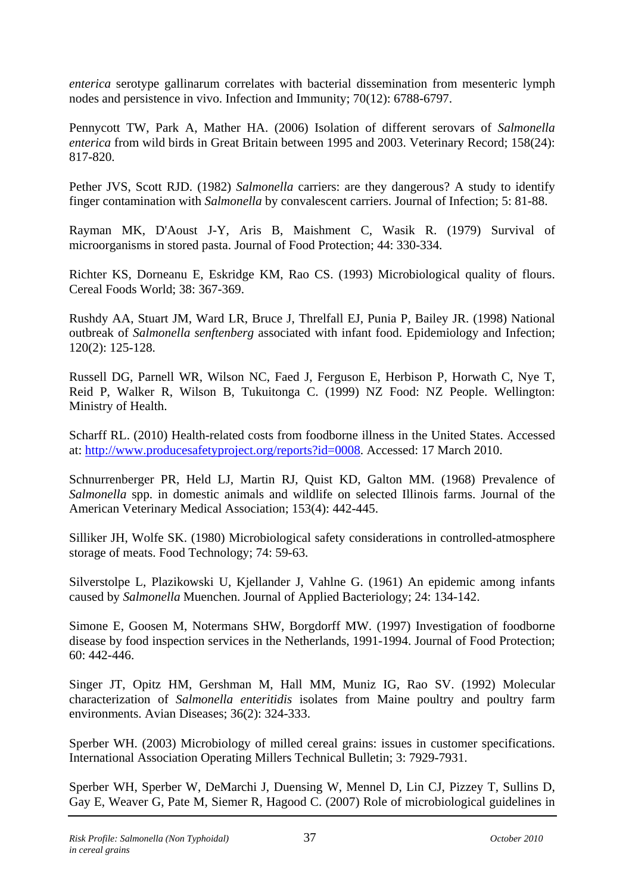*enterica* serotype gallinarum correlates with bacterial dissemination from mesenteric lymph nodes and persistence in vivo. Infection and Immunity; 70(12): 6788-6797.

Pennycott TW, Park A, Mather HA. (2006) Isolation of different serovars of *Salmonella enterica* from wild birds in Great Britain between 1995 and 2003. Veterinary Record; 158(24): 817-820.

Pether JVS, Scott RJD. (1982) *Salmonella* carriers: are they dangerous? A study to identify finger contamination with *Salmonella* by convalescent carriers. Journal of Infection; 5: 81-88.

Rayman MK, D'Aoust J-Y, Aris B, Maishment C, Wasik R. (1979) Survival of microorganisms in stored pasta. Journal of Food Protection; 44: 330-334.

Richter KS, Dorneanu E, Eskridge KM, Rao CS. (1993) Microbiological quality of flours. Cereal Foods World; 38: 367-369.

Rushdy AA, Stuart JM, Ward LR, Bruce J, Threlfall EJ, Punia P, Bailey JR. (1998) National outbreak of *Salmonella senftenberg* associated with infant food. Epidemiology and Infection; 120(2): 125-128.

Russell DG, Parnell WR, Wilson NC, Faed J, Ferguson E, Herbison P, Horwath C, Nye T, Reid P, Walker R, Wilson B, Tukuitonga C. (1999) NZ Food: NZ People. Wellington: Ministry of Health.

Scharff RL. (2010) Health-related costs from foodborne illness in the United States. Accessed at: http://www.producesafetyproject.org/reports?id=0008. Accessed: 17 March 2010.

Schnurrenberger PR, Held LJ, Martin RJ, Quist KD, Galton MM. (1968) Prevalence of *Salmonella* spp. in domestic animals and wildlife on selected Illinois farms. Journal of the American Veterinary Medical Association; 153(4): 442-445.

Silliker JH, Wolfe SK. (1980) Microbiological safety considerations in controlled-atmosphere storage of meats. Food Technology; 74: 59-63.

Silverstolpe L, Plazikowski U, Kjellander J, Vahlne G. (1961) An epidemic among infants caused by *Salmonella* Muenchen. Journal of Applied Bacteriology; 24: 134-142.

Simone E, Goosen M, Notermans SHW, Borgdorff MW. (1997) Investigation of foodborne disease by food inspection services in the Netherlands, 1991-1994. Journal of Food Protection; 60: 442-446.

Singer JT, Opitz HM, Gershman M, Hall MM, Muniz IG, Rao SV. (1992) Molecular characterization of *Salmonella enteritidis* isolates from Maine poultry and poultry farm environments. Avian Diseases; 36(2): 324-333.

Sperber WH. (2003) Microbiology of milled cereal grains: issues in customer specifications. International Association Operating Millers Technical Bulletin; 3: 7929-7931.

Sperber WH, Sperber W, DeMarchi J, Duensing W, Mennel D, Lin CJ, Pizzey T, Sullins D, Gay E, Weaver G, Pate M, Siemer R, Hagood C. (2007) Role of microbiological guidelines in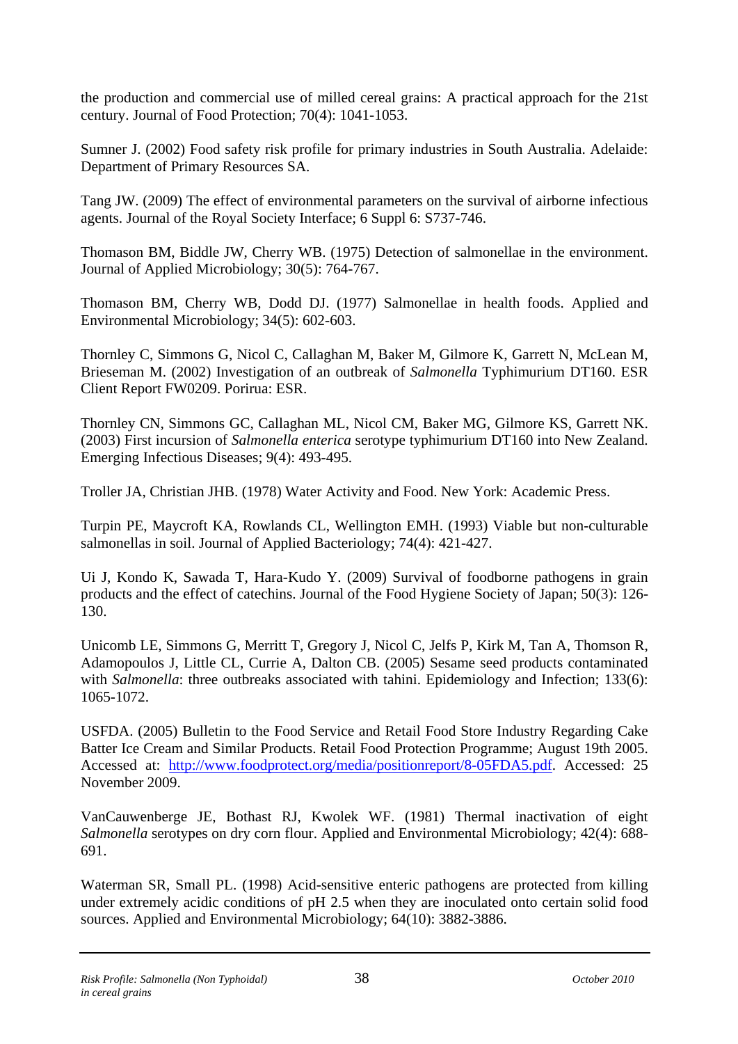the production and commercial use of milled cereal grains: A practical approach for the 21st century. Journal of Food Protection; 70(4): 1041-1053.

Sumner J. (2002) Food safety risk profile for primary industries in South Australia. Adelaide: Department of Primary Resources SA.

Tang JW. (2009) The effect of environmental parameters on the survival of airborne infectious agents. Journal of the Royal Society Interface; 6 Suppl 6: S737-746.

Thomason BM, Biddle JW, Cherry WB. (1975) Detection of salmonellae in the environment. Journal of Applied Microbiology; 30(5): 764-767.

Thomason BM, Cherry WB, Dodd DJ. (1977) Salmonellae in health foods. Applied and Environmental Microbiology; 34(5): 602-603.

Thornley C, Simmons G, Nicol C, Callaghan M, Baker M, Gilmore K, Garrett N, McLean M, Brieseman M. (2002) Investigation of an outbreak of *Salmonella* Typhimurium DT160. ESR Client Report FW0209. Porirua: ESR.

Thornley CN, Simmons GC, Callaghan ML, Nicol CM, Baker MG, Gilmore KS, Garrett NK. (2003) First incursion of *Salmonella enterica* serotype typhimurium DT160 into New Zealand. Emerging Infectious Diseases; 9(4): 493-495.

Troller JA, Christian JHB. (1978) Water Activity and Food. New York: Academic Press.

Turpin PE, Maycroft KA, Rowlands CL, Wellington EMH. (1993) Viable but non-culturable salmonellas in soil. Journal of Applied Bacteriology; 74(4): 421-427.

Ui J, Kondo K, Sawada T, Hara-Kudo Y. (2009) Survival of foodborne pathogens in grain products and the effect of catechins. Journal of the Food Hygiene Society of Japan; 50(3): 126-130.

Unicomb LE, Simmons G, Merritt T, Gregory J, Nicol C, Jelfs P, Kirk M, Tan A, Thomson R, Adamopoulos J, Little CL, Currie A, Dalton CB. (2005) Sesame seed products contaminated with *Salmonella*: three outbreaks associated with tahini. Epidemiology and Infection; 133(6): 1065-1072.

USFDA. (2005) Bulletin to the Food Service and Retail Food Store Industry Regarding Cake Batter Ice Cream and Similar Products. Retail Food Protection Programme; August 19th 2005. Accessed at: http://www.foodprotect.org/media/positionreport/8-05FDA5.pdf. Accessed: 25 November 2009.

VanCauwenberge JE, Bothast RJ, Kwolek WF. (1981) Thermal inactivation of eight *Salmonella* serotypes on dry corn flour. Applied and Environmental Microbiology; 42(4): 688-691.

Waterman SR, Small PL. (1998) Acid-sensitive enteric pathogens are protected from killing under extremely acidic conditions of pH 2.5 when they are inoculated onto certain solid food sources. Applied and Environmental Microbiology; 64(10): 3882-3886.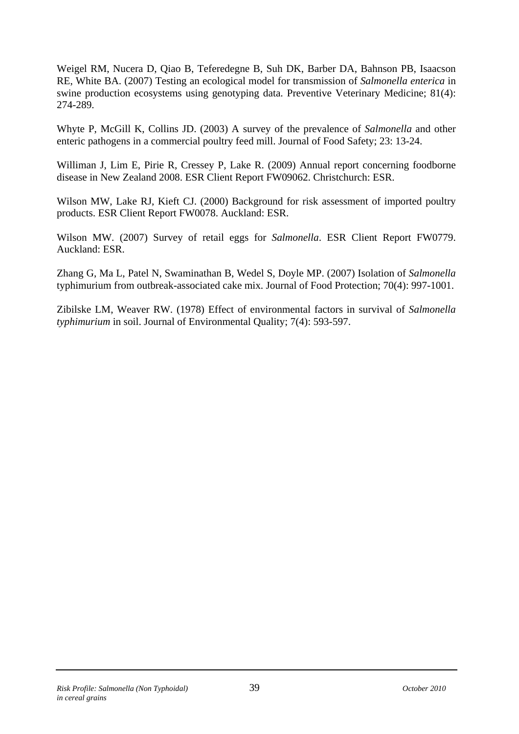Weigel RM, Nucera D, Qiao B, Teferedegne B, Suh DK, Barber DA, Bahnson PB, Isaacson RE, White BA. (2007) Testing an ecological model for transmission of *Salmonella enterica* in swine production ecosystems using genotyping data. Preventive Veterinary Medicine; 81(4): 274-289.

Whyte P, McGill K, Collins JD. (2003) A survey of the prevalence of *Salmonella* and other enteric pathogens in a commercial poultry feed mill. Journal of Food Safety; 23: 13-24.

Williman J, Lim E, Pirie R, Cressey P, Lake R. (2009) Annual report concerning foodborne disease in New Zealand 2008. ESR Client Report FW09062. Christchurch: ESR.

Wilson MW, Lake RJ, Kieft CJ. (2000) Background for risk assessment of imported poultry products. ESR Client Report FW0078. Auckland: ESR.

Wilson MW. (2007) Survey of retail eggs for *Salmonella*. ESR Client Report FW0779. Auckland: ESR.

Zhang G, Ma L, Patel N, Swaminathan B, Wedel S, Doyle MP. (2007) Isolation of *Salmonella* typhimurium from outbreak-associated cake mix. Journal of Food Protection; 70(4): 997-1001.

Zibilske LM, Weaver RW. (1978) Effect of environmental factors in survival of *Salmonella typhimurium* in soil. Journal of Environmental Quality; 7(4): 593-597.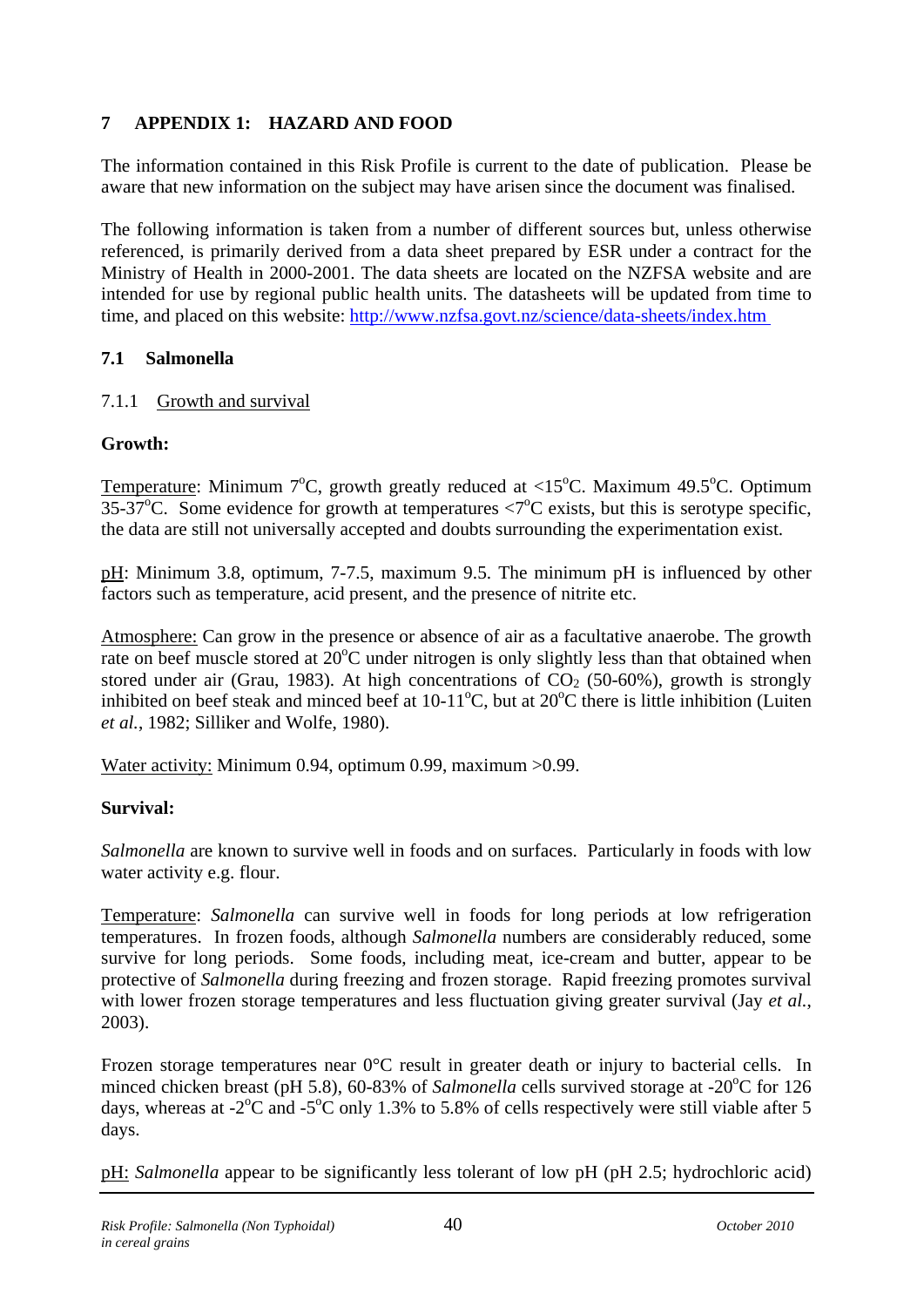# 7 APPENDIX 1: HAZARD AND FOOD

The information contained in this Risk Profile is current to the date of publication. Please be aware that new information on the subject may have arisen since the document was finalised.

The following information is taken from a number of different sources but, unless otherwise referenced, is primarily derived from a data sheet prepared by ESR under a contract for the Ministry of Health in 2000-2001. The data sheets are located on the NZFSA website and are intended for use by regional public health units. The datasheets will be updated from time to time, and placed on this website: http://www.nzfsa.govt.nz/science/data-sheets/index.htm

## 7.1 Salmonella

### 7.1.1 Growth and survival

**Growth:**

Temperature: Minimum 7°C, growth greatly reduced at <15°C. Maximum 49.5°C. Optimum 35-37°C. Some evidence for growth at temperatures <7°C exists, but this is serotype specific, the data are still not universally accepted and doubts surrounding the experimentation exist.

pH: Minimum 3.8, optimum, 7-7.5, maximum 9.5. The minimum pH is influenced by other factors such as temperature, acid present, and the presence of nitrite etc.

Atmosphere: Can grow in the presence or absence of air as a facultative anaerobe. The growth rate on beef muscle stored at 20°C under nitrogen is only slightly less than that obtained when stored under air (Grau, 1983). At high concentrations of $CO_2$ (50-60%), growth is strongly inhibited on beef steak and minced beef at 10-11°C, but at 20°C there is little inhibition (Luiten *et al.*, 1982; Silliker and Wolfe, 1980).

Water activity: Minimum 0.94, optimum 0.99, maximum >0.99.

**Survival:**

*Salmonella* are known to survive well in foods and on surfaces. Particularly in foods with low water activity e.g. flour.

Temperature: *Salmonella* can survive well in foods for long periods at low refrigeration temperatures. In frozen foods, although *Salmonella* numbers are considerably reduced, some survive for long periods. Some foods, including meat, ice-cream and butter, appear to be protective of *Salmonella* during freezing and frozen storage. Rapid freezing promotes survival with lower frozen storage temperatures and less fluctuation giving greater survival (Jay *et al.*, 2003).

Frozen storage temperatures near 0°C result in greater death or injury to bacterial cells. In minced chicken breast (pH 5.8), 60-83% of *Salmonella* cells survived storage at -20°C for 126 days, whereas at -2°C and -5°C only 1.3% to 5.8% of cells respectively were still viable after 5 days.

pH: *Salmonella* appear to be significantly less tolerant of low pH (pH 2.5; hydrochloric acid)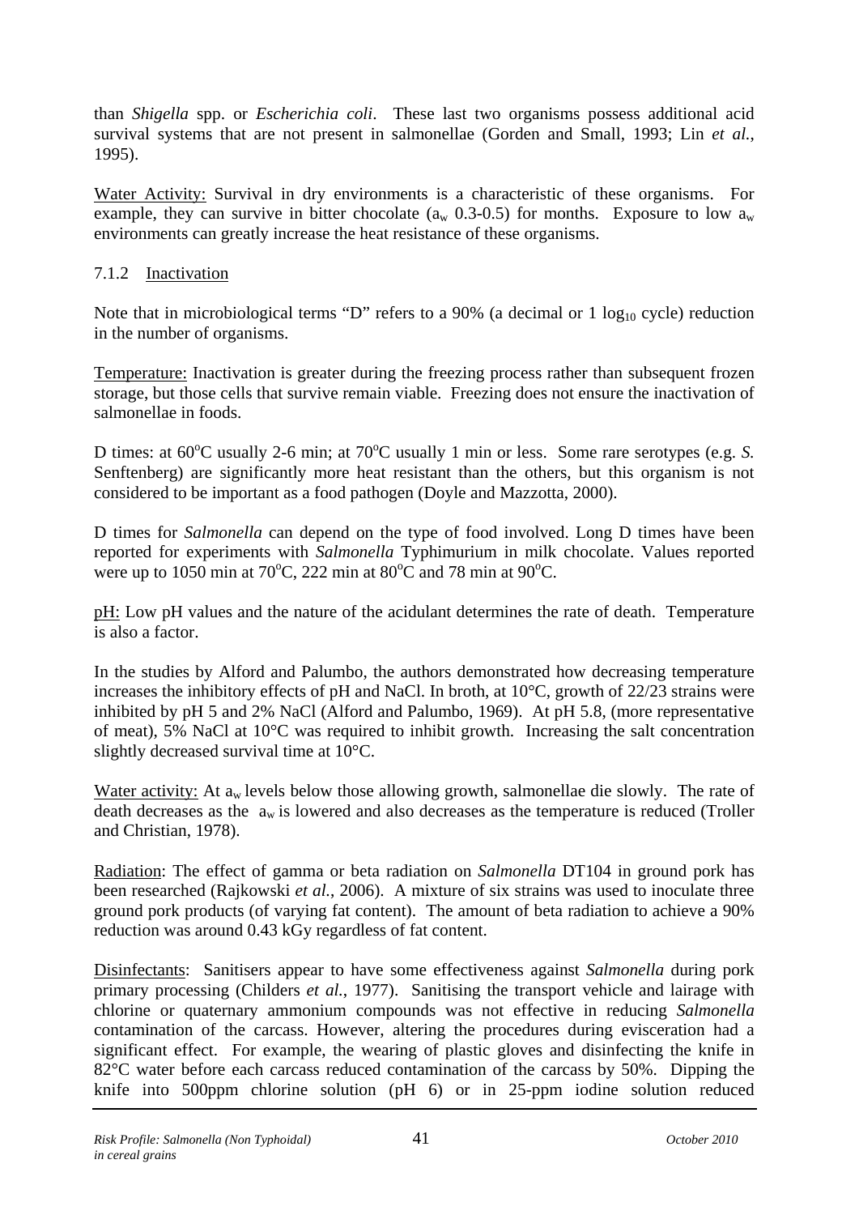than *Shigella* spp. or *Escherichia coli*. These last two organisms possess additional acid survival systems that are not present in salmonellae (Gorden and Small, 1993; Lin *et al.*, 1995).

Water Activity: Survival in dry environments is a characteristic of these organisms. For example, they can survive in bitter chocolate ($a_w$ 0.3-0.5) for months. Exposure to low $a_w$ environments can greatly increase the heat resistance of these organisms.

### 7.1.2 Inactivation

Note that in microbiological terms "D" refers to a 90% (a decimal or 1 $\log_{10}$ cycle) reduction in the number of organisms.

Temperature: Inactivation is greater during the freezing process rather than subsequent frozen storage, but those cells that survive remain viable. Freezing does not ensure the inactivation of salmonellae in foods.

D times: at 60°C usually 2-6 min; at 70°C usually 1 min or less. Some rare serotypes (e.g. *S.* Senftenberg) are significantly more heat resistant than the others, but this organism is not considered to be important as a food pathogen (Doyle and Mazzotta, 2000).

D times for *Salmonella* can depend on the type of food involved. Long D times have been reported for experiments with *Salmonella* Typhimurium in milk chocolate. Values reported were up to 1050 min at 70°C, 222 min at 80°C and 78 min at 90°C.

pH: Low pH values and the nature of the acidulant determines the rate of death. Temperature is also a factor.

In the studies by Alford and Palumbo, the authors demonstrated how decreasing temperature increases the inhibitory effects of pH and NaCl. In broth, at 10°C, growth of 22/23 strains were inhibited by pH 5 and 2% NaCl (Alford and Palumbo, 1969). At pH 5.8, (more representative of meat), 5% NaCl at 10°C was required to inhibit growth. Increasing the salt concentration slightly decreased survival time at 10°C.

Water activity: At $a_w$ levels below those allowing growth, salmonellae die slowly. The rate of death decreases as the $a_w$ is lowered and also decreases as the temperature is reduced (Troller and Christian, 1978).

Radiation: The effect of gamma or beta radiation on *Salmonella* DT104 in ground pork has been researched (Rajkowski *et al.*, 2006). A mixture of six strains was used to inoculate three ground pork products (of varying fat content). The amount of beta radiation to achieve a 90% reduction was around 0.43 kGy regardless of fat content.

Disinfectants: Sanitisers appear to have some effectiveness against *Salmonella* during pork primary processing (Childers *et al.*, 1977). Sanitising the transport vehicle and lairage with chlorine or quaternary ammonium compounds was not effective in reducing *Salmonella* contamination of the carcass. However, altering the procedures during evisceration had a significant effect. For example, the wearing of plastic gloves and disinfecting the knife in 82°C water before each carcass reduced contamination of the carcass by 50%. Dipping the knife into 500ppm chlorine solution (pH 6) or in 25-ppm iodine solution reduced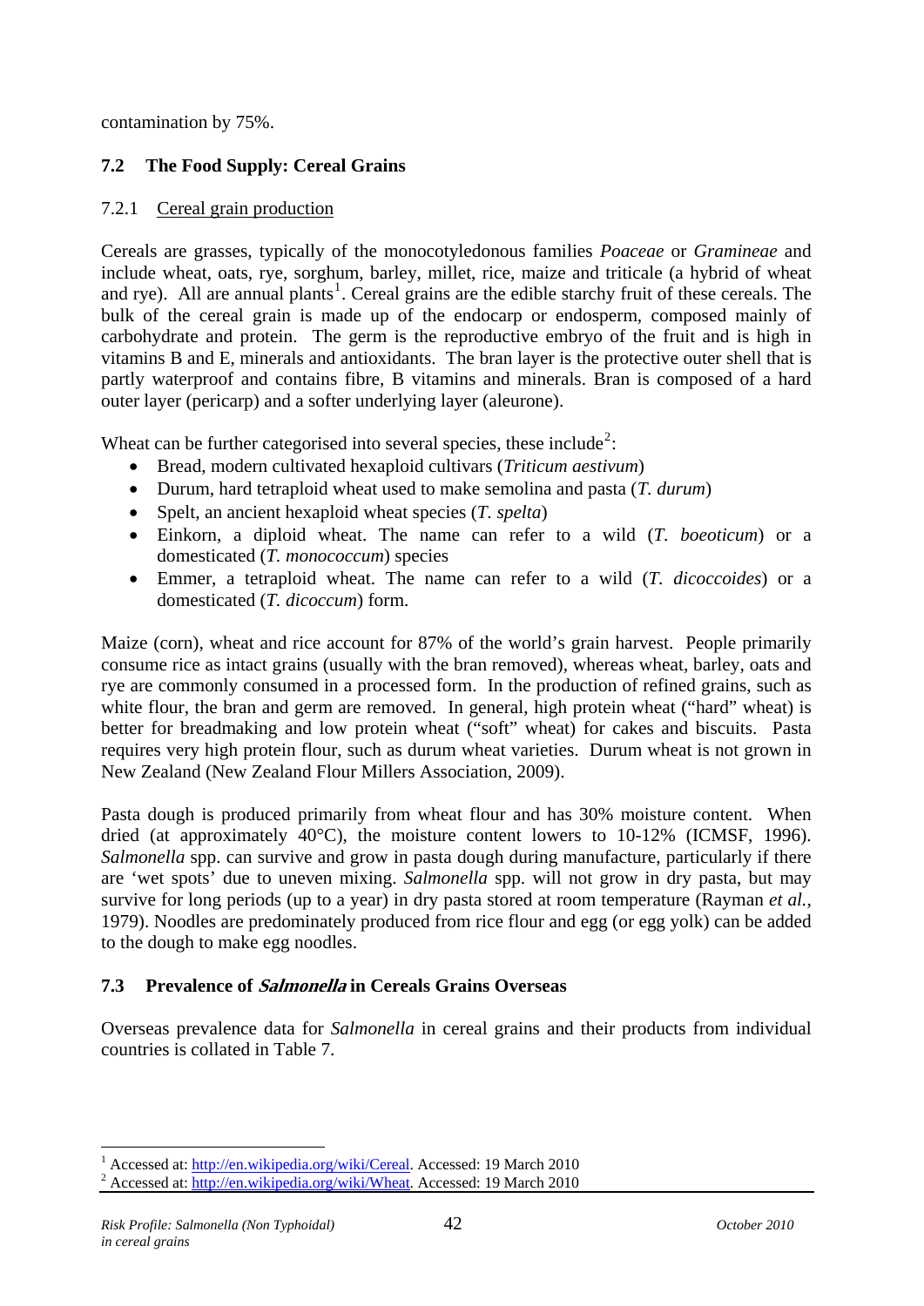contamination by 75%.

## 7.2 The Food Supply: Cereal Grains

### 7.2.1 Cereal grain production

Cereals are grasses, typically of the monocotyledonous families *Poaceae* or *Gramineae* and include wheat, oats, rye, sorghum, barley, millet, rice, maize and triticale (a hybrid of wheat and rye). All are annual plants[1]. Cereal grains are the edible starchy fruit of these cereals. The bulk of the cereal grain is made up of the endocarp or endosperm, composed mainly of carbohydrate and protein. The germ is the reproductive embryo of the fruit and is high in vitamins B and E, minerals and antioxidants. The bran layer is the protective outer shell that is partly waterproof and contains fibre, B vitamins and minerals. Bran is composed of a hard outer layer (pericarp) and a softer underlying layer (aleurone).

Wheat can be further categorised into several species, these include[2]:

- Bread, modern cultivated hexaploid cultivars (*Triticum aestivum*)
- Durum, hard tetraploid wheat used to make semolina and pasta (*T. durum*)
- Spelt, an ancient hexaploid wheat species (*T. spelta*)
- Einkorn, a diploid wheat. The name can refer to a wild (*T. boeoticum*) or a domesticated (*T. monococcum*) species
- Emmer, a tetraploid wheat. The name can refer to a wild (*T. dicoccoides*) or a domesticated (*T. dicoccum*) form.

Maize (corn), wheat and rice account for 87% of the world's grain harvest. People primarily consume rice as intact grains (usually with the bran removed), whereas wheat, barley, oats and rye are commonly consumed in a processed form. In the production of refined grains, such as white flour, the bran and germ are removed. In general, high protein wheat ("hard" wheat) is better for breadmaking and low protein wheat ("soft" wheat) for cakes and biscuits. Pasta requires very high protein flour, such as durum wheat varieties. Durum wheat is not grown in New Zealand (New Zealand Flour Millers Association, 2009).

Pasta dough is produced primarily from wheat flour and has 30% moisture content. When dried (at approximately 40°C), the moisture content lowers to 10-12% (ICMSF, 1996). *Salmonella* spp. can survive and grow in pasta dough during manufacture, particularly if there are 'wet spots' due to uneven mixing. *Salmonella* spp. will not grow in dry pasta, but may survive for long periods (up to a year) in dry pasta stored at room temperature (Rayman *et al.*, 1979). Noodles are predominately produced from rice flour and egg (or egg yolk) can be added to the dough to make egg noodles.

## 7.3 Prevalence of *Salmonella* in Cereals Grains Overseas

Overseas prevalence data for *Salmonella* in cereal grains and their products from individual countries is collated in Table 7.

[1] Accessed at: http://en.wikipedia.org/wiki/Cereal. Accessed: 19 March 2010

[2] Accessed at: http://en.wikipedia.org/wiki/Wheat. Accessed: 19 March 2010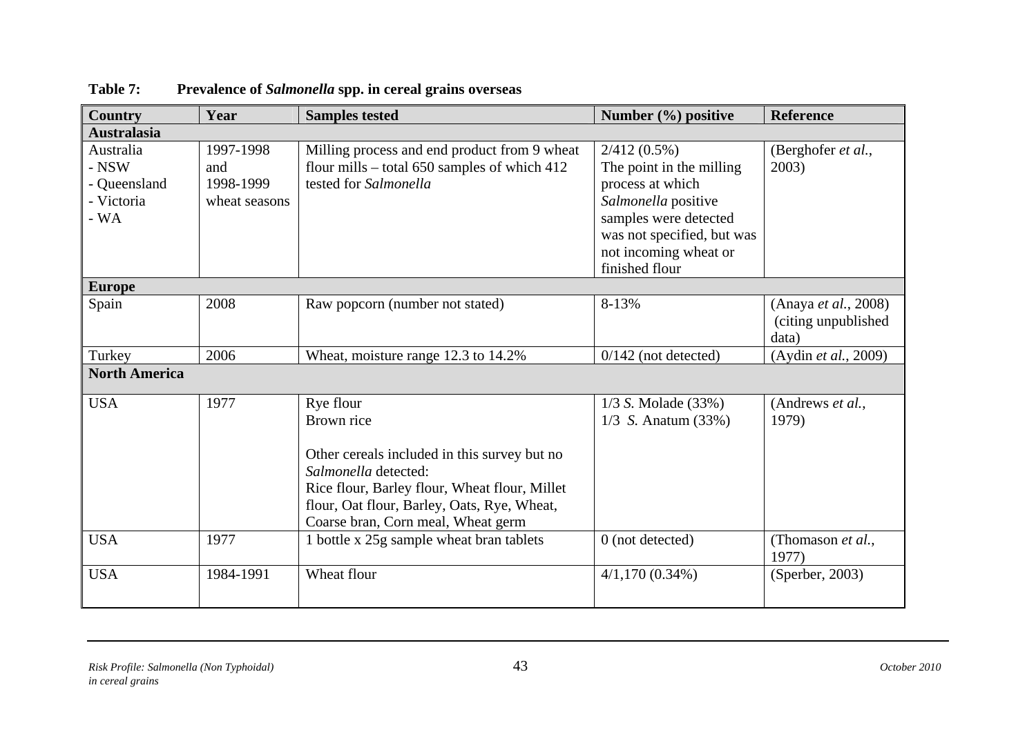**Table 7: Prevalence of *Salmonella* spp. in cereal grains overseas**

| Country | Year | Samples tested | Number (%) positive | Reference |
|---|---|---|---|---|
| **Australasia** | | | | |
| Australia<br>- NSW<br>- Queensland<br>- Victoria<br>- WA | 1997-1998 and 1998-1999 wheat seasons | Milling process and end product from 9 wheat flour mills – total 650 samples of which 412 tested for *Salmonella* | 2/412 (0.5%)<br>The point in the milling process at which *Salmonella* positive samples were detected was not specified, but was not incoming wheat or finished flour | (Berghofer *et al.*, 2003) |
| **Europe** | | | | |
| Spain | 2008 | Raw popcorn (number not stated) | 8-13% | (Anaya *et al.*, 2008) (citing unpublished data) |
| Turkey | 2006 | Wheat, moisture range 12.3 to 14.2% | 0/142 (not detected) | (Aydin *et al.*, 2009) |
| **North America** | | | | |
| USA | 1977 | Rye flour<br>Brown rice<br><br>Other cereals included in this survey but no *Salmonella* detected:<br>Rice flour, Barley flour, Wheat flour, Millet flour, Oat flour, Barley, Oats, Rye, Wheat, Coarse bran, Corn meal, Wheat germ | 1/3 *S.* Molade (33%)<br>1/3 *S.* Anatum (33%) | (Andrews *et al.*, 1979) |
| USA | 1977 | 1 bottle x 25g sample wheat bran tablets | 0 (not detected) | (Thomason *et al.*, 1977) |
| USA | 1984-1991 | Wheat flour | 4/1,170 (0.34%) | (Sperber, 2003) |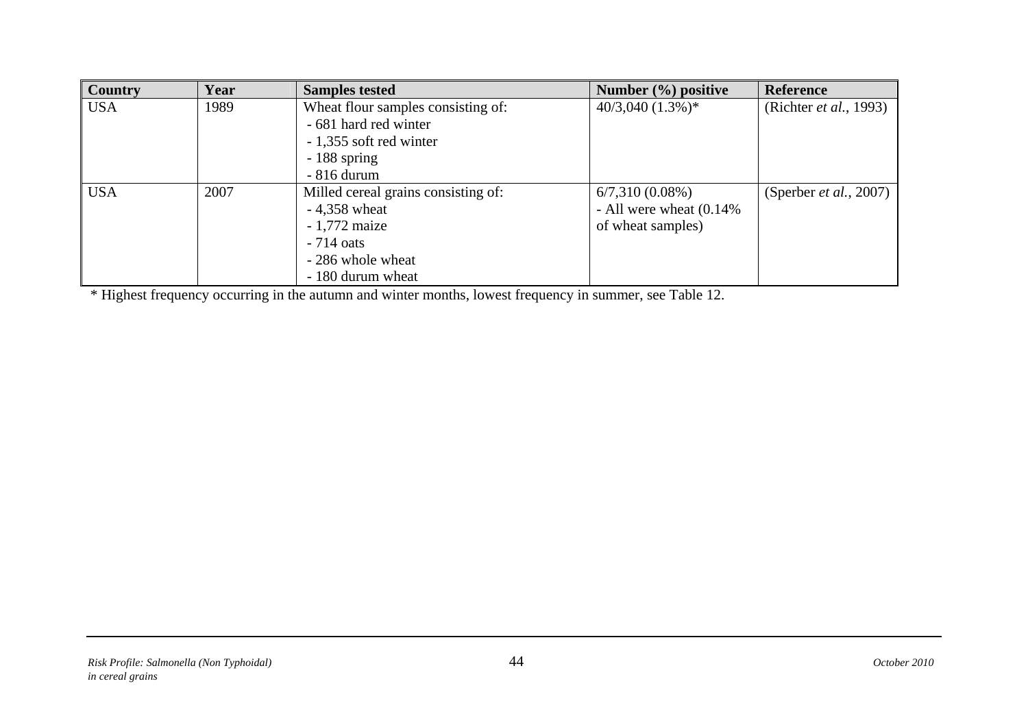| Country | Year | Samples tested | Number (%) positive | Reference |
|---|---|---|---|---|
| USA | 1989 | Wheat flour samples consisting of:<br>- 681 hard red winter<br>- 1,355 soft red winter<br>- 188 spring<br>- 816 durum | 40/3,040 (1.3%)* | (Richter *et al.*, 1993) |
| USA | 2007 | Milled cereal grains consisting of:<br>- 4,358 wheat<br>- 1,772 maize<br>- 714 oats<br>- 286 whole wheat<br>- 180 durum wheat | 6/7,310 (0.08%)<br>- All were wheat (0.14% of wheat samples) | (Sperber *et al.*, 2007) |

\* Highest frequency occurring in the autumn and winter months, lowest frequency in summer, see Table 12.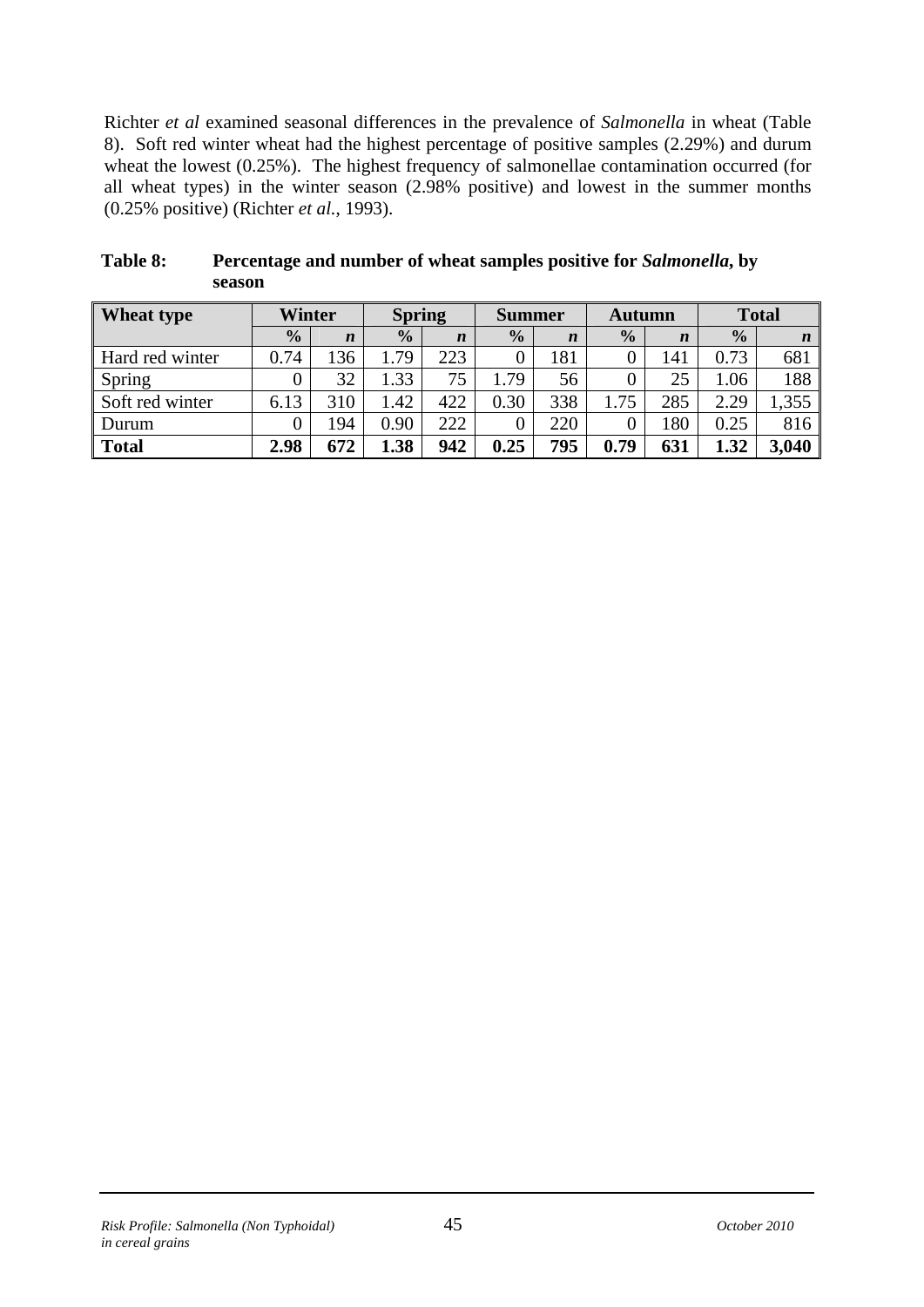Richter *et al* examined seasonal differences in the prevalence of *Salmonella* in wheat (Table 8). Soft red winter wheat had the highest percentage of positive samples (2.29%) and durum wheat the lowest (0.25%). The highest frequency of salmonellae contamination occurred (for all wheat types) in the winter season (2.98% positive) and lowest in the summer months (0.25% positive) (Richter *et al.*, 1993).

**Table 8: Percentage and number of wheat samples positive for *Salmonella*, by season**

| Wheat type | Winter | | Spring | | Summer | | Autumn | | Total | |
|---|---|---|---|---|---|---|---|---|---|---|
| | **%** | ***n*** | **%** | ***n*** | **%** | ***n*** | **%** | ***n*** | **%** | ***n*** |
| Hard red winter | 0.74 | 136 | 1.79 | 223 | 0 | 181 | 0 | 141 | 0.73 | 681 |
| Spring | 0 | 32 | 1.33 | 75 | 1.79 | 56 | 0 | 25 | 1.06 | 188 |
| Soft red winter | 6.13 | 310 | 1.42 | 422 | 0.30 | 338 | 1.75 | 285 | 2.29 | 1,355 |
| Durum | 0 | 194 | 0.90 | 222 | 0 | 220 | 0 | 180 | 0.25 | 816 |
| **Total** | **2.98** | **672** | **1.38** | **942** | **0.25** | **795** | **0.79** | **631** | **1.32** | **3,040** |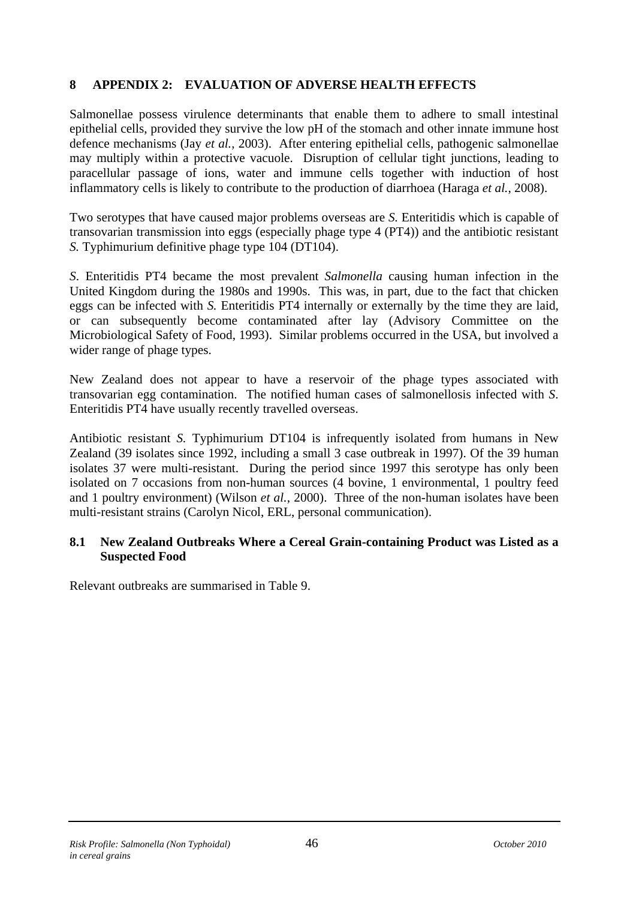# 8 APPENDIX 2: EVALUATION OF ADVERSE HEALTH EFFECTS

Salmonellae possess virulence determinants that enable them to adhere to small intestinal epithelial cells, provided they survive the low pH of the stomach and other innate immune host defence mechanisms (Jay *et al.*, 2003). After entering epithelial cells, pathogenic salmonellae may multiply within a protective vacuole. Disruption of cellular tight junctions, leading to paracellular passage of ions, water and immune cells together with induction of host inflammatory cells is likely to contribute to the production of diarrhoea (Haraga *et al.*, 2008).

Two serotypes that have caused major problems overseas are *S.* Enteritidis which is capable of transovarian transmission into eggs (especially phage type 4 (PT4)) and the antibiotic resistant *S.* Typhimurium definitive phage type 104 (DT104).

*S*. Enteritidis PT4 became the most prevalent *Salmonella* causing human infection in the United Kingdom during the 1980s and 1990s. This was, in part, due to the fact that chicken eggs can be infected with *S.* Enteritidis PT4 internally or externally by the time they are laid, or can subsequently become contaminated after lay (Advisory Committee on the Microbiological Safety of Food, 1993). Similar problems occurred in the USA, but involved a wider range of phage types.

New Zealand does not appear to have a reservoir of the phage types associated with transovarian egg contamination. The notified human cases of salmonellosis infected with *S*. Enteritidis PT4 have usually recently travelled overseas.

Antibiotic resistant *S.* Typhimurium DT104 is infrequently isolated from humans in New Zealand (39 isolates since 1992, including a small 3 case outbreak in 1997). Of the 39 human isolates 37 were multi-resistant. During the period since 1997 this serotype has only been isolated on 7 occasions from non-human sources (4 bovine, 1 environmental, 1 poultry feed and 1 poultry environment) (Wilson *et al.*, 2000). Three of the non-human isolates have been multi-resistant strains (Carolyn Nicol, ERL, personal communication).

## 8.1 New Zealand Outbreaks Where a Cereal Grain-containing Product was Listed as a Suspected Food

Relevant outbreaks are summarised in Table 9.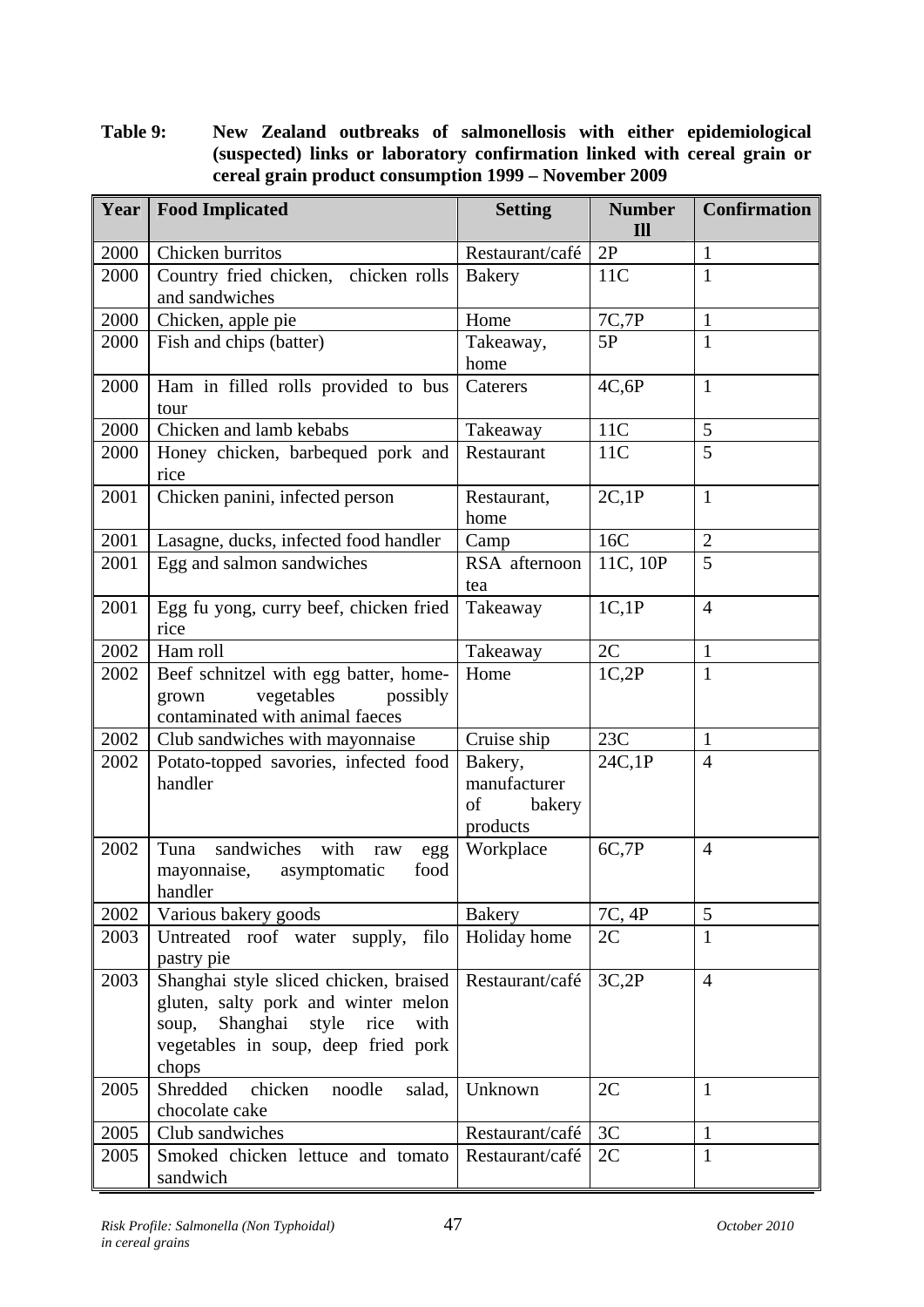**Table 9: New Zealand outbreaks of salmonellosis with either epidemiological (suspected) links or laboratory confirmation linked with cereal grain or cereal grain product consumption 1999 – November 2009**

| Year | Food Implicated | Setting | Number Ill | Confirmation |
|---|---|---|---|---|
| 2000 | Chicken burritos | Restaurant/café | 2P | 1 |
| 2000 | Country fried chicken, chicken rolls and sandwiches | Bakery | 11C | 1 |
| 2000 | Chicken, apple pie | Home | 7C,7P | 1 |
| 2000 | Fish and chips (batter) | Takeaway, home | 5P | 1 |
| 2000 | Ham in filled rolls provided to bus tour | Caterers | 4C,6P | 1 |
| 2000 | Chicken and lamb kebabs | Takeaway | 11C | 5 |
| 2000 | Honey chicken, barbequed pork and rice | Restaurant | 11C | 5 |
| 2001 | Chicken panini, infected person | Restaurant, home | 2C,1P | 1 |
| 2001 | Lasagne, ducks, infected food handler | Camp | 16C | 2 |
| 2001 | Egg and salmon sandwiches | RSA afternoon tea | 11C, 10P | 5 |
| 2001 | Egg fu yong, curry beef, chicken fried rice | Takeaway | 1C,1P | 4 |
| 2002 | Ham roll | Takeaway | 2C | 1 |
| 2002 | Beef schnitzel with egg batter, home-grown vegetables possibly contaminated with animal faeces | Home | 1C,2P | 1 |
| 2002 | Club sandwiches with mayonnaise | Cruise ship | 23C | 1 |
| 2002 | Potato-topped savories, infected food handler | Bakery, manufacturer of bakery products | 24C,1P | 4 |
| 2002 | Tuna sandwiches with raw egg mayonnaise, asymptomatic food handler | Workplace | 6C,7P | 4 |
| 2002 | Various bakery goods | Bakery | 7C, 4P | 5 |
| 2003 | Untreated roof water supply, filo pastry pie | Holiday home | 2C | 1 |
| 2003 | Shanghai style sliced chicken, braised gluten, salty pork and winter melon soup, Shanghai style rice with vegetables in soup, deep fried pork chops | Restaurant/café | 3C,2P | 4 |
| 2005 | Shredded chicken noodle salad, chocolate cake | Unknown | 2C | 1 |
| 2005 | Club sandwiches | Restaurant/café | 3C | 1 |
| 2005 | Smoked chicken lettuce and tomato sandwich | Restaurant/café | 2C | 1 |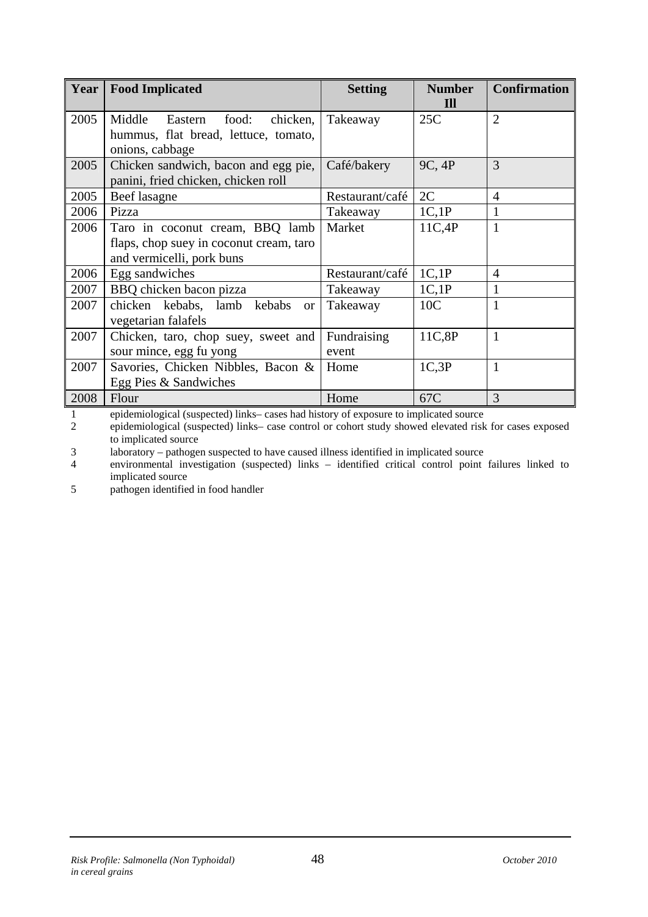| Year | Food Implicated | Setting | Number Ill | Confirmation |
|---|---|---|---|---|
| 2005 | Middle Eastern food: chicken, hummus, flat bread, lettuce, tomato, onions, cabbage | Takeaway | 25C | 2 |
| 2005 | Chicken sandwich, bacon and egg pie, panini, fried chicken, chicken roll | Café/bakery | 9C, 4P | 3 |
| 2005 | Beef lasagne | Restaurant/café | 2C | 4 |
| 2006 | Pizza | Takeaway | 1C,1P | 1 |
| 2006 | Taro in coconut cream, BBQ lamb flaps, chop suey in coconut cream, taro and vermicelli, pork buns | Market | 11C,4P | 1 |
| 2006 | Egg sandwiches | Restaurant/café | 1C,1P | 4 |
| 2007 | BBQ chicken bacon pizza | Takeaway | 1C,1P | 1 |
| 2007 | chicken kebabs, lamb kebabs or vegetarian falafels | Takeaway | 10C | 1 |
| 2007 | Chicken, taro, chop suey, sweet and sour mince, egg fu yong | Fundraising event | 11C,8P | 1 |
| 2007 | Savories, Chicken Nibbles, Bacon & Egg Pies & Sandwiches | Home | 1C,3P | 1 |
| 2008 | Flour | Home | 67C | 3 |

1 epidemiological (suspected) links– cases had history of exposure to implicated source
2 epidemiological (suspected) links– case control or cohort study showed elevated risk for cases exposed to implicated source
3 laboratory – pathogen suspected to have caused illness identified in implicated source
4 environmental investigation (suspected) links – identified critical control point failures linked to implicated source
5 pathogen identified in food handler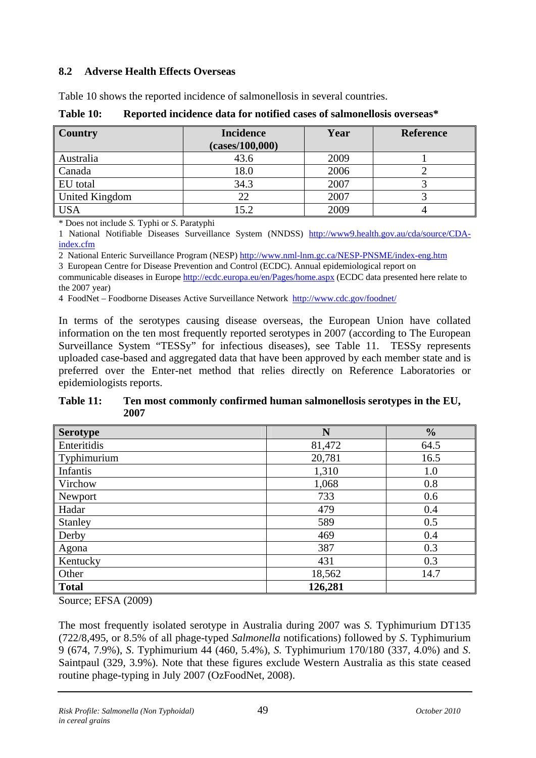### 8.2 Adverse Health Effects Overseas

Table 10 shows the reported incidence of salmonellosis in several countries.

**Table 10: Reported incidence data for notified cases of salmonellosis overseas***

| Country | Incidence (cases/100,000) | Year | Reference |
|---|---|---|---|
| Australia | 43.6 | 2009 | 1 |
| Canada | 18.0 | 2006 | 2 |
| EU total | 34.3 | 2007 | 3 |
| United Kingdom | 22 | 2007 | 3 |
| USA | 15.2 | 2009 | 4 |

* Does not include *S.* Typhi or *S.* Paratyphi

1 National Notifiable Diseases Surveillance System (NNDSS) http://www9.health.gov.au/cda/source/CDA-index.cfm

2 National Enteric Surveillance Program (NESP) http://www.nml-lnm.gc.ca/NESP-PNSME/index-eng.htm

3 European Centre for Disease Prevention and Control (ECDC). Annual epidemiological report on communicable diseases in Europe http://ecdc.europa.eu/en/Pages/home.aspx (ECDC data presented here relate to the 2007 year)

4 FoodNet – Foodborne Diseases Active Surveillance Network http://www.cdc.gov/foodnet/

In terms of the serotypes causing disease overseas, the European Union have collated information on the ten most frequently reported serotypes in 2007 (according to The European Surveillance System "TESSy" for infectious diseases), see Table 11. TESSy represents uploaded case-based and aggregated data that have been approved by each member state and is preferred over the Enter-net method that relies directly on Reference Laboratories or epidemiologists reports.

**Table 11: Ten most commonly confirmed human salmonellosis serotypes in the EU, 2007**

| Serotype | N | % |
|---|---|---|
| Enteritidis | 81,472 | 64.5 |
| Typhimurium | 20,781 | 16.5 |
| Infantis | 1,310 | 1.0 |
| Virchow | 1,068 | 0.8 |
| Newport | 733 | 0.6 |
| Hadar | 479 | 0.4 |
| Stanley | 589 | 0.5 |
| Derby | 469 | 0.4 |
| Agona | 387 | 0.3 |
| Kentucky | 431 | 0.3 |
| Other | 18,562 | 14.7 |
| **Total** | **126,281** | |

Source; EFSA (2009)

The most frequently isolated serotype in Australia during 2007 was *S.* Typhimurium DT135 (722/8,495, or 8.5% of all phage-typed *Salmonella* notifications) followed by *S.* Typhimurium 9 (674, 7.9%), *S.* Typhimurium 44 (460, 5.4%), *S.* Typhimurium 170/180 (337, 4.0%) and *S.* Saintpaul (329, 3.9%). Note that these figures exclude Western Australia as this state ceased routine phage-typing in July 2007 (OzFoodNet, 2008).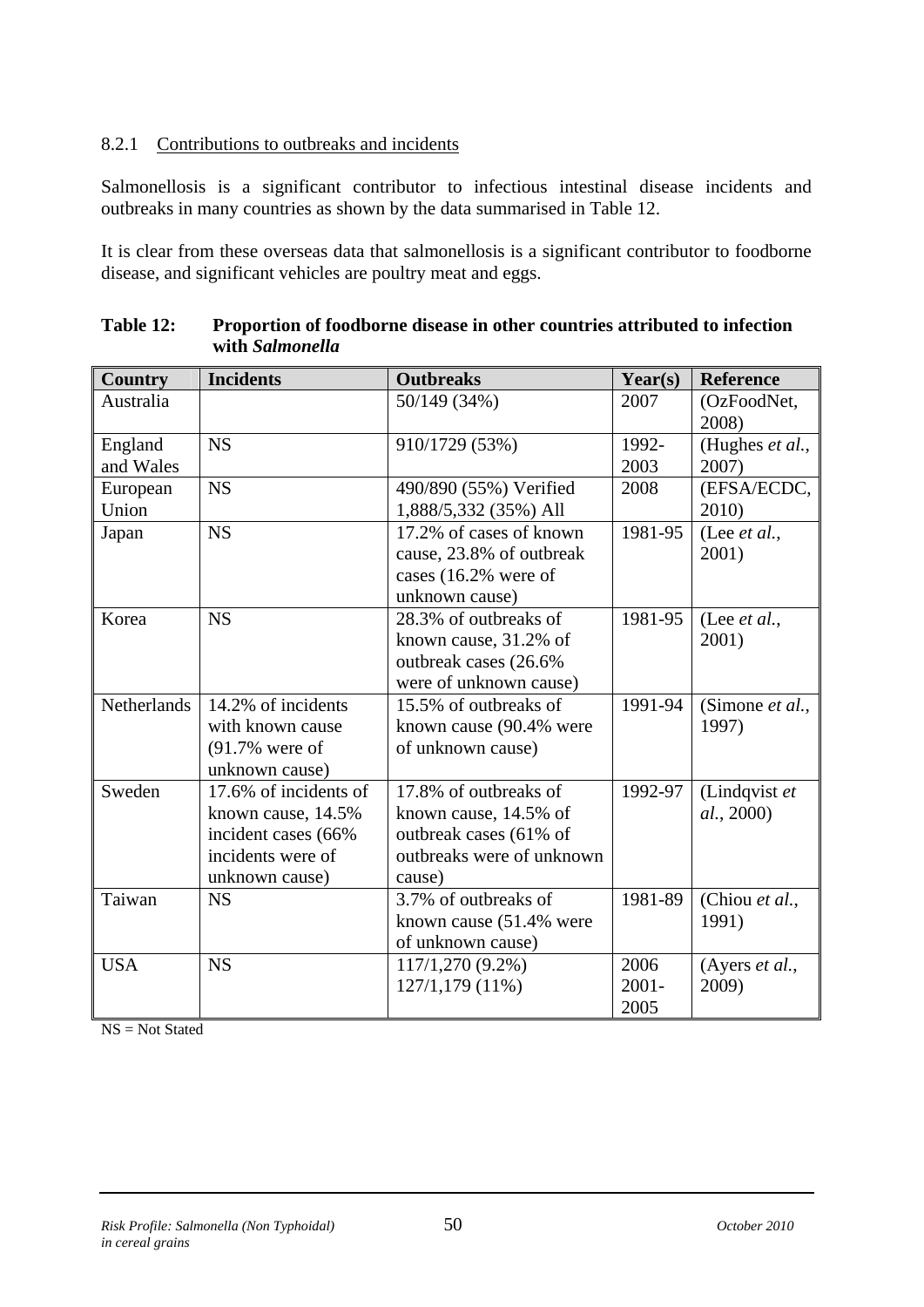### 8.2.1 Contributions to outbreaks and incidents

Salmonellosis is a significant contributor to infectious intestinal disease incidents and outbreaks in many countries as shown by the data summarised in Table 12.

It is clear from these overseas data that salmonellosis is a significant contributor to foodborne disease, and significant vehicles are poultry meat and eggs.

**Table 12: Proportion of foodborne disease in other countries attributed to infection with *Salmonella***

| Country | Incidents | Outbreaks | Year(s) | Reference |
|---|---|---|---|---|
| Australia | | 50/149 (34%) | 2007 | (OzFoodNet, 2008) |
| England and Wales | NS | 910/1729 (53%) | 1992-2003 | (Hughes *et al.*, 2007) |
| European Union | NS | 490/890 (55%) Verified<br>1,888/5,332 (35%) All | 2008 | (EFSA/ECDC, 2010) |
| Japan | NS | 17.2% of cases of known cause, 23.8% of outbreak cases (16.2% were of unknown cause) | 1981-95 | (Lee *et al.*, 2001) |
| Korea | NS | 28.3% of outbreaks of known cause, 31.2% of outbreak cases (26.6% were of unknown cause) | 1981-95 | (Lee *et al.*, 2001) |
| Netherlands | 14.2% of incidents with known cause (91.7% were of unknown cause) | 15.5% of outbreaks of known cause (90.4% were of unknown cause) | 1991-94 | (Simone *et al.*, 1997) |
| Sweden | 17.6% of incidents of known cause, 14.5% incident cases (66% incidents were of unknown cause) | 17.8% of outbreaks of known cause, 14.5% of outbreak cases (61% of outbreaks were of unknown cause) | 1992-97 | (Lindqvist *et al.*, 2000) |
| Taiwan | NS | 3.7% of outbreaks of known cause (51.4% were of unknown cause) | 1981-89 | (Chiou *et al.*, 1991) |
| USA | NS | 117/1,270 (9.2%)<br>127/1,179 (11%) | 2006<br>2001-2005 | (Ayers *et al.*, 2009) |

NS = Not Stated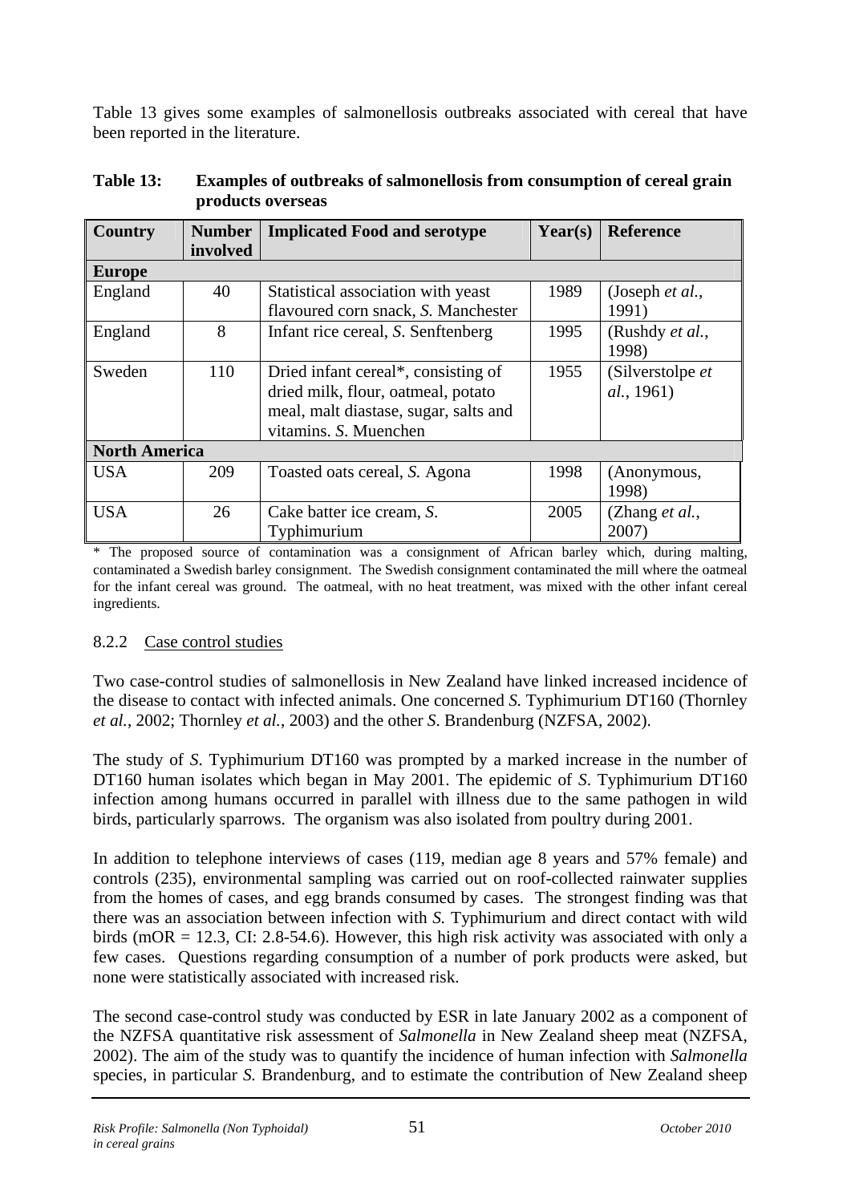Table 13 gives some examples of salmonellosis outbreaks associated with cereal that have been reported in the literature.

**Table 13: Examples of outbreaks of salmonellosis from consumption of cereal grain products overseas**

| Country | Number involved | Implicated Food and serotype | Year(s) | Reference |
|---|---|---|---|---|
| **Europe** | | | | |
| England | 40 | Statistical association with yeast flavoured corn snack, *S.* Manchester | 1989 | (Joseph *et al.*, 1991) |
| England | 8 | Infant rice cereal, *S*. Senftenberg | 1995 | (Rushdy *et al.*, 1998) |
| Sweden | 110 | Dried infant cereal*, consisting of dried milk, flour, oatmeal, potato meal, malt diastase, sugar, salts and vitamins. *S*. Muenchen | 1955 | (Silverstolpe *et al.*, 1961) |
| **North America** | | | | |
| USA | 209 | Toasted oats cereal, *S.* Agona | 1998 | (Anonymous, 1998) |
| USA | 26 | Cake batter ice cream, *S*. Typhimurium | 2005 | (Zhang *et al.*, 2007) |

\* The proposed source of contamination was a consignment of African barley which, during malting, contaminated a Swedish barley consignment. The Swedish consignment contaminated the mill where the oatmeal for the infant cereal was ground. The oatmeal, with no heat treatment, was mixed with the other infant cereal ingredients.

### 8.2.2 Case control studies

Two case-control studies of salmonellosis in New Zealand have linked increased incidence of the disease to contact with infected animals. One concerned *S.* Typhimurium DT160 (Thornley *et al.*, 2002; Thornley *et al.*, 2003) and the other *S*. Brandenburg (NZFSA, 2002).

The study of *S*. Typhimurium DT160 was prompted by a marked increase in the number of DT160 human isolates which began in May 2001. The epidemic of *S*. Typhimurium DT160 infection among humans occurred in parallel with illness due to the same pathogen in wild birds, particularly sparrows. The organism was also isolated from poultry during 2001.

In addition to telephone interviews of cases (119, median age 8 years and 57% female) and controls (235), environmental sampling was carried out on roof-collected rainwater supplies from the homes of cases, and egg brands consumed by cases. The strongest finding was that there was an association between infection with *S.* Typhimurium and direct contact with wild birds (mOR = 12.3, CI: 2.8-54.6). However, this high risk activity was associated with only a few cases. Questions regarding consumption of a number of pork products were asked, but none were statistically associated with increased risk.

The second case-control study was conducted by ESR in late January 2002 as a component of the NZFSA quantitative risk assessment of *Salmonella* in New Zealand sheep meat (NZFSA, 2002). The aim of the study was to quantify the incidence of human infection with *Salmonella* species, in particular *S.* Brandenburg, and to estimate the contribution of New Zealand sheep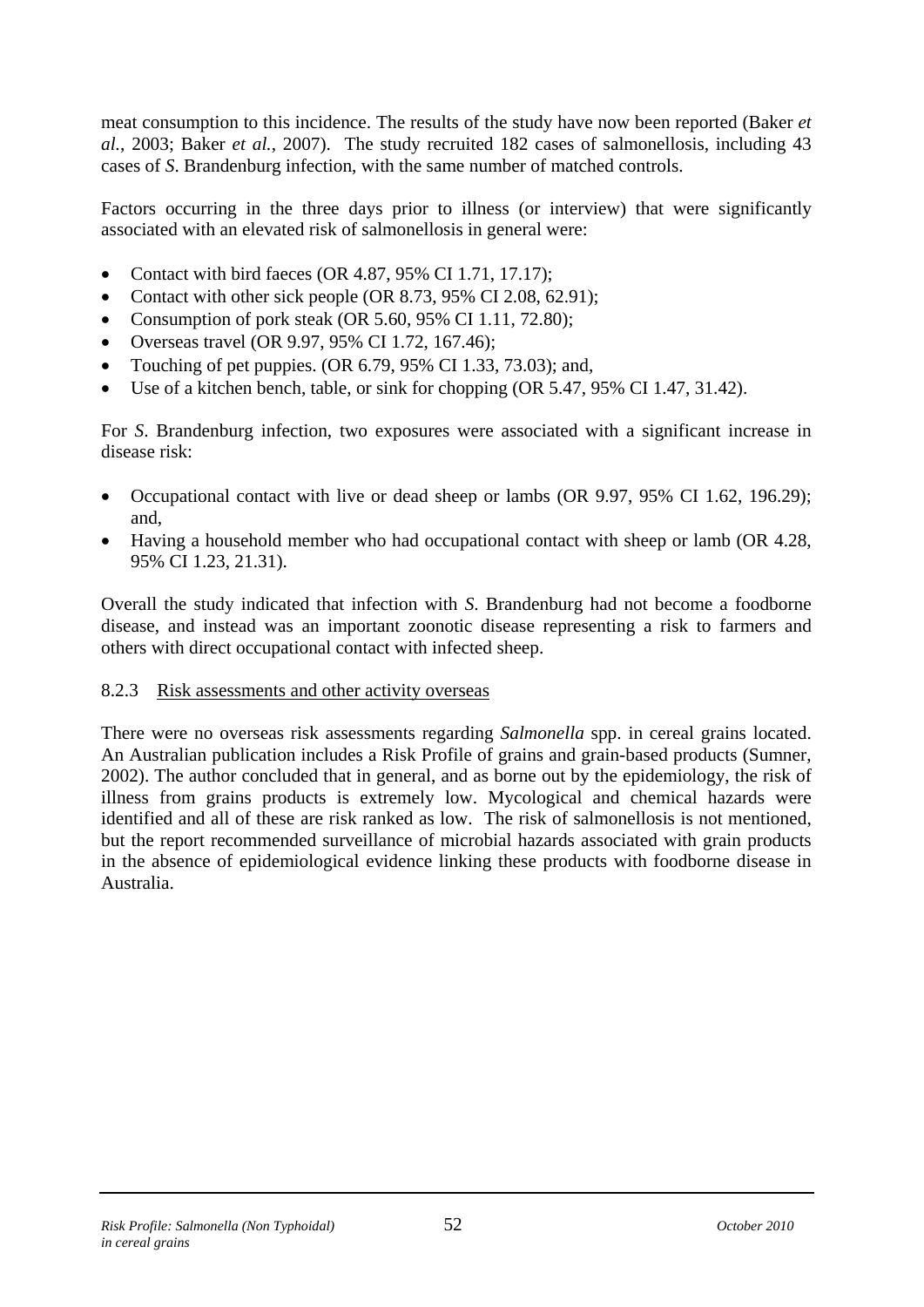meat consumption to this incidence. The results of the study have now been reported (Baker *et al.*, 2003; Baker *et al.*, 2007). The study recruited 182 cases of salmonellosis, including 43 cases of *S*. Brandenburg infection, with the same number of matched controls.

Factors occurring in the three days prior to illness (or interview) that were significantly associated with an elevated risk of salmonellosis in general were:

- Contact with bird faeces (OR 4.87, 95% CI 1.71, 17.17);
- Contact with other sick people (OR 8.73, 95% CI 2.08, 62.91);
- Consumption of pork steak (OR 5.60, 95% CI 1.11, 72.80);
- Overseas travel (OR 9.97, 95% CI 1.72, 167.46);
- Touching of pet puppies. (OR 6.79, 95% CI 1.33, 73.03); and,
- Use of a kitchen bench, table, or sink for chopping (OR 5.47, 95% CI 1.47, 31.42).

For *S*. Brandenburg infection, two exposures were associated with a significant increase in disease risk:

- Occupational contact with live or dead sheep or lambs (OR 9.97, 95% CI 1.62, 196.29); and,
- Having a household member who had occupational contact with sheep or lamb (OR 4.28, 95% CI 1.23, 21.31).

Overall the study indicated that infection with *S*. Brandenburg had not become a foodborne disease, and instead was an important zoonotic disease representing a risk to farmers and others with direct occupational contact with infected sheep.

### 8.2.3 Risk assessments and other activity overseas

There were no overseas risk assessments regarding *Salmonella* spp. in cereal grains located. An Australian publication includes a Risk Profile of grains and grain-based products (Sumner, 2002). The author concluded that in general, and as borne out by the epidemiology, the risk of illness from grains products is extremely low. Mycological and chemical hazards were identified and all of these are risk ranked as low. The risk of salmonellosis is not mentioned, but the report recommended surveillance of microbial hazards associated with grain products in the absence of epidemiological evidence linking these products with foodborne disease in Australia.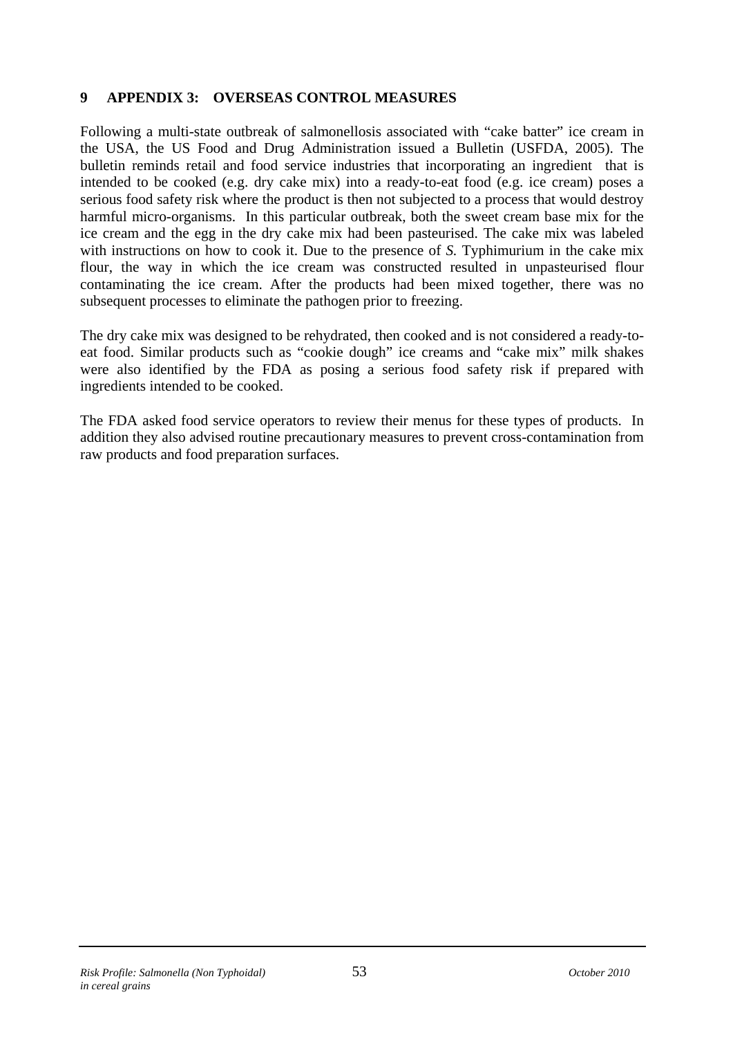# 9 APPENDIX 3: OVERSEAS CONTROL MEASURES

Following a multi-state outbreak of salmonellosis associated with "cake batter" ice cream in the USA, the US Food and Drug Administration issued a Bulletin (USFDA, 2005). The bulletin reminds retail and food service industries that incorporating an ingredient that is intended to be cooked (e.g. dry cake mix) into a ready-to-eat food (e.g. ice cream) poses a serious food safety risk where the product is then not subjected to a process that would destroy harmful micro-organisms. In this particular outbreak, both the sweet cream base mix for the ice cream and the egg in the dry cake mix had been pasteurised. The cake mix was labeled with instructions on how to cook it. Due to the presence of *S.* Typhimurium in the cake mix flour, the way in which the ice cream was constructed resulted in unpasteurised flour contaminating the ice cream. After the products had been mixed together, there was no subsequent processes to eliminate the pathogen prior to freezing.

The dry cake mix was designed to be rehydrated, then cooked and is not considered a ready-to-eat food. Similar products such as "cookie dough" ice creams and "cake mix" milk shakes were also identified by the FDA as posing a serious food safety risk if prepared with ingredients intended to be cooked.

The FDA asked food service operators to review their menus for these types of products. In addition they also advised routine precautionary measures to prevent cross-contamination from raw products and food preparation surfaces.